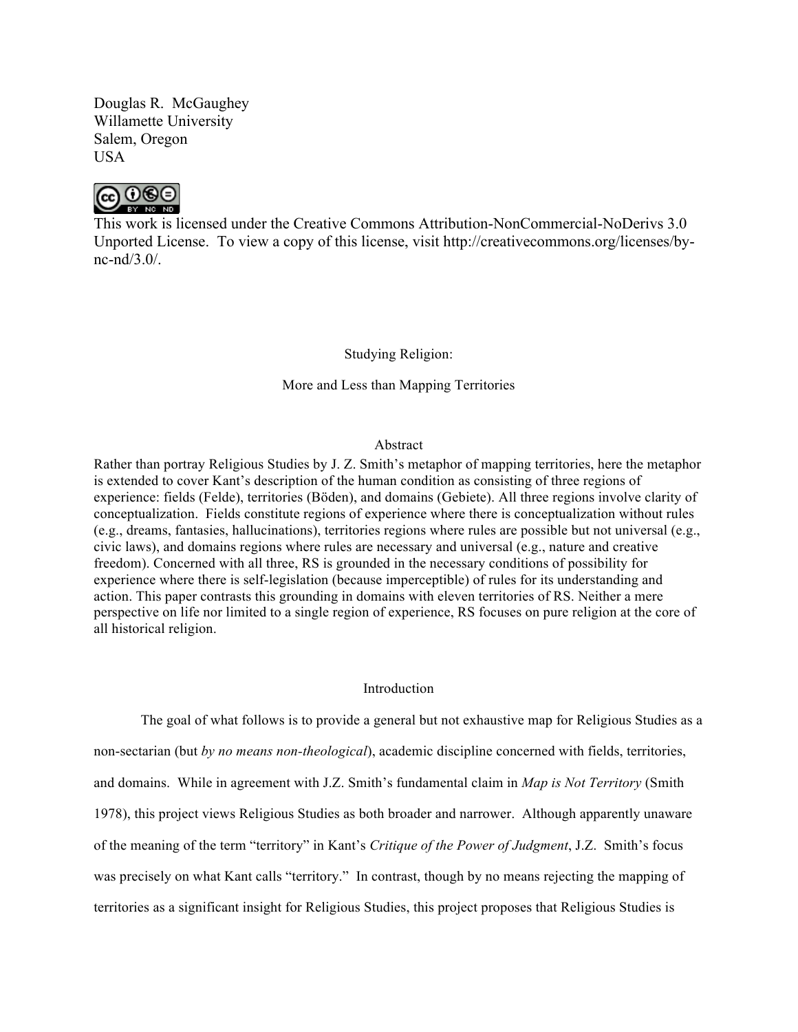Douglas R. McGaughey
Willamette University
Salem, Oregon
USA

This work is licensed under the Creative Commons Attribution-NonCommercial-NoDerivs 3.0 Unported License. To view a copy of this license, visit http://creativecommons.org/licenses/by-nc-nd/3.0/.

# Studying Religion:

## More and Less than Mapping Territories

### Abstract

Rather than portray Religious Studies by J. Z. Smith's metaphor of mapping territories, here the metaphor is extended to cover Kant's description of the human condition as consisting of three regions of experience: fields (Felde), territories (Böden), and domains (Gebiete). All three regions involve clarity of conceptualization. Fields constitute regions of experience where there is conceptualization without rules (e.g., dreams, fantasies, hallucinations), territories regions where rules are possible but not universal (e.g., civic laws), and domains regions where rules are necessary and universal (e.g., nature and creative freedom). Concerned with all three, RS is grounded in the necessary conditions of possibility for experience where there is self-legislation (because imperceptible) of rules for its understanding and action. This paper contrasts this grounding in domains with eleven territories of RS. Neither a mere perspective on life nor limited to a single region of experience, RS focuses on pure religion at the core of all historical religion.

### Introduction

The goal of what follows is to provide a general but not exhaustive map for Religious Studies as a non-sectarian (but *by no means non-theological*), academic discipline concerned with fields, territories, and domains. While in agreement with J.Z. Smith's fundamental claim in *Map is Not Territory* (Smith 1978), this project views Religious Studies as both broader and narrower. Although apparently unaware of the meaning of the term "territory" in Kant's *Critique of the Power of Judgment*, J.Z. Smith's focus was precisely on what Kant calls "territory." In contrast, though by no means rejecting the mapping of territories as a significant insight for Religious Studies, this project proposes that Religious Studies is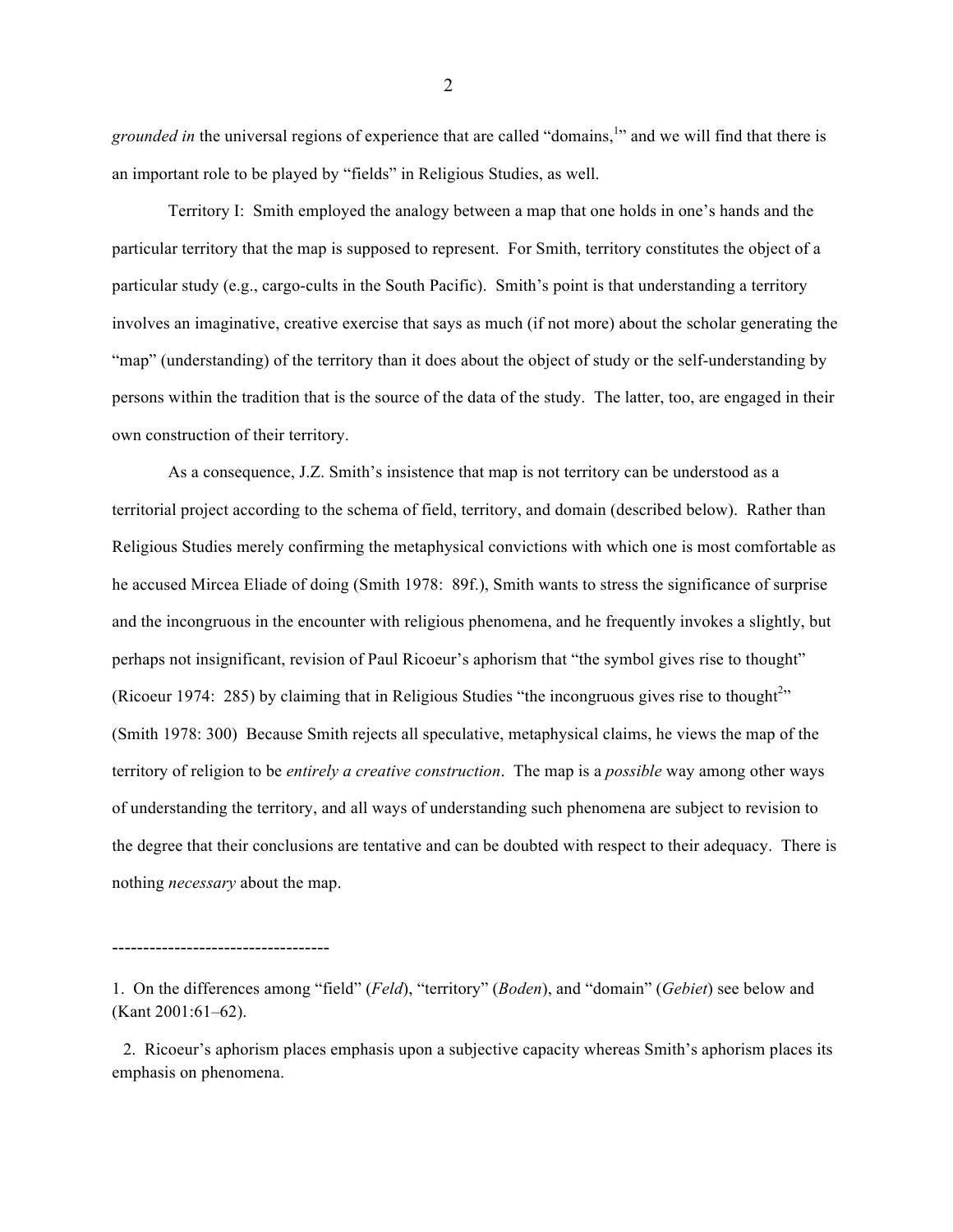*grounded in* the universal regions of experience that are called "domains,[1]" and we will find that there is an important role to be played by "fields" in Religious Studies, as well.

Territory I: Smith employed the analogy between a map that one holds in one's hands and the particular territory that the map is supposed to represent. For Smith, territory constitutes the object of a particular study (e.g., cargo-cults in the South Pacific). Smith's point is that understanding a territory involves an imaginative, creative exercise that says as much (if not more) about the scholar generating the "map" (understanding) of the territory than it does about the object of study or the self-understanding by persons within the tradition that is the source of the data of the study. The latter, too, are engaged in their own construction of their territory.

As a consequence, J.Z. Smith's insistence that map is not territory can be understood as a territorial project according to the schema of field, territory, and domain (described below). Rather than Religious Studies merely confirming the metaphysical convictions with which one is most comfortable as he accused Mircea Eliade of doing (Smith 1978: 89f.), Smith wants to stress the significance of surprise and the incongruous in the encounter with religious phenomena, and he frequently invokes a slightly, but perhaps not insignificant, revision of Paul Ricoeur's aphorism that "the symbol gives rise to thought" (Ricoeur 1974: 285) by claiming that in Religious Studies "the incongruous gives rise to thought[2]" (Smith 1978: 300) Because Smith rejects all speculative, metaphysical claims, he views the map of the territory of religion to be *entirely a creative construction*. The map is a *possible* way among other ways of understanding the territory, and all ways of understanding such phenomena are subject to revision to the degree that their conclusions are tentative and can be doubted with respect to their adequacy. There is nothing *necessary* about the map.

----------------------------------

1. On the differences among "field" (*Feld*), "territory" (*Boden*), and "domain" (*Gebiet*) see below and (Kant 2001:61–62).

2. Ricoeur's aphorism places emphasis upon a subjective capacity whereas Smith's aphorism places its emphasis on phenomena.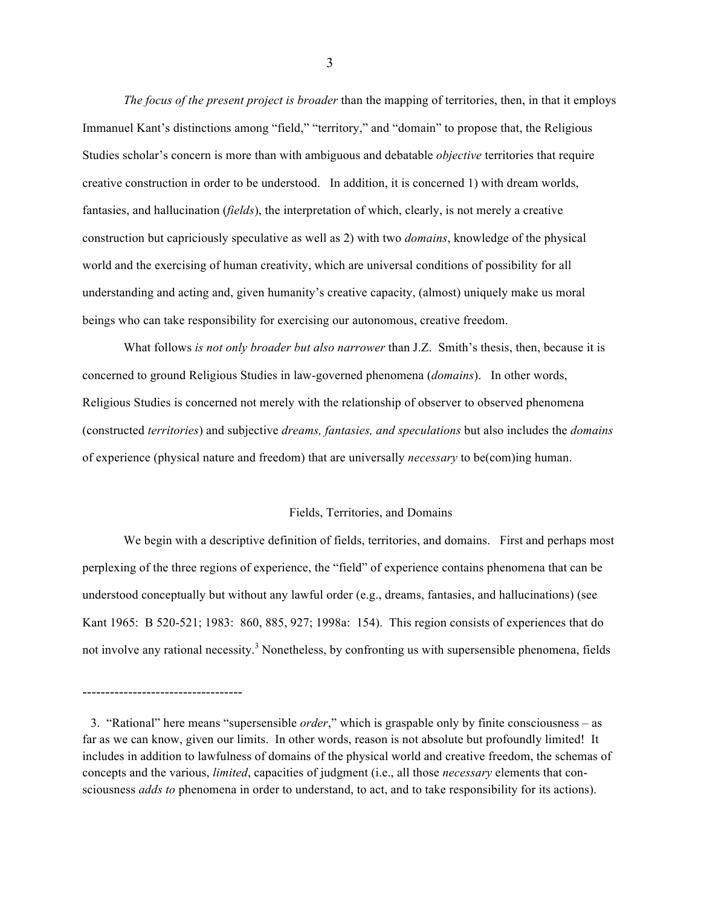*The focus of the present project is broader* than the mapping of territories, then, in that it employs Immanuel Kant's distinctions among "field," "territory," and "domain" to propose that, the Religious Studies scholar's concern is more than with ambiguous and debatable *objective* territories that require creative construction in order to be understood. In addition, it is concerned 1) with dream worlds, fantasies, and hallucination (*fields*), the interpretation of which, clearly, is not merely a creative construction but capriciously speculative as well as 2) with two *domains*, knowledge of the physical world and the exercising of human creativity, which are universal conditions of possibility for all understanding and acting and, given humanity's creative capacity, (almost) uniquely make us moral beings who can take responsibility for exercising our autonomous, creative freedom.

What follows *is not only broader but also narrower* than J.Z. Smith's thesis, then, because it is concerned to ground Religious Studies in law-governed phenomena (*domains*). In other words, Religious Studies is concerned not merely with the relationship of observer to observed phenomena (constructed *territories*) and subjective *dreams, fantasies, and speculations* but also includes the *domains* of experience (physical nature and freedom) that are universally *necessary* to be(com)ing human.

## Fields, Territories, and Domains

We begin with a descriptive definition of fields, territories, and domains. First and perhaps most perplexing of the three regions of experience, the "field" of experience contains phenomena that can be understood conceptually but without any lawful order (e.g., dreams, fantasies, and hallucinations) (see Kant 1965: B 520-521; 1983: 860, 885, 927; 1998a: 154). This region consists of experiences that do not involve any rational necessity.[3] Nonetheless, by confronting us with supersensible phenomena, fields

---

3. "Rational" here means "supersensible *order*," which is graspable only by finite consciousness – as far as we can know, given our limits. In other words, reason is not absolute but profoundly limited! It includes in addition to lawfulness of domains of the physical world and creative freedom, the schemas of concepts and the various, *limited*, capacities of judgment (i.e., all those *necessary* elements that consciousness *adds to* phenomena in order to understand, to act, and to take responsibility for its actions).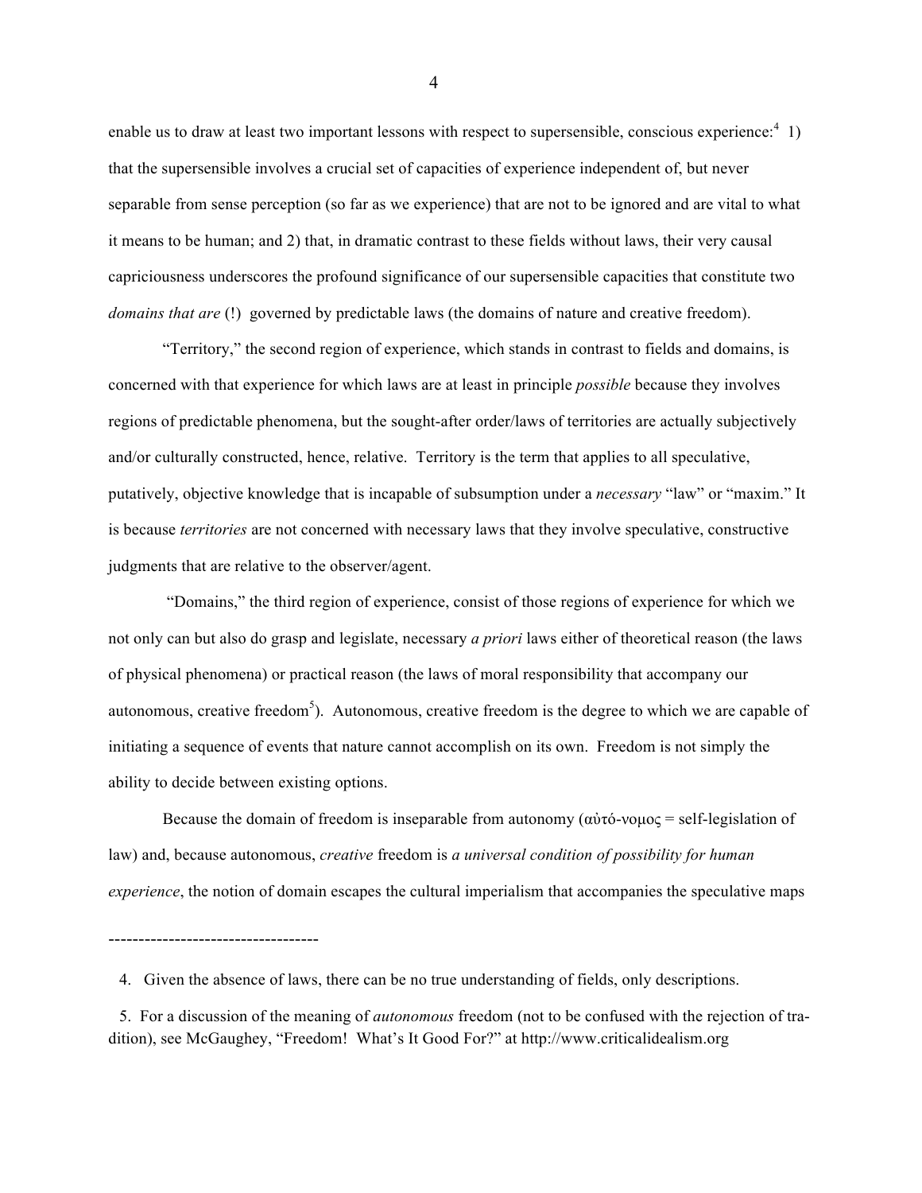enable us to draw at least two important lessons with respect to supersensible, conscious experience:[4] 1) that the supersensible involves a crucial set of capacities of experience independent of, but never separable from sense perception (so far as we experience) that are not to be ignored and are vital to what it means to be human; and 2) that, in dramatic contrast to these fields without laws, their very causal capriciousness underscores the profound significance of our supersensible capacities that constitute two *domains that are* (!) governed by predictable laws (the domains of nature and creative freedom).

"Territory," the second region of experience, which stands in contrast to fields and domains, is concerned with that experience for which laws are at least in principle *possible* because they involves regions of predictable phenomena, but the sought-after order/laws of territories are actually subjectively and/or culturally constructed, hence, relative. Territory is the term that applies to all speculative, putatively, objective knowledge that is incapable of subsumption under a *necessary* "law" or "maxim." It is because *territories* are not concerned with necessary laws that they involve speculative, constructive judgments that are relative to the observer/agent.

"Domains," the third region of experience, consist of those regions of experience for which we not only can but also do grasp and legislate, necessary *a priori* laws either of theoretical reason (the laws of physical phenomena) or practical reason (the laws of moral responsibility that accompany our autonomous, creative freedom[5]). Autonomous, creative freedom is the degree to which we are capable of initiating a sequence of events that nature cannot accomplish on its own. Freedom is not simply the ability to decide between existing options.

Because the domain of freedom is inseparable from autonomy (αὐτό-νομος = self-legislation of law) and, because autonomous, *creative* freedom is *a universal condition of possibility for human experience*, the notion of domain escapes the cultural imperialism that accompanies the speculative maps

-----------------------------------

4. Given the absence of laws, there can be no true understanding of fields, only descriptions.

5. For a discussion of the meaning of *autonomous* freedom (not to be confused with the rejection of tradition), see McGaughey, "Freedom! What's It Good For?" at http://www.criticalidealism.org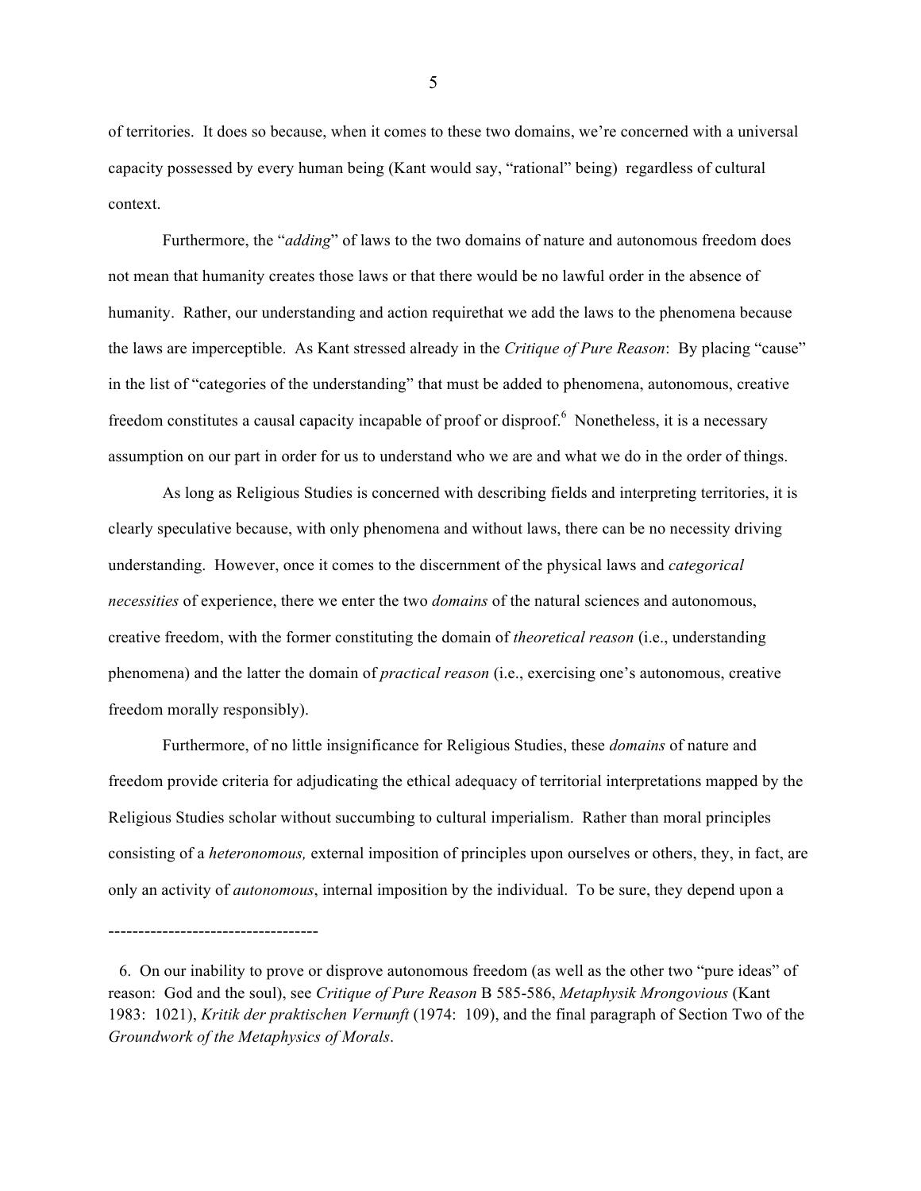of territories. It does so because, when it comes to these two domains, we're concerned with a universal capacity possessed by every human being (Kant would say, "rational" being) regardless of cultural context.

Furthermore, the "*adding*" of laws to the two domains of nature and autonomous freedom does not mean that humanity creates those laws or that there would be no lawful order in the absence of humanity. Rather, our understanding and action requirethat we add the laws to the phenomena because the laws are imperceptible. As Kant stressed already in the *Critique of Pure Reason*: By placing "cause" in the list of "categories of the understanding" that must be added to phenomena, autonomous, creative freedom constitutes a causal capacity incapable of proof or disproof.[6] Nonetheless, it is a necessary assumption on our part in order for us to understand who we are and what we do in the order of things.

As long as Religious Studies is concerned with describing fields and interpreting territories, it is clearly speculative because, with only phenomena and without laws, there can be no necessity driving understanding. However, once it comes to the discernment of the physical laws and *categorical necessities* of experience, there we enter the two *domains* of the natural sciences and autonomous, creative freedom, with the former constituting the domain of *theoretical reason* (i.e., understanding phenomena) and the latter the domain of *practical reason* (i.e., exercising one's autonomous, creative freedom morally responsibly).

Furthermore, of no little insignificance for Religious Studies, these *domains* of nature and freedom provide criteria for adjudicating the ethical adequacy of territorial interpretations mapped by the Religious Studies scholar without succumbing to cultural imperialism. Rather than moral principles consisting of a *heteronomous,* external imposition of principles upon ourselves or others, they, in fact, are only an activity of *autonomous*, internal imposition by the individual. To be sure, they depend upon a

-----------------------------------

6. On our inability to prove or disprove autonomous freedom (as well as the other two "pure ideas" of reason: God and the soul), see *Critique of Pure Reason* B 585-586, *Metaphysik Mrongovious* (Kant 1983: 1021), *Kritik der praktischen Vernunft* (1974: 109), and the final paragraph of Section Two of the *Groundwork of the Metaphysics of Morals*.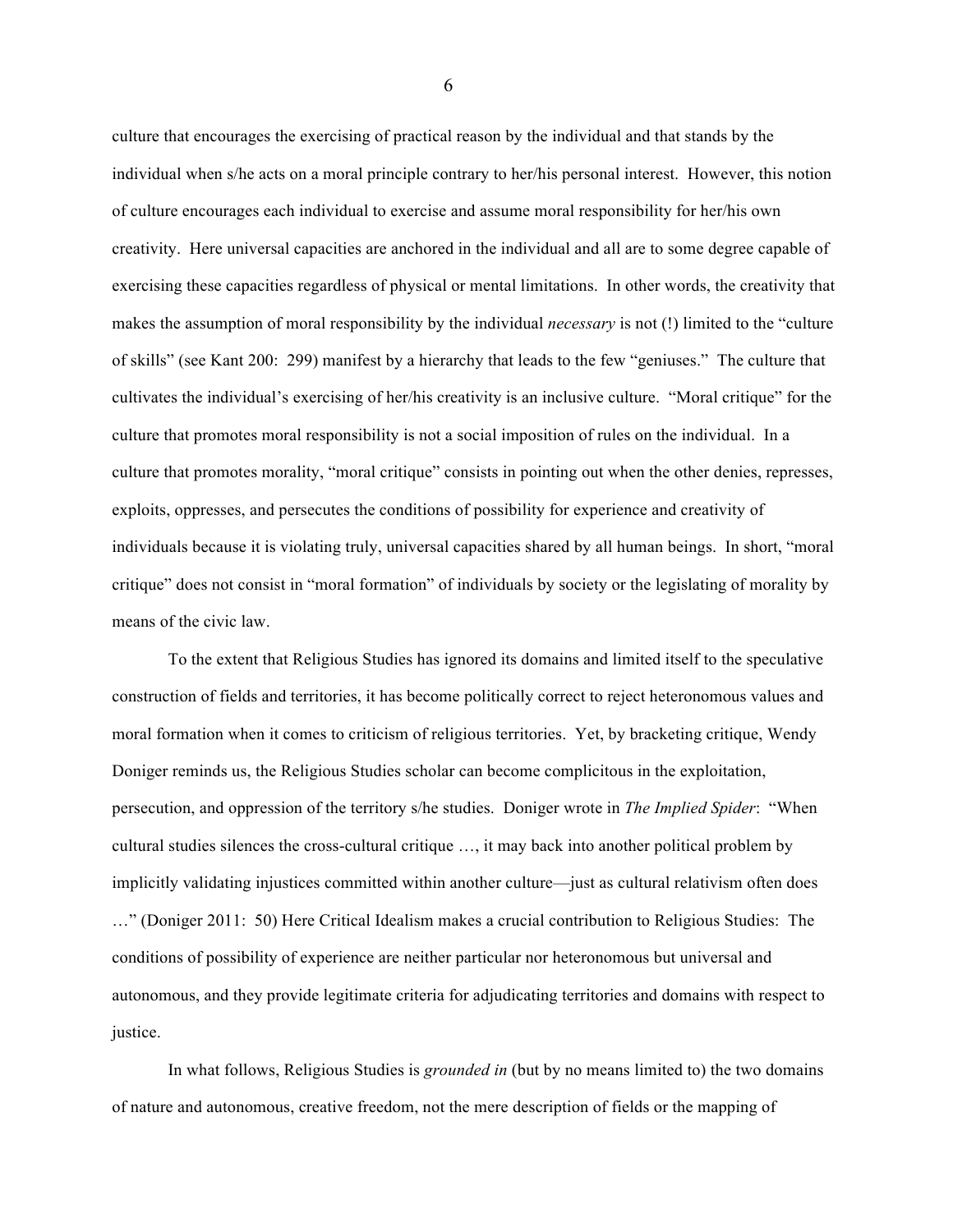culture that encourages the exercising of practical reason by the individual and that stands by the individual when s/he acts on a moral principle contrary to her/his personal interest. However, this notion of culture encourages each individual to exercise and assume moral responsibility for her/his own creativity. Here universal capacities are anchored in the individual and all are to some degree capable of exercising these capacities regardless of physical or mental limitations. In other words, the creativity that makes the assumption of moral responsibility by the individual *necessary* is not (!) limited to the "culture of skills" (see Kant 200: 299) manifest by a hierarchy that leads to the few "geniuses." The culture that cultivates the individual's exercising of her/his creativity is an inclusive culture. "Moral critique" for the culture that promotes moral responsibility is not a social imposition of rules on the individual. In a culture that promotes morality, "moral critique" consists in pointing out when the other denies, represses, exploits, oppresses, and persecutes the conditions of possibility for experience and creativity of individuals because it is violating truly, universal capacities shared by all human beings. In short, "moral critique" does not consist in "moral formation" of individuals by society or the legislating of morality by means of the civic law.

To the extent that Religious Studies has ignored its domains and limited itself to the speculative construction of fields and territories, it has become politically correct to reject heteronomous values and moral formation when it comes to criticism of religious territories. Yet, by bracketing critique, Wendy Doniger reminds us, the Religious Studies scholar can become complicitous in the exploitation, persecution, and oppression of the territory s/he studies. Doniger wrote in *The Implied Spider*: "When cultural studies silences the cross-cultural critique …, it may back into another political problem by implicitly validating injustices committed within another culture—just as cultural relativism often does …" (Doniger 2011: 50) Here Critical Idealism makes a crucial contribution to Religious Studies: The conditions of possibility of experience are neither particular nor heteronomous but universal and autonomous, and they provide legitimate criteria for adjudicating territories and domains with respect to justice.

In what follows, Religious Studies is *grounded in* (but by no means limited to) the two domains of nature and autonomous, creative freedom, not the mere description of fields or the mapping of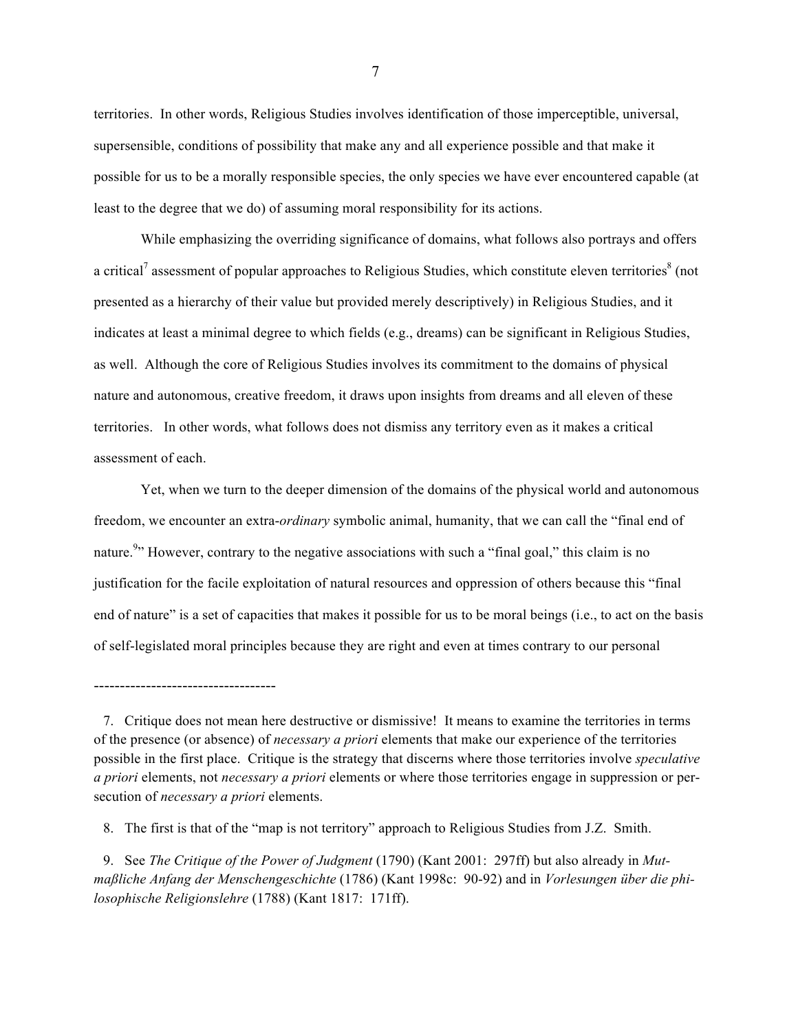territories. In other words, Religious Studies involves identification of those imperceptible, universal, supersensible, conditions of possibility that make any and all experience possible and that make it possible for us to be a morally responsible species, the only species we have ever encountered capable (at least to the degree that we do) of assuming moral responsibility for its actions.

While emphasizing the overriding significance of domains, what follows also portrays and offers a critical[7] assessment of popular approaches to Religious Studies, which constitute eleven territories[8] (not presented as a hierarchy of their value but provided merely descriptively) in Religious Studies, and it indicates at least a minimal degree to which fields (e.g., dreams) can be significant in Religious Studies, as well. Although the core of Religious Studies involves its commitment to the domains of physical nature and autonomous, creative freedom, it draws upon insights from dreams and all eleven of these territories. In other words, what follows does not dismiss any territory even as it makes a critical assessment of each.

Yet, when we turn to the deeper dimension of the domains of the physical world and autonomous freedom, we encounter an extra-*ordinary* symbolic animal, humanity, that we can call the "final end of nature.[9]" However, contrary to the negative associations with such a "final goal," this claim is no justification for the facile exploitation of natural resources and oppression of others because this "final end of nature" is a set of capacities that makes it possible for us to be moral beings (i.e., to act on the basis of self-legislated moral principles because they are right and even at times contrary to our personal

-----------------------------------

7. Critique does not mean here destructive or dismissive! It means to examine the territories in terms of the presence (or absence) of *necessary a priori* elements that make our experience of the territories possible in the first place. Critique is the strategy that discerns where those territories involve *speculative a priori* elements, not *necessary a priori* elements or where those territories engage in suppression or persecution of *necessary a priori* elements.

8. The first is that of the "map is not territory" approach to Religious Studies from J.Z. Smith.

9. See *The Critique of the Power of Judgment* (1790) (Kant 2001: 297ff) but also already in *Mutmaßliche Anfang der Menschengeschichte* (1786) (Kant 1998c: 90-92) and in *Vorlesungen über die philosophische Religionslehre* (1788) (Kant 1817: 171ff).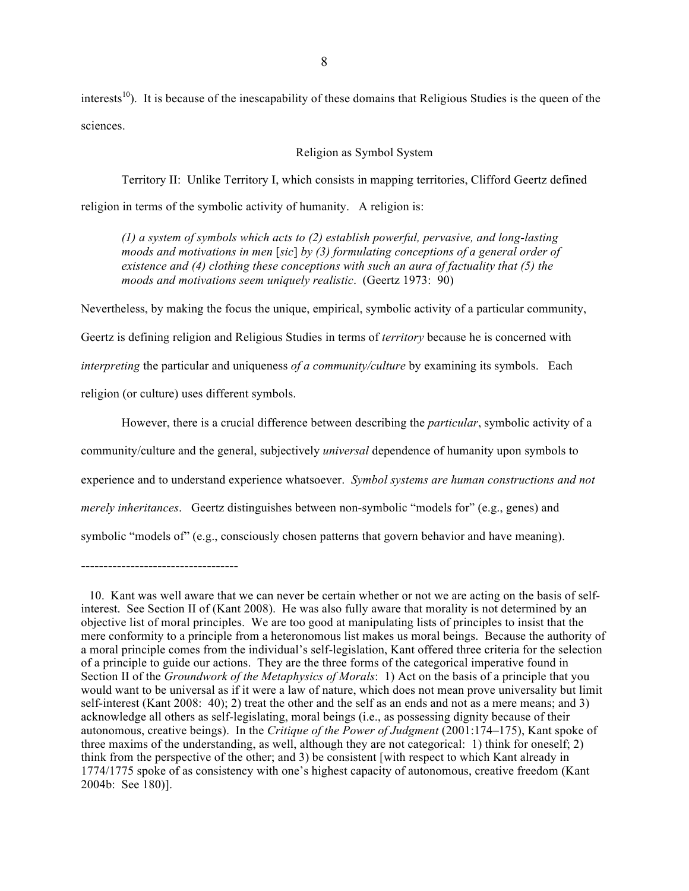interests[10]). It is because of the inescapability of these domains that Religious Studies is the queen of the sciences.

## Religion as Symbol System

Territory II: Unlike Territory I, which consists in mapping territories, Clifford Geertz defined religion in terms of the symbolic activity of humanity. A religion is:

> *(1) a system of symbols which acts to (2) establish powerful, pervasive, and long-lasting moods and motivations in men* [*sic*] *by (3) formulating conceptions of a general order of existence and (4) clothing these conceptions with such an aura of factuality that (5) the moods and motivations seem uniquely realistic*. (Geertz 1973: 90)

Nevertheless, by making the focus the unique, empirical, symbolic activity of a particular community, Geertz is defining religion and Religious Studies in terms of *territory* because he is concerned with *interpreting* the particular and uniqueness *of a community/culture* by examining its symbols. Each religion (or culture) uses different symbols.

However, there is a crucial difference between describing the *particular*, symbolic activity of a community/culture and the general, subjectively *universal* dependence of humanity upon symbols to experience and to understand experience whatsoever. *Symbol systems are human constructions and not merely inheritances*. Geertz distinguishes between non-symbolic "models for" (e.g., genes) and symbolic "models of" (e.g., consciously chosen patterns that govern behavior and have meaning).

---

10. Kant was well aware that we can never be certain whether or not we are acting on the basis of self-interest. See Section II of (Kant 2008). He was also fully aware that morality is not determined by an objective list of moral principles. We are too good at manipulating lists of principles to insist that the mere conformity to a principle from a heteronomous list makes us moral beings. Because the authority of a moral principle comes from the individual's self-legislation, Kant offered three criteria for the selection of a principle to guide our actions. They are the three forms of the categorical imperative found in Section II of the *Groundwork of the Metaphysics of Morals*: 1) Act on the basis of a principle that you would want to be universal as if it were a law of nature, which does not mean prove universality but limit self-interest (Kant 2008: 40); 2) treat the other and the self as an ends and not as a mere means; and 3) acknowledge all others as self-legislating, moral beings (i.e., as possessing dignity because of their autonomous, creative beings). In the *Critique of the Power of Judgment* (2001:174–175), Kant spoke of three maxims of the understanding, as well, although they are not categorical: 1) think for oneself; 2) think from the perspective of the other; and 3) be consistent [with respect to which Kant already in 1774/1775 spoke of as consistency with one's highest capacity of autonomous, creative freedom (Kant 2004b: See 180)].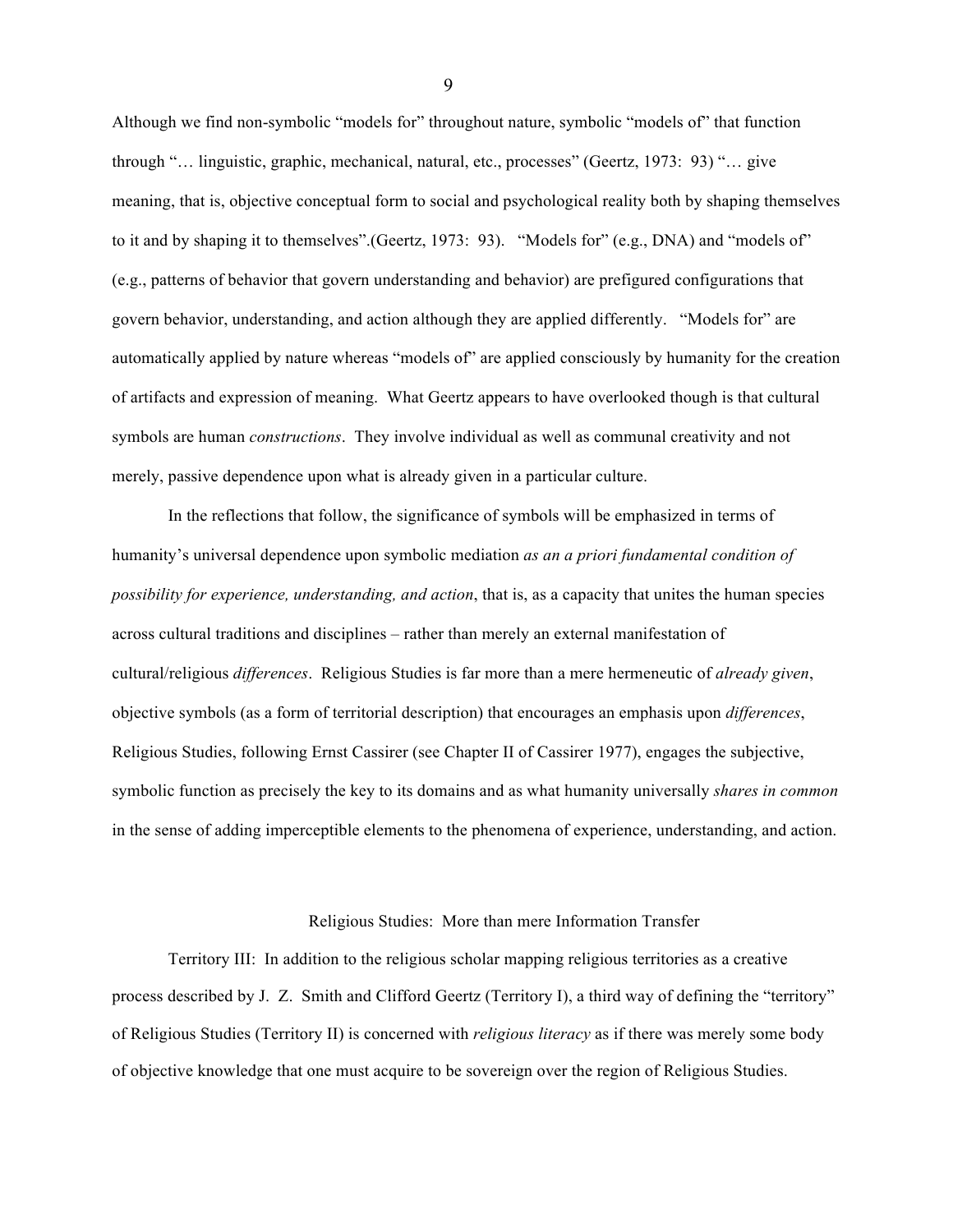Although we find non-symbolic "models for" throughout nature, symbolic "models of" that function through "… linguistic, graphic, mechanical, natural, etc., processes" (Geertz, 1973: 93) "… give meaning, that is, objective conceptual form to social and psychological reality both by shaping themselves to it and by shaping it to themselves".(Geertz, 1973: 93). "Models for" (e.g., DNA) and "models of" (e.g., patterns of behavior that govern understanding and behavior) are prefigured configurations that govern behavior, understanding, and action although they are applied differently. "Models for" are automatically applied by nature whereas "models of" are applied consciously by humanity for the creation of artifacts and expression of meaning. What Geertz appears to have overlooked though is that cultural symbols are human *constructions*. They involve individual as well as communal creativity and not merely, passive dependence upon what is already given in a particular culture.

In the reflections that follow, the significance of symbols will be emphasized in terms of humanity's universal dependence upon symbolic mediation *as an a priori fundamental condition of possibility for experience, understanding, and action*, that is, as a capacity that unites the human species across cultural traditions and disciplines – rather than merely an external manifestation of cultural/religious *differences*. Religious Studies is far more than a mere hermeneutic of *already given*, objective symbols (as a form of territorial description) that encourages an emphasis upon *differences*, Religious Studies, following Ernst Cassirer (see Chapter II of Cassirer 1977), engages the subjective, symbolic function as precisely the key to its domains and as what humanity universally *shares in common* in the sense of adding imperceptible elements to the phenomena of experience, understanding, and action.

## Religious Studies: More than mere Information Transfer

Territory III: In addition to the religious scholar mapping religious territories as a creative process described by J. Z. Smith and Clifford Geertz (Territory I), a third way of defining the "territory" of Religious Studies (Territory II) is concerned with *religious literacy* as if there was merely some body of objective knowledge that one must acquire to be sovereign over the region of Religious Studies.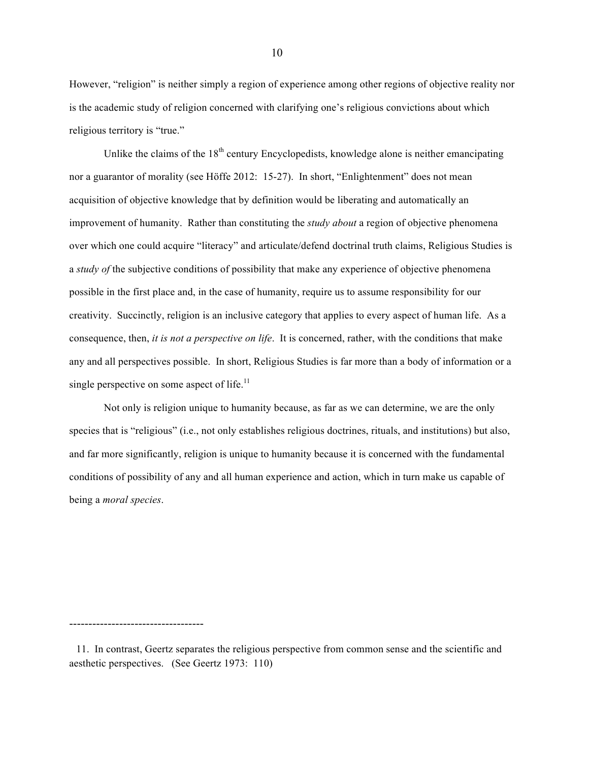However, "religion" is neither simply a region of experience among other regions of objective reality nor is the academic study of religion concerned with clarifying one's religious convictions about which religious territory is "true."

Unlike the claims of the 18th century Encyclopedists, knowledge alone is neither emancipating nor a guarantor of morality (see Höffe 2012: 15-27). In short, "Enlightenment" does not mean acquisition of objective knowledge that by definition would be liberating and automatically an improvement of humanity. Rather than constituting the *study about* a region of objective phenomena over which one could acquire "literacy" and articulate/defend doctrinal truth claims, Religious Studies is a *study of* the subjective conditions of possibility that make any experience of objective phenomena possible in the first place and, in the case of humanity, require us to assume responsibility for our creativity. Succinctly, religion is an inclusive category that applies to every aspect of human life. As a consequence, then, *it is not a perspective on life*. It is concerned, rather, with the conditions that make any and all perspectives possible. In short, Religious Studies is far more than a body of information or a single perspective on some aspect of life.[11]

Not only is religion unique to humanity because, as far as we can determine, we are the only species that is "religious" (i.e., not only establishes religious doctrines, rituals, and institutions) but also, and far more significantly, religion is unique to humanity because it is concerned with the fundamental conditions of possibility of any and all human experience and action, which in turn make us capable of being a *moral species*.

-----------------------------------

11. In contrast, Geertz separates the religious perspective from common sense and the scientific and aesthetic perspectives. (See Geertz 1973: 110)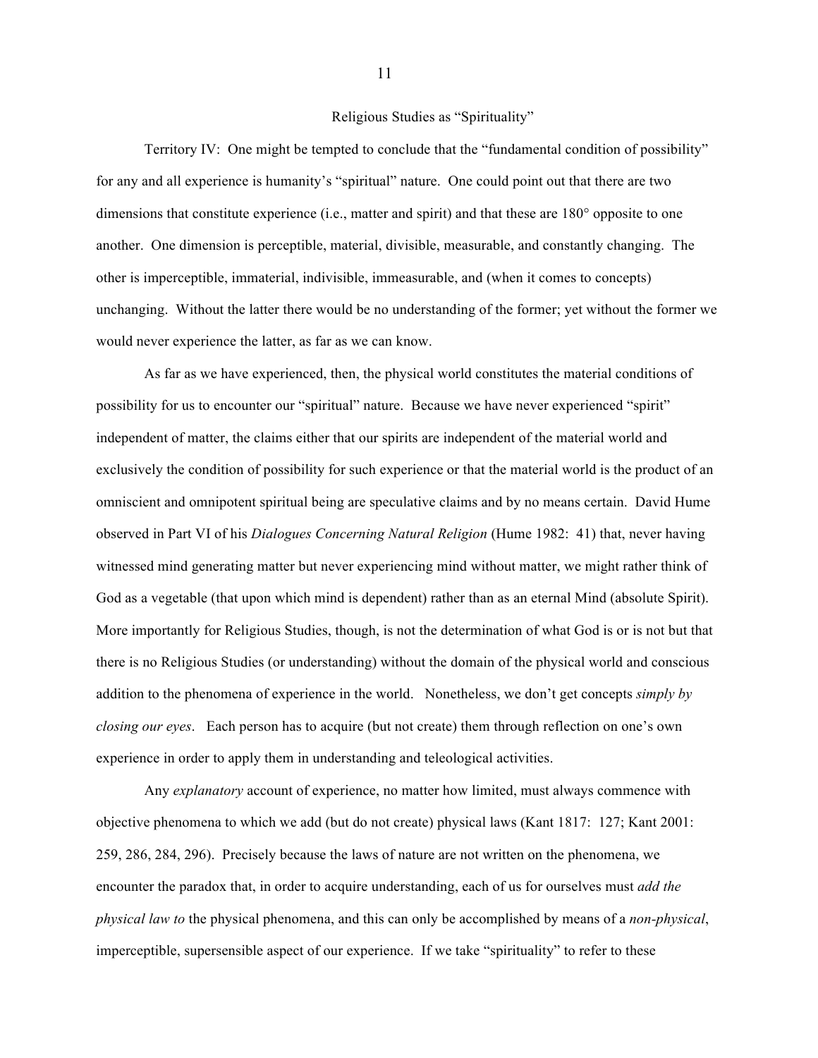## Religious Studies as "Spirituality"

Territory IV: One might be tempted to conclude that the "fundamental condition of possibility" for any and all experience is humanity's "spiritual" nature. One could point out that there are two dimensions that constitute experience (i.e., matter and spirit) and that these are 180° opposite to one another. One dimension is perceptible, material, divisible, measurable, and constantly changing. The other is imperceptible, immaterial, indivisible, immeasurable, and (when it comes to concepts) unchanging. Without the latter there would be no understanding of the former; yet without the former we would never experience the latter, as far as we can know.

As far as we have experienced, then, the physical world constitutes the material conditions of possibility for us to encounter our "spiritual" nature. Because we have never experienced "spirit" independent of matter, the claims either that our spirits are independent of the material world and exclusively the condition of possibility for such experience or that the material world is the product of an omniscient and omnipotent spiritual being are speculative claims and by no means certain. David Hume observed in Part VI of his *Dialogues Concerning Natural Religion* (Hume 1982: 41) that, never having witnessed mind generating matter but never experiencing mind without matter, we might rather think of God as a vegetable (that upon which mind is dependent) rather than as an eternal Mind (absolute Spirit). More importantly for Religious Studies, though, is not the determination of what God is or is not but that there is no Religious Studies (or understanding) without the domain of the physical world and conscious addition to the phenomena of experience in the world. Nonetheless, we don't get concepts *simply by closing our eyes*. Each person has to acquire (but not create) them through reflection on one's own experience in order to apply them in understanding and teleological activities.

Any *explanatory* account of experience, no matter how limited, must always commence with objective phenomena to which we add (but do not create) physical laws (Kant 1817: 127; Kant 2001: 259, 286, 284, 296). Precisely because the laws of nature are not written on the phenomena, we encounter the paradox that, in order to acquire understanding, each of us for ourselves must *add the physical law to* the physical phenomena, and this can only be accomplished by means of a *non-physical*, imperceptible, supersensible aspect of our experience. If we take "spirituality" to refer to these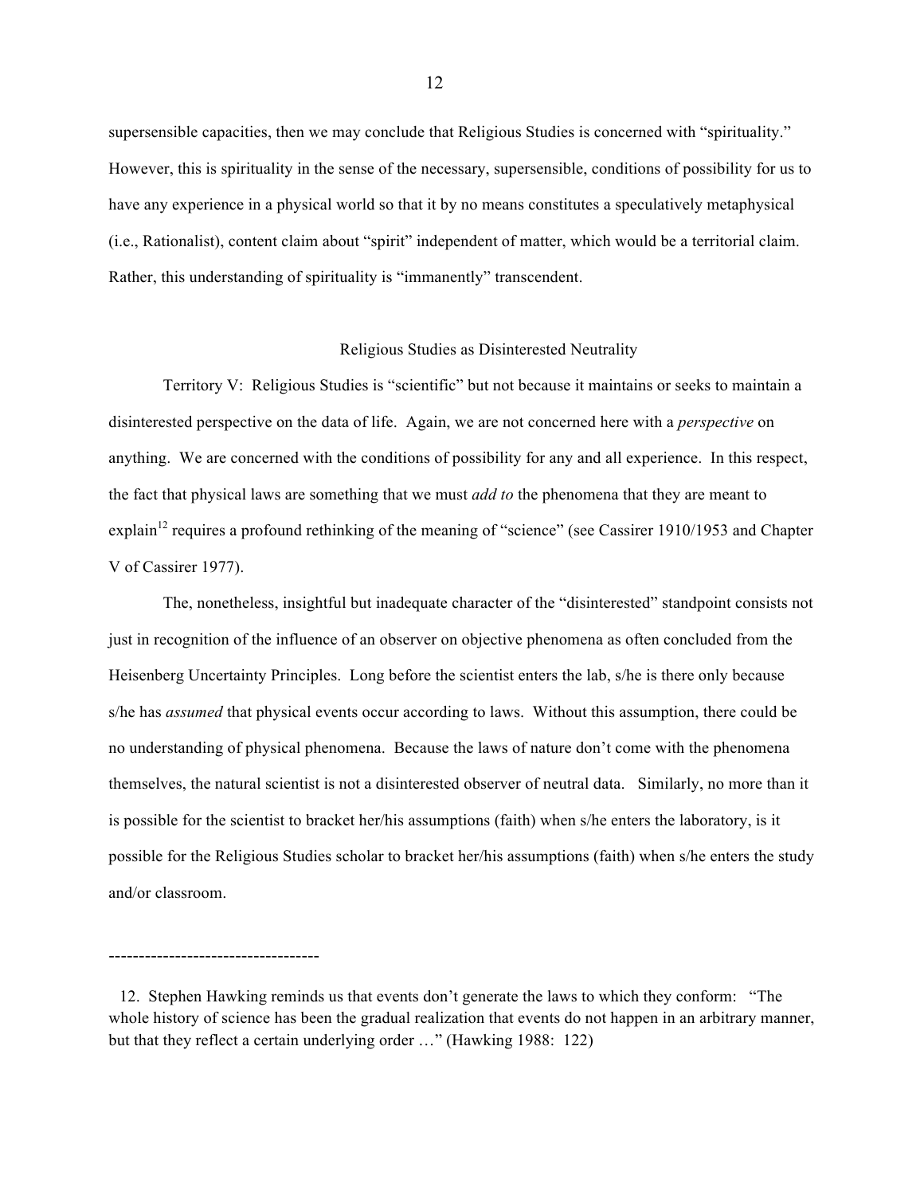supersensible capacities, then we may conclude that Religious Studies is concerned with "spirituality." However, this is spirituality in the sense of the necessary, supersensible, conditions of possibility for us to have any experience in a physical world so that it by no means constitutes a speculatively metaphysical (i.e., Rationalist), content claim about "spirit" independent of matter, which would be a territorial claim. Rather, this understanding of spirituality is "immanently" transcendent.

## Religious Studies as Disinterested Neutrality

Territory V: Religious Studies is "scientific" but not because it maintains or seeks to maintain a disinterested perspective on the data of life. Again, we are not concerned here with a *perspective* on anything. We are concerned with the conditions of possibility for any and all experience. In this respect, the fact that physical laws are something that we must *add to* the phenomena that they are meant to explain[12] requires a profound rethinking of the meaning of "science" (see Cassirer 1910/1953 and Chapter V of Cassirer 1977).

The, nonetheless, insightful but inadequate character of the "disinterested" standpoint consists not just in recognition of the influence of an observer on objective phenomena as often concluded from the Heisenberg Uncertainty Principles. Long before the scientist enters the lab, s/he is there only because s/he has *assumed* that physical events occur according to laws. Without this assumption, there could be no understanding of physical phenomena. Because the laws of nature don't come with the phenomena themselves, the natural scientist is not a disinterested observer of neutral data. Similarly, no more than it is possible for the scientist to bracket her/his assumptions (faith) when s/he enters the laboratory, is it possible for the Religious Studies scholar to bracket her/his assumptions (faith) when s/he enters the study and/or classroom.

----------------------------------

12. Stephen Hawking reminds us that events don't generate the laws to which they conform: "The whole history of science has been the gradual realization that events do not happen in an arbitrary manner, but that they reflect a certain underlying order …" (Hawking 1988: 122)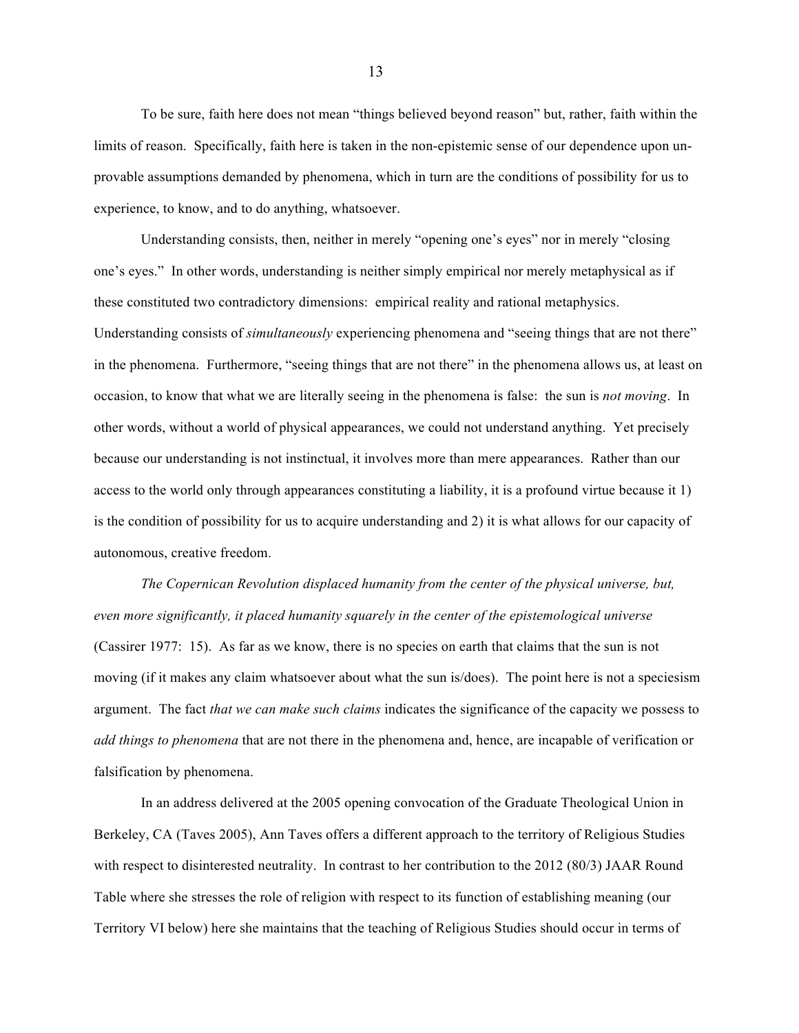To be sure, faith here does not mean "things believed beyond reason" but, rather, faith within the limits of reason. Specifically, faith here is taken in the non-epistemic sense of our dependence upon un-provable assumptions demanded by phenomena, which in turn are the conditions of possibility for us to experience, to know, and to do anything, whatsoever.

Understanding consists, then, neither in merely "opening one's eyes" nor in merely "closing one's eyes." In other words, understanding is neither simply empirical nor merely metaphysical as if these constituted two contradictory dimensions: empirical reality and rational metaphysics. Understanding consists of *simultaneously* experiencing phenomena and "seeing things that are not there" in the phenomena. Furthermore, "seeing things that are not there" in the phenomena allows us, at least on occasion, to know that what we are literally seeing in the phenomena is false: the sun is *not moving*. In other words, without a world of physical appearances, we could not understand anything. Yet precisely because our understanding is not instinctual, it involves more than mere appearances. Rather than our access to the world only through appearances constituting a liability, it is a profound virtue because it 1) is the condition of possibility for us to acquire understanding and 2) it is what allows for our capacity of autonomous, creative freedom.

*The Copernican Revolution displaced humanity from the center of the physical universe, but, even more significantly, it placed humanity squarely in the center of the epistemological universe* (Cassirer 1977: 15). As far as we know, there is no species on earth that claims that the sun is not moving (if it makes any claim whatsoever about what the sun is/does). The point here is not a speciesism argument. The fact *that we can make such claims* indicates the significance of the capacity we possess to *add things to phenomena* that are not there in the phenomena and, hence, are incapable of verification or falsification by phenomena.

In an address delivered at the 2005 opening convocation of the Graduate Theological Union in Berkeley, CA (Taves 2005), Ann Taves offers a different approach to the territory of Religious Studies with respect to disinterested neutrality. In contrast to her contribution to the 2012 (80/3) JAAR Round Table where she stresses the role of religion with respect to its function of establishing meaning (our Territory VI below) here she maintains that the teaching of Religious Studies should occur in terms of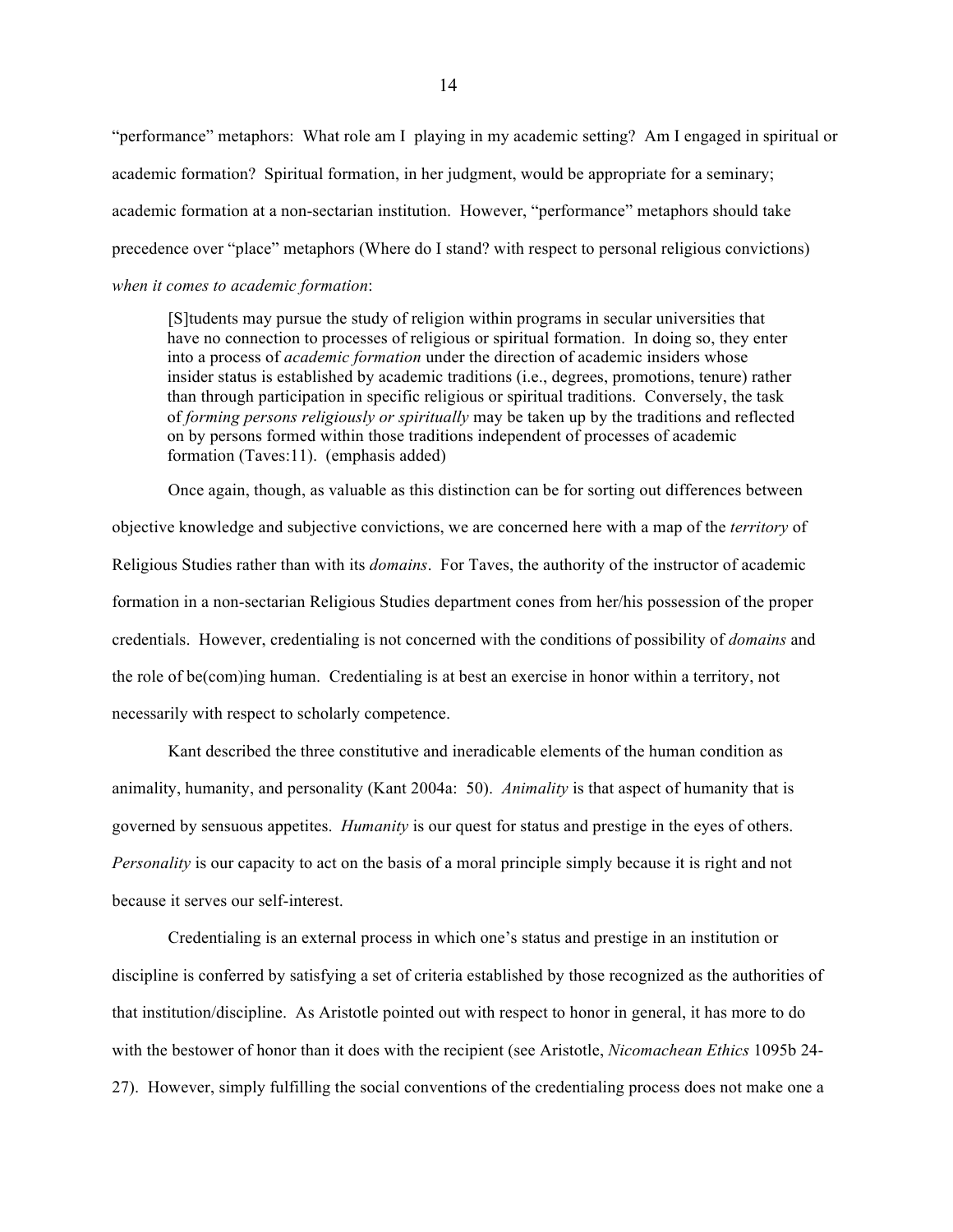"performance" metaphors: What role am I playing in my academic setting? Am I engaged in spiritual or academic formation? Spiritual formation, in her judgment, would be appropriate for a seminary; academic formation at a non-sectarian institution. However, "performance" metaphors should take precedence over "place" metaphors (Where do I stand? with respect to personal religious convictions) *when it comes to academic formation*:

> [S]tudents may pursue the study of religion within programs in secular universities that have no connection to processes of religious or spiritual formation. In doing so, they enter into a process of *academic formation* under the direction of academic insiders whose insider status is established by academic traditions (i.e., degrees, promotions, tenure) rather than through participation in specific religious or spiritual traditions. Conversely, the task of *forming persons religiously or spiritually* may be taken up by the traditions and reflected on by persons formed within those traditions independent of processes of academic formation (Taves:11). (emphasis added)

Once again, though, as valuable as this distinction can be for sorting out differences between objective knowledge and subjective convictions, we are concerned here with a map of the *territory* of Religious Studies rather than with its *domains*. For Taves, the authority of the instructor of academic formation in a non-sectarian Religious Studies department cones from her/his possession of the proper credentials. However, credentialing is not concerned with the conditions of possibility of *domains* and the role of be(com)ing human. Credentialing is at best an exercise in honor within a territory, not necessarily with respect to scholarly competence.

Kant described the three constitutive and ineradicable elements of the human condition as animality, humanity, and personality (Kant 2004a: 50). *Animality* is that aspect of humanity that is governed by sensuous appetites. *Humanity* is our quest for status and prestige in the eyes of others. *Personality* is our capacity to act on the basis of a moral principle simply because it is right and not because it serves our self-interest.

Credentialing is an external process in which one's status and prestige in an institution or discipline is conferred by satisfying a set of criteria established by those recognized as the authorities of that institution/discipline. As Aristotle pointed out with respect to honor in general, it has more to do with the bestower of honor than it does with the recipient (see Aristotle, *Nicomachean Ethics* 1095b 24-27). However, simply fulfilling the social conventions of the credentialing process does not make one a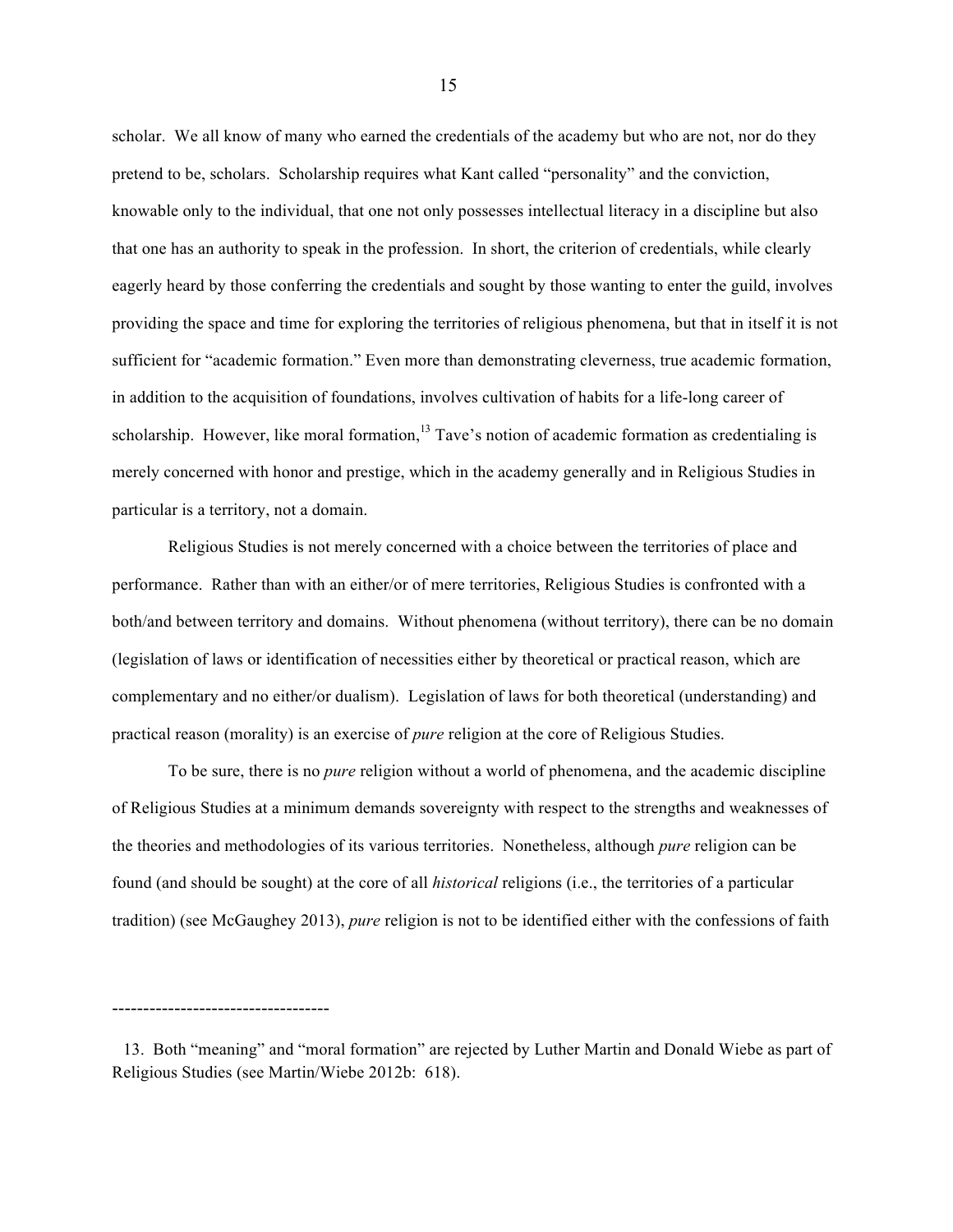scholar. We all know of many who earned the credentials of the academy but who are not, nor do they pretend to be, scholars. Scholarship requires what Kant called "personality" and the conviction, knowable only to the individual, that one not only possesses intellectual literacy in a discipline but also that one has an authority to speak in the profession. In short, the criterion of credentials, while clearly eagerly heard by those conferring the credentials and sought by those wanting to enter the guild, involves providing the space and time for exploring the territories of religious phenomena, but that in itself it is not sufficient for "academic formation." Even more than demonstrating cleverness, true academic formation, in addition to the acquisition of foundations, involves cultivation of habits for a life-long career of scholarship. However, like moral formation,[13] Tave's notion of academic formation as credentialing is merely concerned with honor and prestige, which in the academy generally and in Religious Studies in particular is a territory, not a domain.

Religious Studies is not merely concerned with a choice between the territories of place and performance. Rather than with an either/or of mere territories, Religious Studies is confronted with a both/and between territory and domains. Without phenomena (without territory), there can be no domain (legislation of laws or identification of necessities either by theoretical or practical reason, which are complementary and no either/or dualism). Legislation of laws for both theoretical (understanding) and practical reason (morality) is an exercise of *pure* religion at the core of Religious Studies.

To be sure, there is no *pure* religion without a world of phenomena, and the academic discipline of Religious Studies at a minimum demands sovereignty with respect to the strengths and weaknesses of the theories and methodologies of its various territories. Nonetheless, although *pure* religion can be found (and should be sought) at the core of all *historical* religions (i.e., the territories of a particular tradition) (see McGaughey 2013), *pure* religion is not to be identified either with the confessions of faith

-----------------------------------

13. Both "meaning" and "moral formation" are rejected by Luther Martin and Donald Wiebe as part of Religious Studies (see Martin/Wiebe 2012b: 618).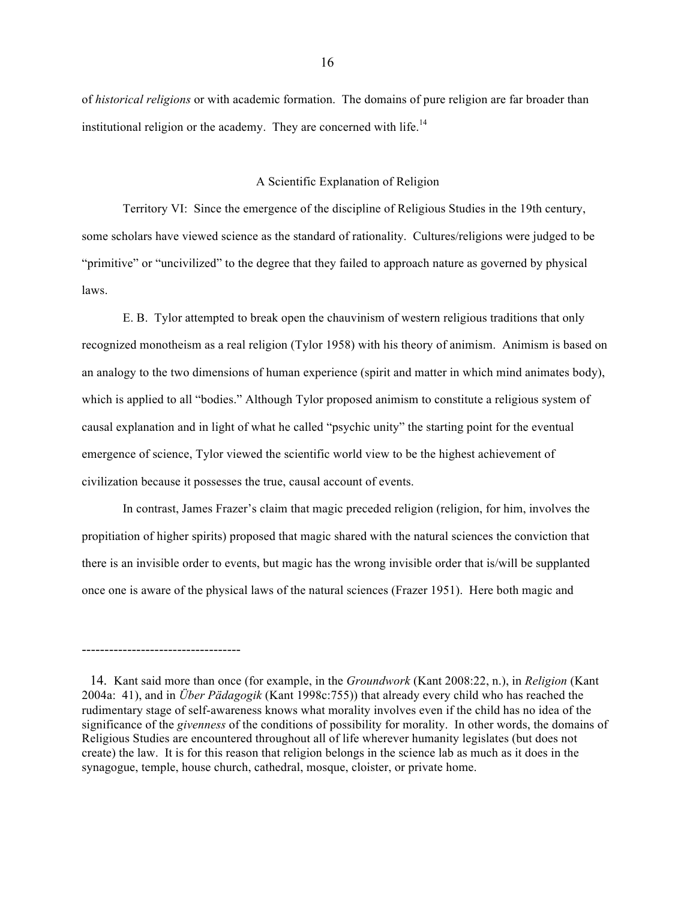of *historical religions* or with academic formation. The domains of pure religion are far broader than institutional religion or the academy. They are concerned with life.[14]

## A Scientific Explanation of Religion

Territory VI: Since the emergence of the discipline of Religious Studies in the 19th century, some scholars have viewed science as the standard of rationality. Cultures/religions were judged to be "primitive" or "uncivilized" to the degree that they failed to approach nature as governed by physical laws.

E. B. Tylor attempted to break open the chauvinism of western religious traditions that only recognized monotheism as a real religion (Tylor 1958) with his theory of animism. Animism is based on an analogy to the two dimensions of human experience (spirit and matter in which mind animates body), which is applied to all "bodies." Although Tylor proposed animism to constitute a religious system of causal explanation and in light of what he called "psychic unity" the starting point for the eventual emergence of science, Tylor viewed the scientific world view to be the highest achievement of civilization because it possesses the true, causal account of events.

In contrast, James Frazer's claim that magic preceded religion (religion, for him, involves the propitiation of higher spirits) proposed that magic shared with the natural sciences the conviction that there is an invisible order to events, but magic has the wrong invisible order that is/will be supplanted once one is aware of the physical laws of the natural sciences (Frazer 1951). Here both magic and

-----------------------------------

14. Kant said more than once (for example, in the *Groundwork* (Kant 2008:22, n.), in *Religion* (Kant 2004a: 41), and in *Über Pädagogik* (Kant 1998c:755)) that already every child who has reached the rudimentary stage of self-awareness knows what morality involves even if the child has no idea of the significance of the *givenness* of the conditions of possibility for morality. In other words, the domains of Religious Studies are encountered throughout all of life wherever humanity legislates (but does not create) the law. It is for this reason that religion belongs in the science lab as much as it does in the synagogue, temple, house church, cathedral, mosque, cloister, or private home.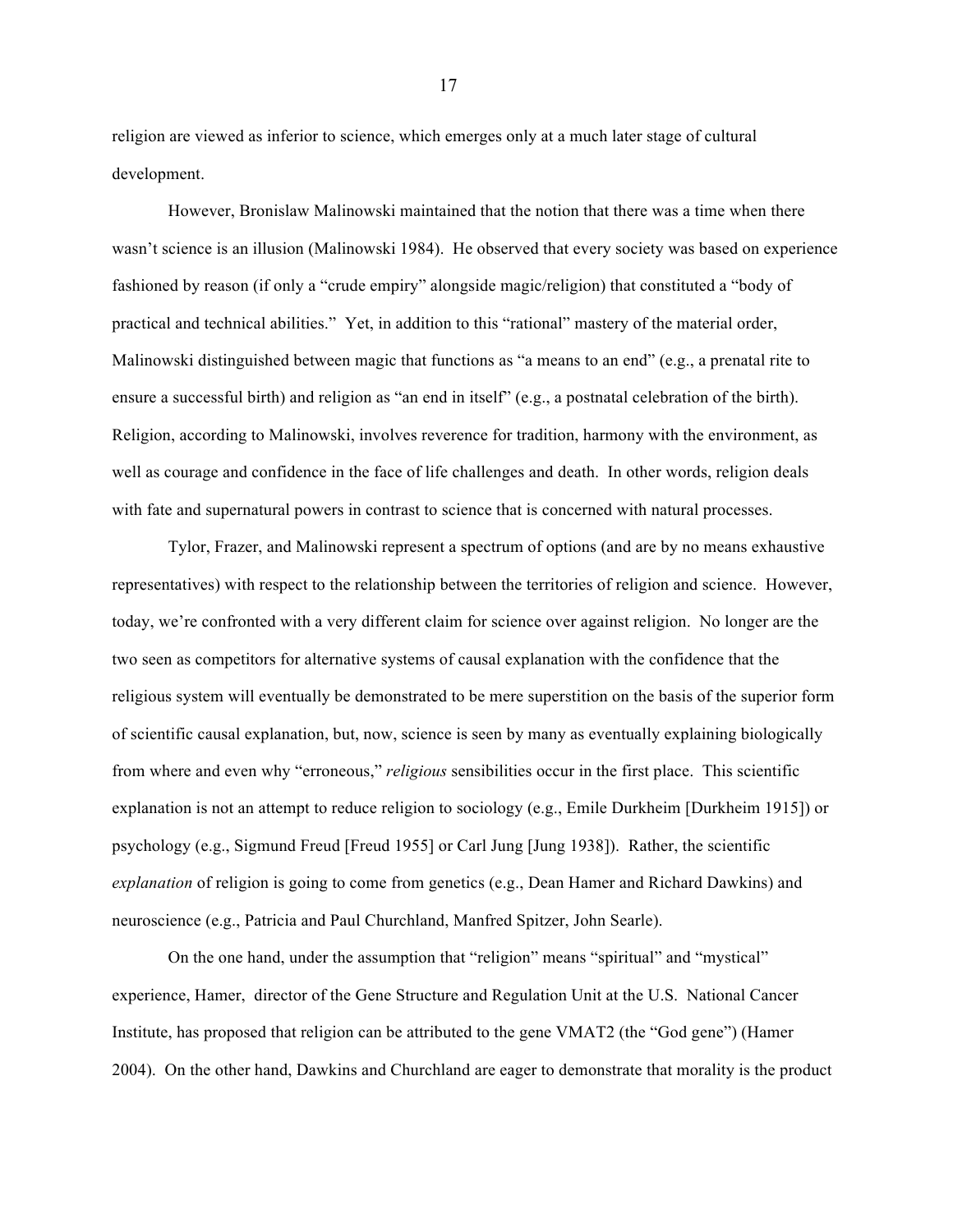religion are viewed as inferior to science, which emerges only at a much later stage of cultural development.

However, Bronislaw Malinowski maintained that the notion that there was a time when there wasn't science is an illusion (Malinowski 1984). He observed that every society was based on experience fashioned by reason (if only a "crude empiry" alongside magic/religion) that constituted a "body of practical and technical abilities." Yet, in addition to this "rational" mastery of the material order, Malinowski distinguished between magic that functions as "a means to an end" (e.g., a prenatal rite to ensure a successful birth) and religion as "an end in itself" (e.g., a postnatal celebration of the birth). Religion, according to Malinowski, involves reverence for tradition, harmony with the environment, as well as courage and confidence in the face of life challenges and death. In other words, religion deals with fate and supernatural powers in contrast to science that is concerned with natural processes.

Tylor, Frazer, and Malinowski represent a spectrum of options (and are by no means exhaustive representatives) with respect to the relationship between the territories of religion and science. However, today, we're confronted with a very different claim for science over against religion. No longer are the two seen as competitors for alternative systems of causal explanation with the confidence that the religious system will eventually be demonstrated to be mere superstition on the basis of the superior form of scientific causal explanation, but, now, science is seen by many as eventually explaining biologically from where and even why "erroneous," *religious* sensibilities occur in the first place. This scientific explanation is not an attempt to reduce religion to sociology (e.g., Emile Durkheim [Durkheim 1915]) or psychology (e.g., Sigmund Freud [Freud 1955] or Carl Jung [Jung 1938]). Rather, the scientific *explanation* of religion is going to come from genetics (e.g., Dean Hamer and Richard Dawkins) and neuroscience (e.g., Patricia and Paul Churchland, Manfred Spitzer, John Searle).

On the one hand, under the assumption that "religion" means "spiritual" and "mystical" experience, Hamer, director of the Gene Structure and Regulation Unit at the U.S. National Cancer Institute, has proposed that religion can be attributed to the gene VMAT2 (the "God gene") (Hamer 2004). On the other hand, Dawkins and Churchland are eager to demonstrate that morality is the product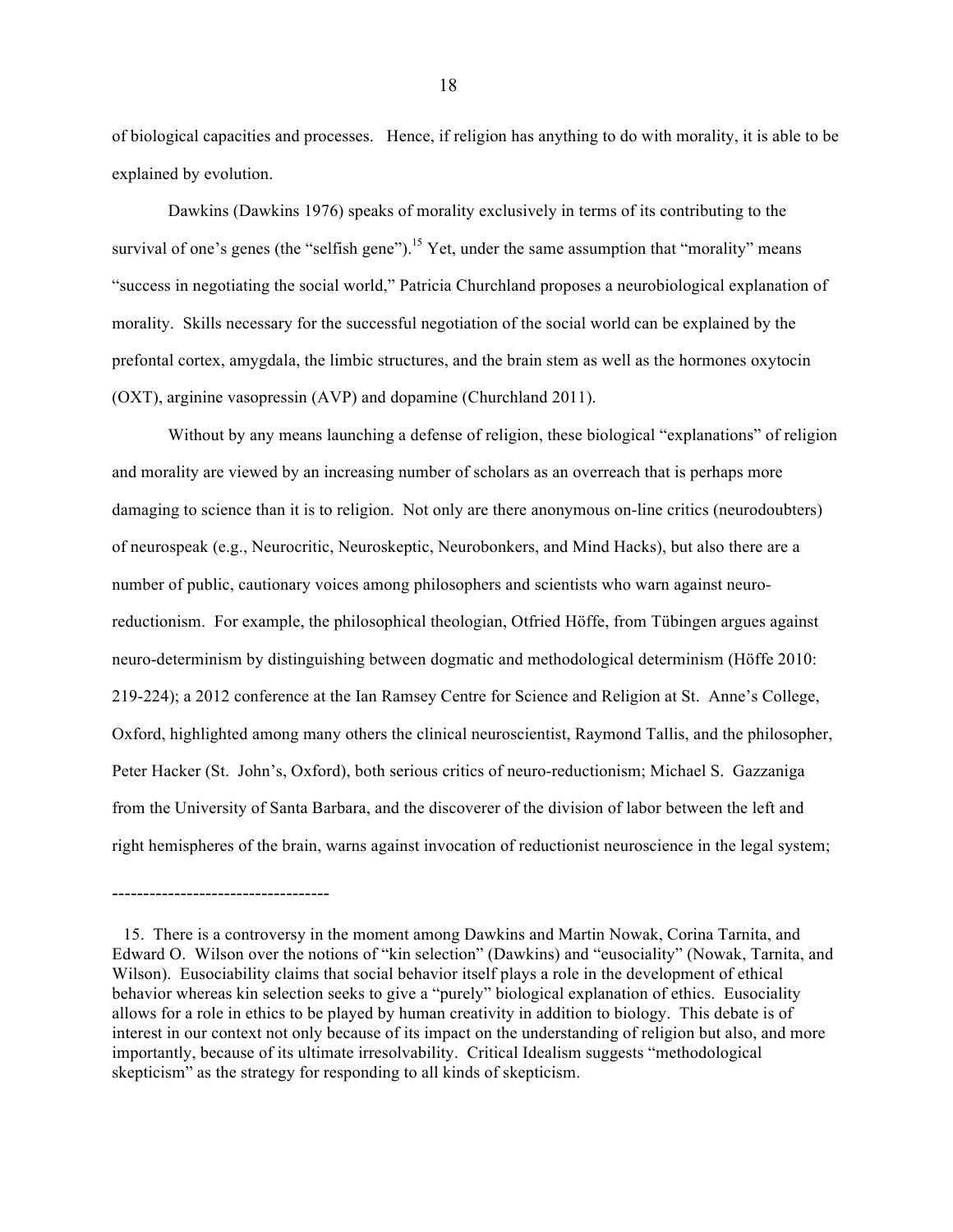of biological capacities and processes. Hence, if religion has anything to do with morality, it is able to be explained by evolution.

Dawkins (Dawkins 1976) speaks of morality exclusively in terms of its contributing to the survival of one's genes (the "selfish gene").[15] Yet, under the same assumption that "morality" means "success in negotiating the social world," Patricia Churchland proposes a neurobiological explanation of morality. Skills necessary for the successful negotiation of the social world can be explained by the prefontal cortex, amygdala, the limbic structures, and the brain stem as well as the hormones oxytocin (OXT), arginine vasopressin (AVP) and dopamine (Churchland 2011).

Without by any means launching a defense of religion, these biological "explanations" of religion and morality are viewed by an increasing number of scholars as an overreach that is perhaps more damaging to science than it is to religion. Not only are there anonymous on-line critics (neurodoubters) of neurospeak (e.g., Neurocritic, Neuroskeptic, Neurobonkers, and Mind Hacks), but also there are a number of public, cautionary voices among philosophers and scientists who warn against neuro-reductionism. For example, the philosophical theologian, Otfried Höffe, from Tübingen argues against neuro-determinism by distinguishing between dogmatic and methodological determinism (Höffe 2010: 219-224); a 2012 conference at the Ian Ramsey Centre for Science and Religion at St. Anne's College, Oxford, highlighted among many others the clinical neuroscientist, Raymond Tallis, and the philosopher, Peter Hacker (St. John's, Oxford), both serious critics of neuro-reductionism; Michael S. Gazzaniga from the University of Santa Barbara, and the discoverer of the division of labor between the left and right hemispheres of the brain, warns against invocation of reductionist neuroscience in the legal system;

-----------------------------------

15. There is a controversy in the moment among Dawkins and Martin Nowak, Corina Tarnita, and Edward O. Wilson over the notions of "kin selection" (Dawkins) and "eusociality" (Nowak, Tarnita, and Wilson). Eusociability claims that social behavior itself plays a role in the development of ethical behavior whereas kin selection seeks to give a "purely" biological explanation of ethics. Eusociality allows for a role in ethics to be played by human creativity in addition to biology. This debate is of interest in our context not only because of its impact on the understanding of religion but also, and more importantly, because of its ultimate irresolvability. Critical Idealism suggests "methodological skepticism" as the strategy for responding to all kinds of skepticism.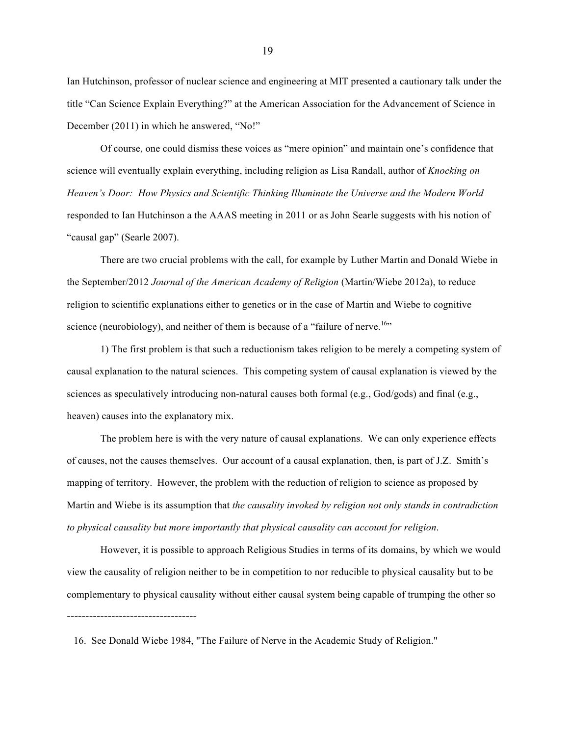Ian Hutchinson, professor of nuclear science and engineering at MIT presented a cautionary talk under the title "Can Science Explain Everything?" at the American Association for the Advancement of Science in December (2011) in which he answered, "No!"

Of course, one could dismiss these voices as "mere opinion" and maintain one's confidence that science will eventually explain everything, including religion as Lisa Randall, author of *Knocking on Heaven's Door: How Physics and Scientific Thinking Illuminate the Universe and the Modern World* responded to Ian Hutchinson a the AAAS meeting in 2011 or as John Searle suggests with his notion of "causal gap" (Searle 2007).

There are two crucial problems with the call, for example by Luther Martin and Donald Wiebe in the September/2012 *Journal of the American Academy of Religion* (Martin/Wiebe 2012a), to reduce religion to scientific explanations either to genetics or in the case of Martin and Wiebe to cognitive science (neurobiology), and neither of them is because of a "failure of nerve.[16]"

1) The first problem is that such a reductionism takes religion to be merely a competing system of causal explanation to the natural sciences. This competing system of causal explanation is viewed by the sciences as speculatively introducing non-natural causes both formal (e.g., God/gods) and final (e.g., heaven) causes into the explanatory mix.

The problem here is with the very nature of causal explanations. We can only experience effects of causes, not the causes themselves. Our account of a causal explanation, then, is part of J.Z. Smith's mapping of territory. However, the problem with the reduction of religion to science as proposed by Martin and Wiebe is its assumption that *the causality invoked by religion not only stands in contradiction to physical causality but more importantly that physical causality can account for religion*.

However, it is possible to approach Religious Studies in terms of its domains, by which we would view the causality of religion neither to be in competition to nor reducible to physical causality but to be complementary to physical causality without either causal system being capable of trumping the other so

-----------------------------------

16. See Donald Wiebe 1984, "The Failure of Nerve in the Academic Study of Religion."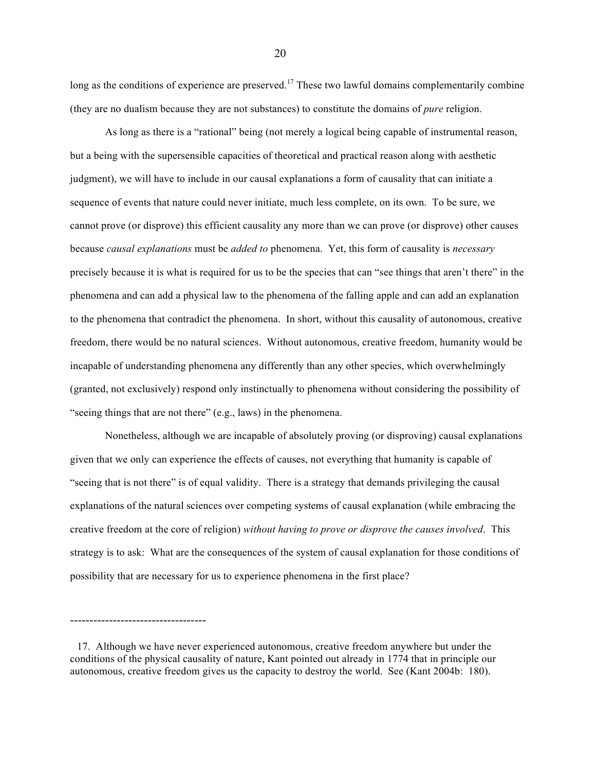long as the conditions of experience are preserved.[17] These two lawful domains complementarily combine (they are no dualism because they are not substances) to constitute the domains of *pure* religion.

As long as there is a "rational" being (not merely a logical being capable of instrumental reason, but a being with the supersensible capacities of theoretical and practical reason along with aesthetic judgment), we will have to include in our causal explanations a form of causality that can initiate a sequence of events that nature could never initiate, much less complete, on its own. To be sure, we cannot prove (or disprove) this efficient causality any more than we can prove (or disprove) other causes because *causal explanations* must be *added to* phenomena. Yet, this form of causality is *necessary* precisely because it is what is required for us to be the species that can "see things that aren't there" in the phenomena and can add a physical law to the phenomena of the falling apple and can add an explanation to the phenomena that contradict the phenomena. In short, without this causality of autonomous, creative freedom, there would be no natural sciences. Without autonomous, creative freedom, humanity would be incapable of understanding phenomena any differently than any other species, which overwhelmingly (granted, not exclusively) respond only instinctually to phenomena without considering the possibility of "seeing things that are not there" (e.g., laws) in the phenomena.

Nonetheless, although we are incapable of absolutely proving (or disproving) causal explanations given that we only can experience the effects of causes, not everything that humanity is capable of "seeing that is not there" is of equal validity. There is a strategy that demands privileging the causal explanations of the natural sciences over competing systems of causal explanation (while embracing the creative freedom at the core of religion) *without having to prove or disprove the causes involved*. This strategy is to ask: What are the consequences of the system of causal explanation for those conditions of possibility that are necessary for us to experience phenomena in the first place?

-----------------------------------

17. Although we have never experienced autonomous, creative freedom anywhere but under the conditions of the physical causality of nature, Kant pointed out already in 1774 that in principle our autonomous, creative freedom gives us the capacity to destroy the world. See (Kant 2004b: 180).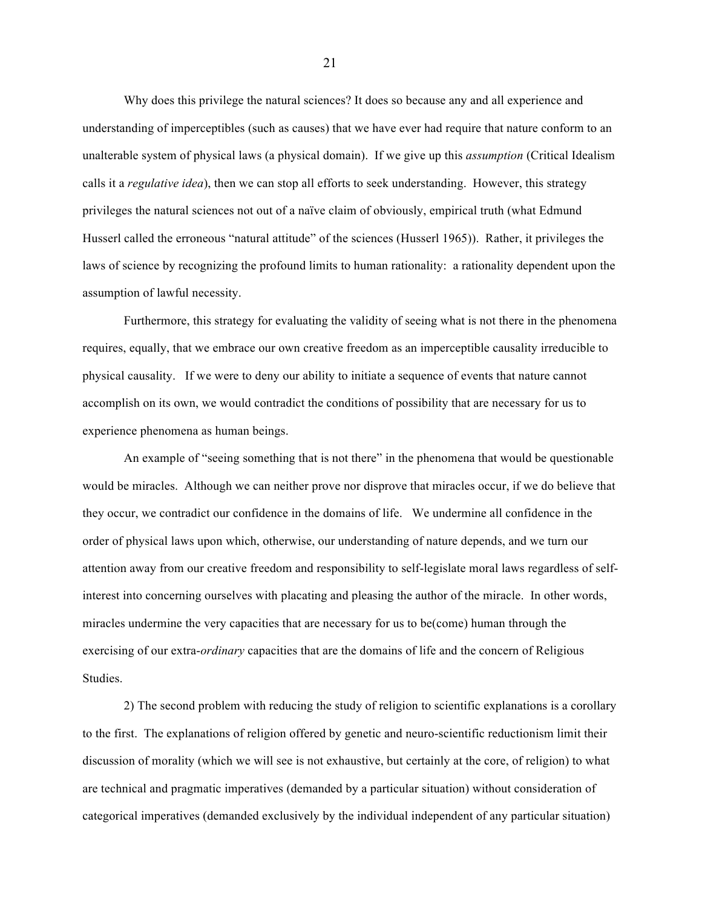Why does this privilege the natural sciences? It does so because any and all experience and understanding of imperceptibles (such as causes) that we have ever had require that nature conform to an unalterable system of physical laws (a physical domain). If we give up this *assumption* (Critical Idealism calls it a *regulative idea*), then we can stop all efforts to seek understanding. However, this strategy privileges the natural sciences not out of a naïve claim of obviously, empirical truth (what Edmund Husserl called the erroneous "natural attitude" of the sciences (Husserl 1965)). Rather, it privileges the laws of science by recognizing the profound limits to human rationality: a rationality dependent upon the assumption of lawful necessity.

Furthermore, this strategy for evaluating the validity of seeing what is not there in the phenomena requires, equally, that we embrace our own creative freedom as an imperceptible causality irreducible to physical causality. If we were to deny our ability to initiate a sequence of events that nature cannot accomplish on its own, we would contradict the conditions of possibility that are necessary for us to experience phenomena as human beings.

An example of "seeing something that is not there" in the phenomena that would be questionable would be miracles. Although we can neither prove nor disprove that miracles occur, if we do believe that they occur, we contradict our confidence in the domains of life. We undermine all confidence in the order of physical laws upon which, otherwise, our understanding of nature depends, and we turn our attention away from our creative freedom and responsibility to self-legislate moral laws regardless of self-interest into concerning ourselves with placating and pleasing the author of the miracle. In other words, miracles undermine the very capacities that are necessary for us to be(come) human through the exercising of our extra-*ordinary* capacities that are the domains of life and the concern of Religious Studies.

2) The second problem with reducing the study of religion to scientific explanations is a corollary to the first. The explanations of religion offered by genetic and neuro-scientific reductionism limit their discussion of morality (which we will see is not exhaustive, but certainly at the core, of religion) to what are technical and pragmatic imperatives (demanded by a particular situation) without consideration of categorical imperatives (demanded exclusively by the individual independent of any particular situation)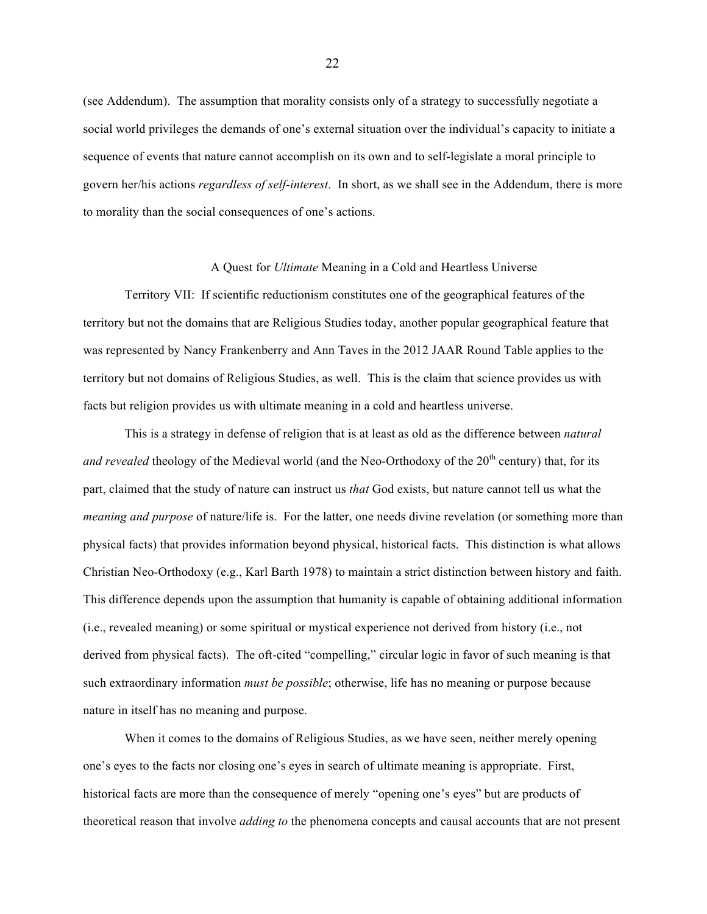(see Addendum). The assumption that morality consists only of a strategy to successfully negotiate a social world privileges the demands of one's external situation over the individual's capacity to initiate a sequence of events that nature cannot accomplish on its own and to self-legislate a moral principle to govern her/his actions *regardless of self-interest*. In short, as we shall see in the Addendum, there is more to morality than the social consequences of one's actions.

## A Quest for *Ultimate* Meaning in a Cold and Heartless Universe

Territory VII: If scientific reductionism constitutes one of the geographical features of the territory but not the domains that are Religious Studies today, another popular geographical feature that was represented by Nancy Frankenberry and Ann Taves in the 2012 JAAR Round Table applies to the territory but not domains of Religious Studies, as well. This is the claim that science provides us with facts but religion provides us with ultimate meaning in a cold and heartless universe.

This is a strategy in defense of religion that is at least as old as the difference between *natural and revealed* theology of the Medieval world (and the Neo-Orthodoxy of the 20th century) that, for its part, claimed that the study of nature can instruct us *that* God exists, but nature cannot tell us what the *meaning and purpose* of nature/life is. For the latter, one needs divine revelation (or something more than physical facts) that provides information beyond physical, historical facts. This distinction is what allows Christian Neo-Orthodoxy (e.g., Karl Barth 1978) to maintain a strict distinction between history and faith. This difference depends upon the assumption that humanity is capable of obtaining additional information (i.e., revealed meaning) or some spiritual or mystical experience not derived from history (i.e., not derived from physical facts). The oft-cited "compelling," circular logic in favor of such meaning is that such extraordinary information *must be possible*; otherwise, life has no meaning or purpose because nature in itself has no meaning and purpose.

When it comes to the domains of Religious Studies, as we have seen, neither merely opening one's eyes to the facts nor closing one's eyes in search of ultimate meaning is appropriate. First, historical facts are more than the consequence of merely "opening one's eyes" but are products of theoretical reason that involve *adding to* the phenomena concepts and causal accounts that are not present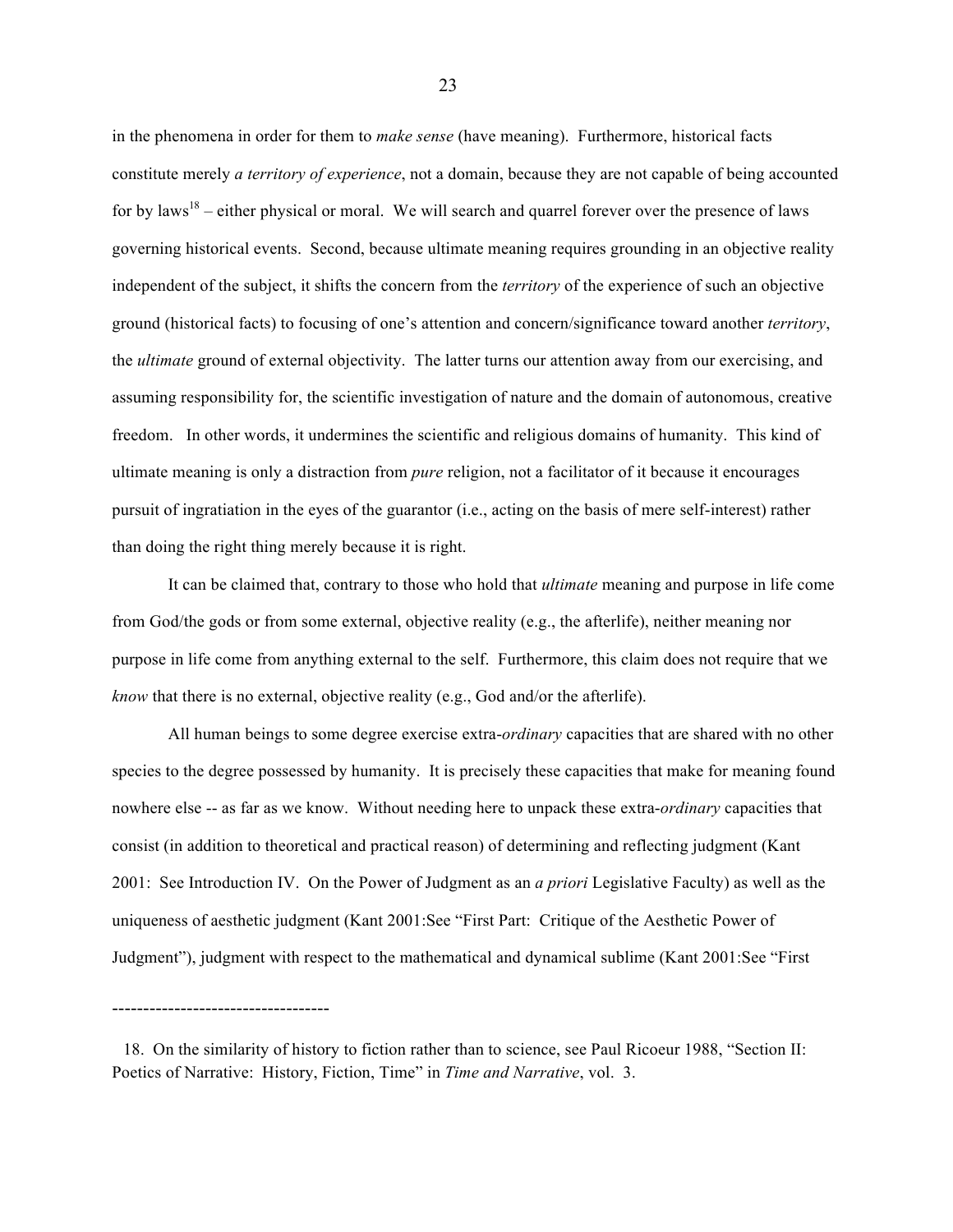in the phenomena in order for them to *make sense* (have meaning). Furthermore, historical facts constitute merely *a territory of experience*, not a domain, because they are not capable of being accounted for by laws[18] – either physical or moral. We will search and quarrel forever over the presence of laws governing historical events. Second, because ultimate meaning requires grounding in an objective reality independent of the subject, it shifts the concern from the *territory* of the experience of such an objective ground (historical facts) to focusing of one's attention and concern/significance toward another *territory*, the *ultimate* ground of external objectivity. The latter turns our attention away from our exercising, and assuming responsibility for, the scientific investigation of nature and the domain of autonomous, creative freedom. In other words, it undermines the scientific and religious domains of humanity. This kind of ultimate meaning is only a distraction from *pure* religion, not a facilitator of it because it encourages pursuit of ingratiation in the eyes of the guarantor (i.e., acting on the basis of mere self-interest) rather than doing the right thing merely because it is right.

It can be claimed that, contrary to those who hold that *ultimate* meaning and purpose in life come from God/the gods or from some external, objective reality (e.g., the afterlife), neither meaning nor purpose in life come from anything external to the self. Furthermore, this claim does not require that we *know* that there is no external, objective reality (e.g., God and/or the afterlife).

All human beings to some degree exercise extra-*ordinary* capacities that are shared with no other species to the degree possessed by humanity. It is precisely these capacities that make for meaning found nowhere else -- as far as we know. Without needing here to unpack these extra-*ordinary* capacities that consist (in addition to theoretical and practical reason) of determining and reflecting judgment (Kant 2001: See Introduction IV. On the Power of Judgment as an *a priori* Legislative Faculty) as well as the uniqueness of aesthetic judgment (Kant 2001:See "First Part: Critique of the Aesthetic Power of Judgment"), judgment with respect to the mathematical and dynamical sublime (Kant 2001:See "First

-----------------------------------

18. On the similarity of history to fiction rather than to science, see Paul Ricoeur 1988, "Section II: Poetics of Narrative: History, Fiction, Time" in *Time and Narrative*, vol. 3.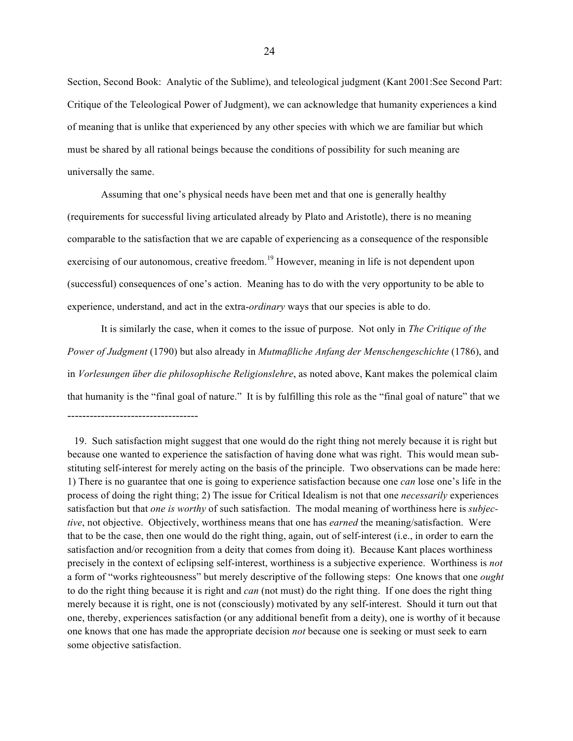Section, Second Book: Analytic of the Sublime), and teleological judgment (Kant 2001:See Second Part: Critique of the Teleological Power of Judgment), we can acknowledge that humanity experiences a kind of meaning that is unlike that experienced by any other species with which we are familiar but which must be shared by all rational beings because the conditions of possibility for such meaning are universally the same.

Assuming that one's physical needs have been met and that one is generally healthy (requirements for successful living articulated already by Plato and Aristotle), there is no meaning comparable to the satisfaction that we are capable of experiencing as a consequence of the responsible exercising of our autonomous, creative freedom.[19] However, meaning in life is not dependent upon (successful) consequences of one's action. Meaning has to do with the very opportunity to be able to experience, understand, and act in the extra-*ordinary* ways that our species is able to do.

It is similarly the case, when it comes to the issue of purpose. Not only in *The Critique of the Power of Judgment* (1790) but also already in *Mutmaßliche Anfang der Menschengeschichte* (1786), and in *Vorlesungen über die philosophische Religionslehre*, as noted above, Kant makes the polemical claim that humanity is the "final goal of nature." It is by fulfilling this role as the "final goal of nature" that we

-----------------------------------

19. Such satisfaction might suggest that one would do the right thing not merely because it is right but because one wanted to experience the satisfaction of having done what was right. This would mean substituting self-interest for merely acting on the basis of the principle. Two observations can be made here: 1) There is no guarantee that one is going to experience satisfaction because one *can* lose one's life in the process of doing the right thing; 2) The issue for Critical Idealism is not that one *necessarily* experiences satisfaction but that *one is worthy* of such satisfaction. The modal meaning of worthiness here is *subjective*, not objective. Objectively, worthiness means that one has *earned* the meaning/satisfaction. Were that to be the case, then one would do the right thing, again, out of self-interest (i.e., in order to earn the satisfaction and/or recognition from a deity that comes from doing it). Because Kant places worthiness precisely in the context of eclipsing self-interest, worthiness is a subjective experience. Worthiness is *not* a form of "works righteousness" but merely descriptive of the following steps: One knows that one *ought* to do the right thing because it is right and *can* (not must) do the right thing. If one does the right thing merely because it is right, one is not (consciously) motivated by any self-interest. Should it turn out that one, thereby, experiences satisfaction (or any additional benefit from a deity), one is worthy of it because one knows that one has made the appropriate decision *not* because one is seeking or must seek to earn some objective satisfaction.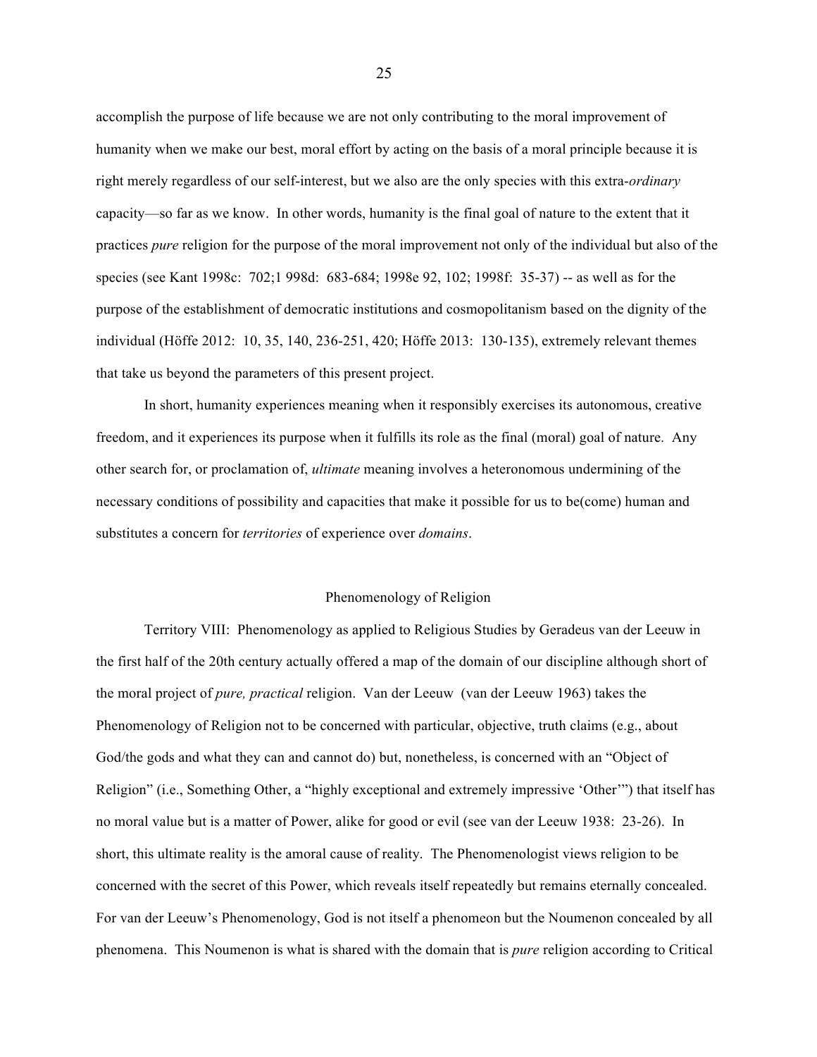accomplish the purpose of life because we are not only contributing to the moral improvement of humanity when we make our best, moral effort by acting on the basis of a moral principle because it is right merely regardless of our self-interest, but we also are the only species with this extra-*ordinary* capacity—so far as we know. In other words, humanity is the final goal of nature to the extent that it practices *pure* religion for the purpose of the moral improvement not only of the individual but also of the species (see Kant 1998c: 702;1 998d: 683-684; 1998e 92, 102; 1998f: 35-37) -- as well as for the purpose of the establishment of democratic institutions and cosmopolitanism based on the dignity of the individual (Höffe 2012: 10, 35, 140, 236-251, 420; Höffe 2013: 130-135), extremely relevant themes that take us beyond the parameters of this present project.

In short, humanity experiences meaning when it responsibly exercises its autonomous, creative freedom, and it experiences its purpose when it fulfills its role as the final (moral) goal of nature. Any other search for, or proclamation of, *ultimate* meaning involves a heteronomous undermining of the necessary conditions of possibility and capacities that make it possible for us to be(come) human and substitutes a concern for *territories* of experience over *domains*.

## Phenomenology of Religion

Territory VIII: Phenomenology as applied to Religious Studies by Geradeus van der Leeuw in the first half of the 20th century actually offered a map of the domain of our discipline although short of the moral project of *pure, practical* religion. Van der Leeuw (van der Leeuw 1963) takes the Phenomenology of Religion not to be concerned with particular, objective, truth claims (e.g., about God/the gods and what they can and cannot do) but, nonetheless, is concerned with an "Object of Religion" (i.e., Something Other, a "highly exceptional and extremely impressive 'Other'") that itself has no moral value but is a matter of Power, alike for good or evil (see van der Leeuw 1938: 23-26). In short, this ultimate reality is the amoral cause of reality. The Phenomenologist views religion to be concerned with the secret of this Power, which reveals itself repeatedly but remains eternally concealed. For van der Leeuw's Phenomenology, God is not itself a phenomeon but the Noumenon concealed by all phenomena. This Noumenon is what is shared with the domain that is *pure* religion according to Critical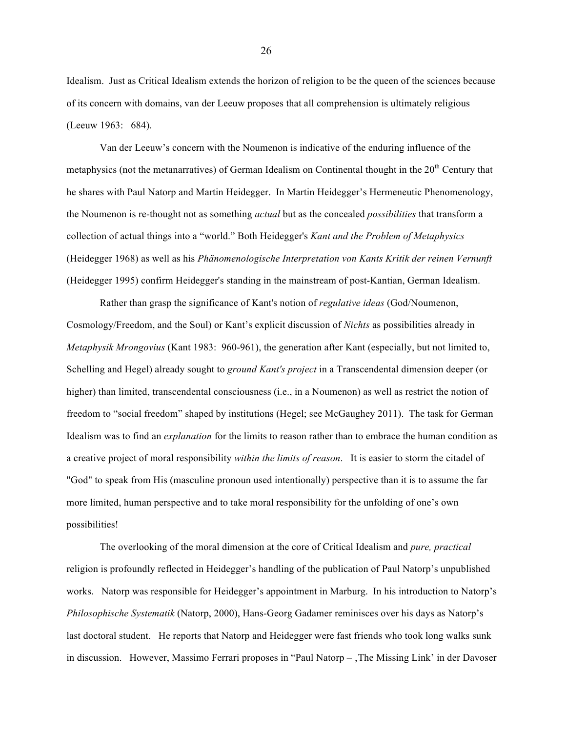Idealism. Just as Critical Idealism extends the horizon of religion to be the queen of the sciences because of its concern with domains, van der Leeuw proposes that all comprehension is ultimately religious (Leeuw 1963: 684).

Van der Leeuw's concern with the Noumenon is indicative of the enduring influence of the metaphysics (not the metanarratives) of German Idealism on Continental thought in the 20th Century that he shares with Paul Natorp and Martin Heidegger. In Martin Heidegger's Hermeneutic Phenomenology, the Noumenon is re-thought not as something *actual* but as the concealed *possibilities* that transform a collection of actual things into a "world." Both Heidegger's *Kant and the Problem of Metaphysics* (Heidegger 1968) as well as his *Phänomenologische Interpretation von Kants Kritik der reinen Vernunft* (Heidegger 1995) confirm Heidegger's standing in the mainstream of post-Kantian, German Idealism.

Rather than grasp the significance of Kant's notion of *regulative ideas* (God/Noumenon, Cosmology/Freedom, and the Soul) or Kant's explicit discussion of *Nichts* as possibilities already in *Metaphysik Mrongovius* (Kant 1983: 960-961), the generation after Kant (especially, but not limited to, Schelling and Hegel) already sought to *ground Kant's project* in a Transcendental dimension deeper (or higher) than limited, transcendental consciousness (i.e., in a Noumenon) as well as restrict the notion of freedom to "social freedom" shaped by institutions (Hegel; see McGaughey 2011). The task for German Idealism was to find an *explanation* for the limits to reason rather than to embrace the human condition as a creative project of moral responsibility *within the limits of reason*. It is easier to storm the citadel of "God" to speak from His (masculine pronoun used intentionally) perspective than it is to assume the far more limited, human perspective and to take moral responsibility for the unfolding of one's own possibilities!

The overlooking of the moral dimension at the core of Critical Idealism and *pure, practical* religion is profoundly reflected in Heidegger's handling of the publication of Paul Natorp's unpublished works. Natorp was responsible for Heidegger's appointment in Marburg. In his introduction to Natorp's *Philosophische Systematik* (Natorp, 2000), Hans-Georg Gadamer reminisces over his days as Natorp's last doctoral student. He reports that Natorp and Heidegger were fast friends who took long walks sunk in discussion. However, Massimo Ferrari proposes in "Paul Natorp – ‚The Missing Link' in der Davoser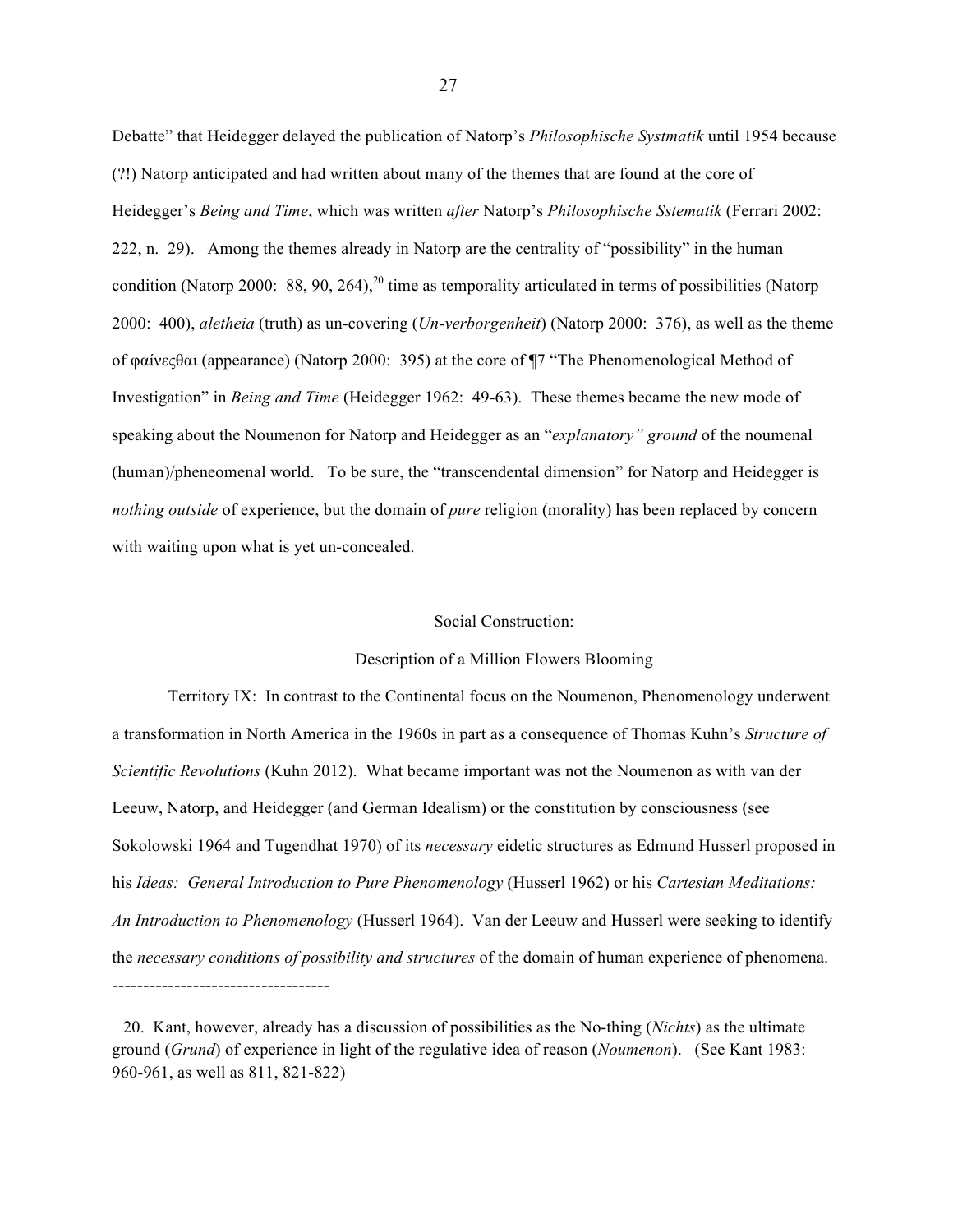Debatte" that Heidegger delayed the publication of Natorp's *Philosophische Systmatik* until 1954 because (?!) Natorp anticipated and had written about many of the themes that are found at the core of Heidegger's *Being and Time*, which was written *after* Natorp's *Philosophische Sstematik* (Ferrari 2002: 222, n. 29). Among the themes already in Natorp are the centrality of "possibility" in the human condition (Natorp 2000: 88, 90, 264),[20] time as temporality articulated in terms of possibilities (Natorp 2000: 400), *aletheia* (truth) as un-covering (*Un-verborgenheit*) (Natorp 2000: 376), as well as the theme of φαίνεςθαι (appearance) (Natorp 2000: 395) at the core of ¶7 "The Phenomenological Method of Investigation" in *Being and Time* (Heidegger 1962: 49-63). These themes became the new mode of speaking about the Noumenon for Natorp and Heidegger as an "*explanatory" ground* of the noumenal (human)/pheneomenal world. To be sure, the "transcendental dimension" for Natorp and Heidegger is *nothing outside* of experience, but the domain of *pure* religion (morality) has been replaced by concern with waiting upon what is yet un-concealed.

## Social Construction:
## Description of a Million Flowers Blooming

Territory IX: In contrast to the Continental focus on the Noumenon, Phenomenology underwent a transformation in North America in the 1960s in part as a consequence of Thomas Kuhn's *Structure of Scientific Revolutions* (Kuhn 2012). What became important was not the Noumenon as with van der Leeuw, Natorp, and Heidegger (and German Idealism) or the constitution by consciousness (see Sokolowski 1964 and Tugendhat 1970) of its *necessary* eidetic structures as Edmund Husserl proposed in his *Ideas: General Introduction to Pure Phenomenology* (Husserl 1962) or his *Cartesian Meditations: An Introduction to Phenomenology* (Husserl 1964). Van der Leeuw and Husserl were seeking to identify the *necessary conditions of possibility and structures* of the domain of human experience of phenomena.

-----------------------------------

20. Kant, however, already has a discussion of possibilities as the No-thing (*Nichts*) as the ultimate ground (*Grund*) of experience in light of the regulative idea of reason (*Noumenon*). (See Kant 1983: 960-961, as well as 811, 821-822)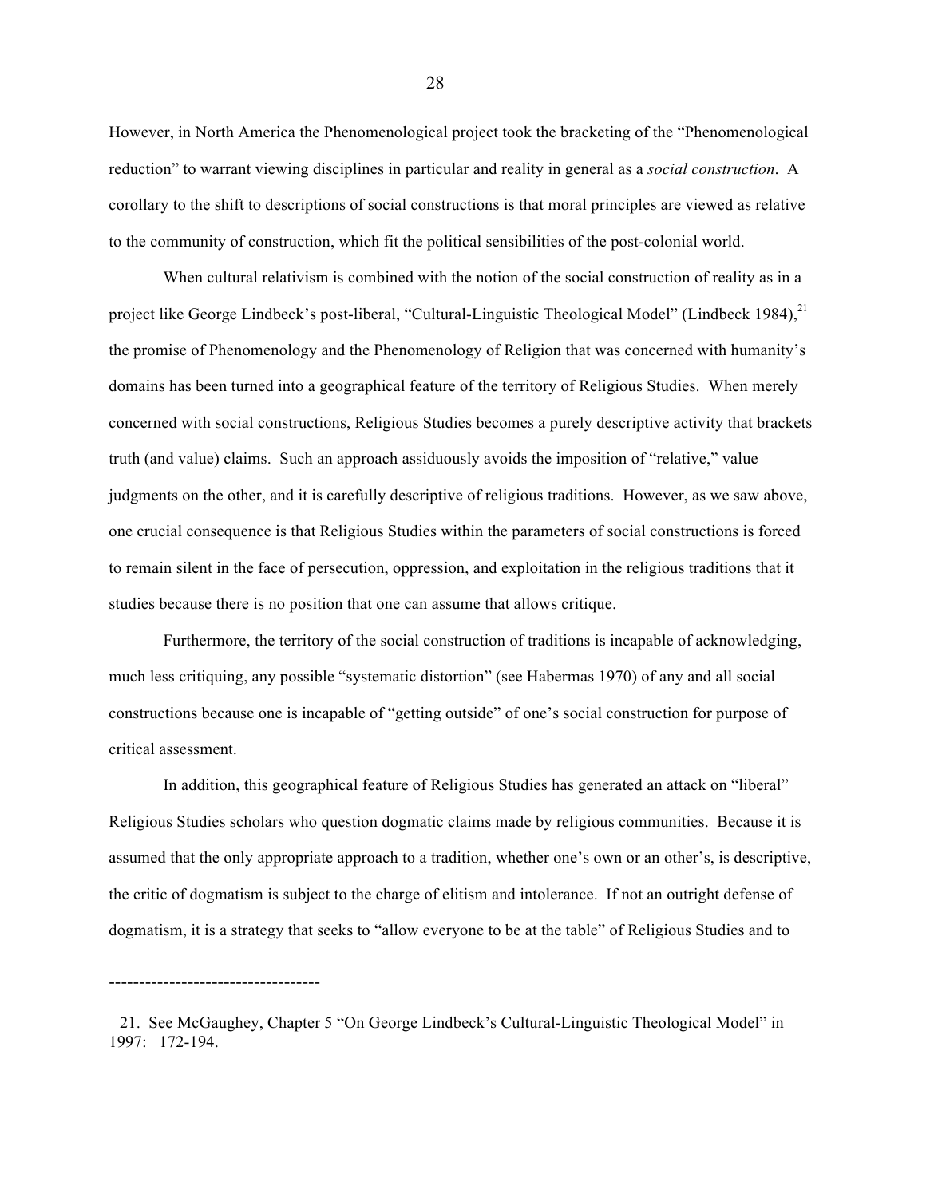However, in North America the Phenomenological project took the bracketing of the "Phenomenological reduction" to warrant viewing disciplines in particular and reality in general as a *social construction*. A corollary to the shift to descriptions of social constructions is that moral principles are viewed as relative to the community of construction, which fit the political sensibilities of the post-colonial world.

When cultural relativism is combined with the notion of the social construction of reality as in a project like George Lindbeck's post-liberal, "Cultural-Linguistic Theological Model" (Lindbeck 1984),[21] the promise of Phenomenology and the Phenomenology of Religion that was concerned with humanity's domains has been turned into a geographical feature of the territory of Religious Studies. When merely concerned with social constructions, Religious Studies becomes a purely descriptive activity that brackets truth (and value) claims. Such an approach assiduously avoids the imposition of "relative," value judgments on the other, and it is carefully descriptive of religious traditions. However, as we saw above, one crucial consequence is that Religious Studies within the parameters of social constructions is forced to remain silent in the face of persecution, oppression, and exploitation in the religious traditions that it studies because there is no position that one can assume that allows critique.

Furthermore, the territory of the social construction of traditions is incapable of acknowledging, much less critiquing, any possible "systematic distortion" (see Habermas 1970) of any and all social constructions because one is incapable of "getting outside" of one's social construction for purpose of critical assessment.

In addition, this geographical feature of Religious Studies has generated an attack on "liberal" Religious Studies scholars who question dogmatic claims made by religious communities. Because it is assumed that the only appropriate approach to a tradition, whether one's own or an other's, is descriptive, the critic of dogmatism is subject to the charge of elitism and intolerance. If not an outright defense of dogmatism, it is a strategy that seeks to "allow everyone to be at the table" of Religious Studies and to

-----------------------------------

21. See McGaughey, Chapter 5 "On George Lindbeck's Cultural-Linguistic Theological Model" in 1997: 172-194.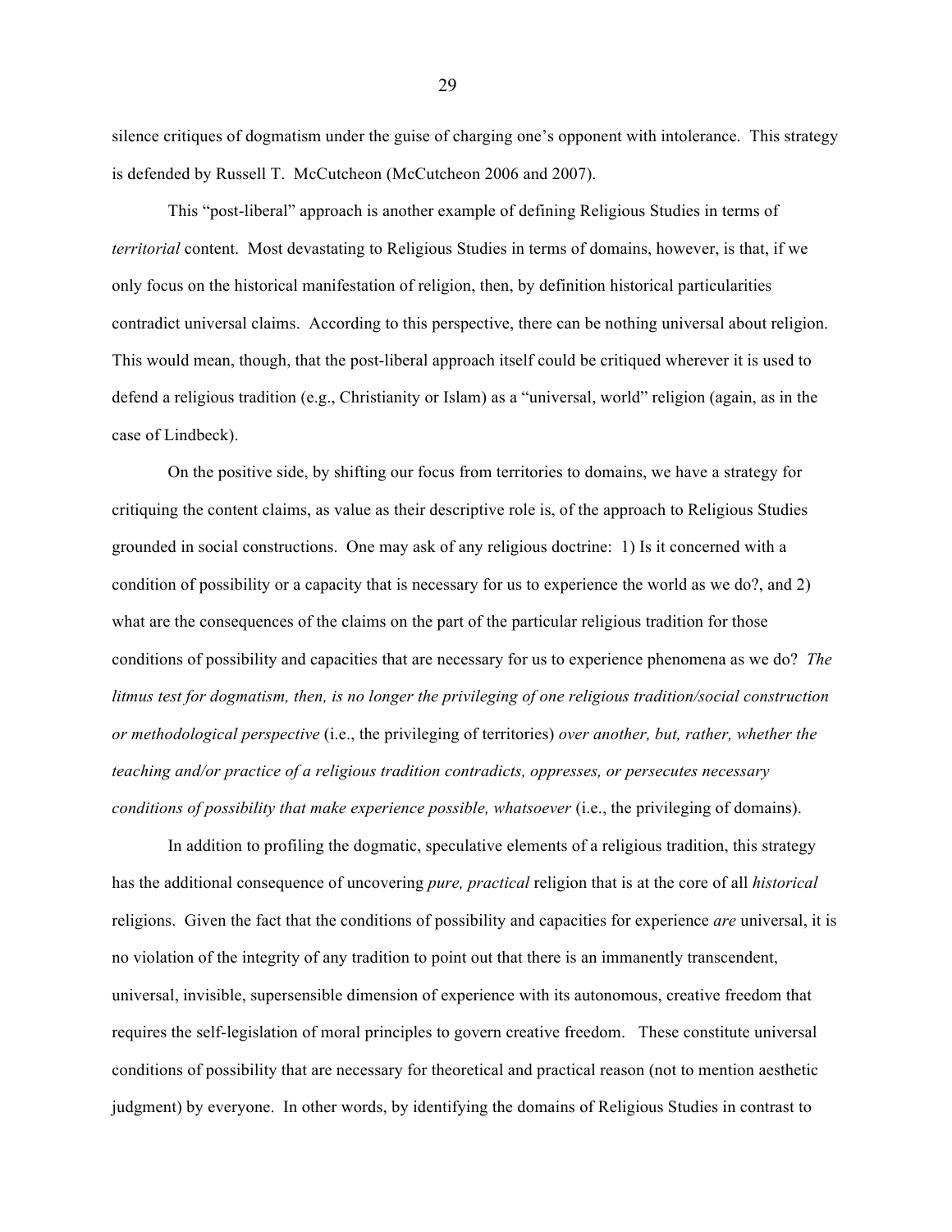silence critiques of dogmatism under the guise of charging one's opponent with intolerance. This strategy is defended by Russell T. McCutcheon (McCutcheon 2006 and 2007).

This "post-liberal" approach is another example of defining Religious Studies in terms of *territorial* content. Most devastating to Religious Studies in terms of domains, however, is that, if we only focus on the historical manifestation of religion, then, by definition historical particularities contradict universal claims. According to this perspective, there can be nothing universal about religion. This would mean, though, that the post-liberal approach itself could be critiqued wherever it is used to defend a religious tradition (e.g., Christianity or Islam) as a "universal, world" religion (again, as in the case of Lindbeck).

On the positive side, by shifting our focus from territories to domains, we have a strategy for critiquing the content claims, as value as their descriptive role is, of the approach to Religious Studies grounded in social constructions. One may ask of any religious doctrine: 1) Is it concerned with a condition of possibility or a capacity that is necessary for us to experience the world as we do?, and 2) what are the consequences of the claims on the part of the particular religious tradition for those conditions of possibility and capacities that are necessary for us to experience phenomena as we do? *The litmus test for dogmatism, then, is no longer the privileging of one religious tradition/social construction or methodological perspective* (i.e., the privileging of territories) *over another, but, rather, whether the teaching and/or practice of a religious tradition contradicts, oppresses, or persecutes necessary conditions of possibility that make experience possible, whatsoever* (i.e., the privileging of domains).

In addition to profiling the dogmatic, speculative elements of a religious tradition, this strategy has the additional consequence of uncovering *pure, practical* religion that is at the core of all *historical* religions. Given the fact that the conditions of possibility and capacities for experience *are* universal, it is no violation of the integrity of any tradition to point out that there is an immanently transcendent, universal, invisible, supersensible dimension of experience with its autonomous, creative freedom that requires the self-legislation of moral principles to govern creative freedom. These constitute universal conditions of possibility that are necessary for theoretical and practical reason (not to mention aesthetic judgment) by everyone. In other words, by identifying the domains of Religious Studies in contrast to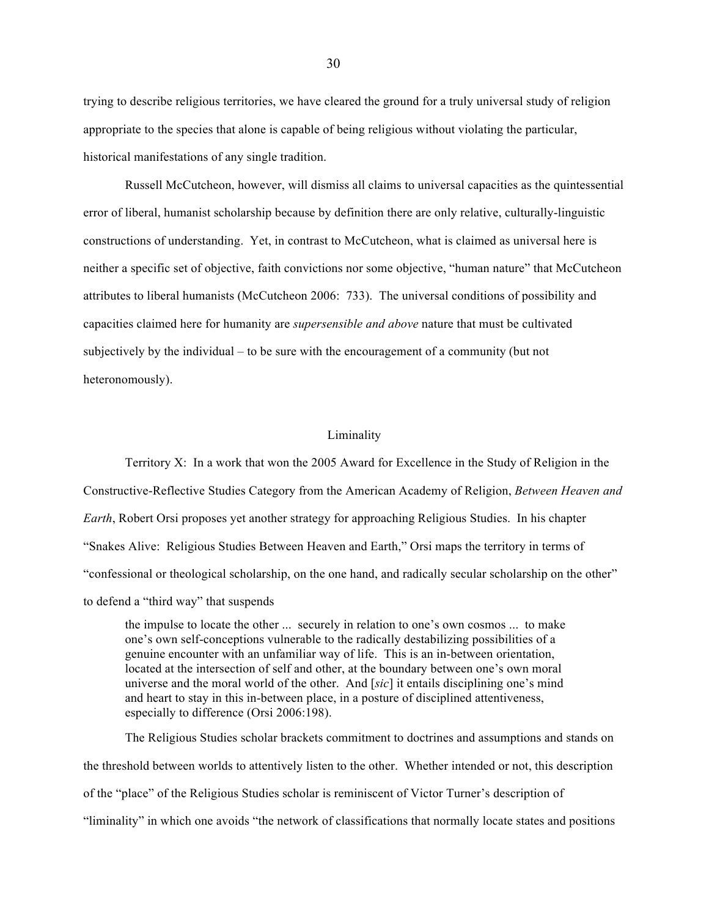trying to describe religious territories, we have cleared the ground for a truly universal study of religion appropriate to the species that alone is capable of being religious without violating the particular, historical manifestations of any single tradition.

Russell McCutcheon, however, will dismiss all claims to universal capacities as the quintessential error of liberal, humanist scholarship because by definition there are only relative, culturally-linguistic constructions of understanding. Yet, in contrast to McCutcheon, what is claimed as universal here is neither a specific set of objective, faith convictions nor some objective, "human nature" that McCutcheon attributes to liberal humanists (McCutcheon 2006: 733). The universal conditions of possibility and capacities claimed here for humanity are *supersensible and above* nature that must be cultivated subjectively by the individual – to be sure with the encouragement of a community (but not heteronomously).

## Liminality

Territory X: In a work that won the 2005 Award for Excellence in the Study of Religion in the Constructive-Reflective Studies Category from the American Academy of Religion, *Between Heaven and Earth*, Robert Orsi proposes yet another strategy for approaching Religious Studies. In his chapter "Snakes Alive: Religious Studies Between Heaven and Earth," Orsi maps the territory in terms of "confessional or theological scholarship, on the one hand, and radically secular scholarship on the other" to defend a "third way" that suspends

> the impulse to locate the other ... securely in relation to one's own cosmos ... to make one's own self-conceptions vulnerable to the radically destabilizing possibilities of a genuine encounter with an unfamiliar way of life. This is an in-between orientation, located at the intersection of self and other, at the boundary between one's own moral universe and the moral world of the other. And [*sic*] it entails disciplining one's mind and heart to stay in this in-between place, in a posture of disciplined attentiveness, especially to difference (Orsi 2006:198).

The Religious Studies scholar brackets commitment to doctrines and assumptions and stands on the threshold between worlds to attentively listen to the other. Whether intended or not, this description of the "place" of the Religious Studies scholar is reminiscent of Victor Turner's description of "liminality" in which one avoids "the network of classifications that normally locate states and positions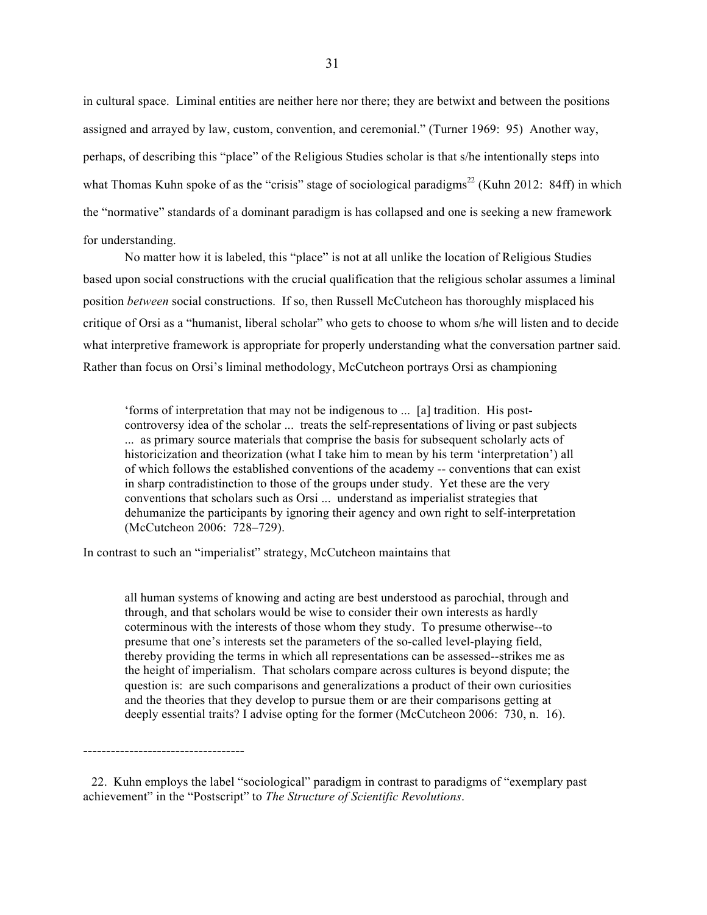in cultural space. Liminal entities are neither here nor there; they are betwixt and between the positions assigned and arrayed by law, custom, convention, and ceremonial." (Turner 1969: 95) Another way, perhaps, of describing this "place" of the Religious Studies scholar is that s/he intentionally steps into what Thomas Kuhn spoke of as the "crisis" stage of sociological paradigms[22] (Kuhn 2012: 84ff) in which the "normative" standards of a dominant paradigm is has collapsed and one is seeking a new framework for understanding.

No matter how it is labeled, this "place" is not at all unlike the location of Religious Studies based upon social constructions with the crucial qualification that the religious scholar assumes a liminal position *between* social constructions. If so, then Russell McCutcheon has thoroughly misplaced his critique of Orsi as a "humanist, liberal scholar" who gets to choose to whom s/he will listen and to decide what interpretive framework is appropriate for properly understanding what the conversation partner said. Rather than focus on Orsi's liminal methodology, McCutcheon portrays Orsi as championing

> 'forms of interpretation that may not be indigenous to ... [a] tradition. His post-controversy idea of the scholar ... treats the self-representations of living or past subjects ... as primary source materials that comprise the basis for subsequent scholarly acts of historicization and theorization (what I take him to mean by his term 'interpretation') all of which follows the established conventions of the academy -- conventions that can exist in sharp contradistinction to those of the groups under study. Yet these are the very conventions that scholars such as Orsi ... understand as imperialist strategies that dehumanize the participants by ignoring their agency and own right to self-interpretation (McCutcheon 2006: 728–729).

In contrast to such an "imperialist" strategy, McCutcheon maintains that

> all human systems of knowing and acting are best understood as parochial, through and through, and that scholars would be wise to consider their own interests as hardly coterminous with the interests of those whom they study. To presume otherwise--to presume that one's interests set the parameters of the so-called level-playing field, thereby providing the terms in which all representations can be assessed--strikes me as the height of imperialism. That scholars compare across cultures is beyond dispute; the question is: are such comparisons and generalizations a product of their own curiosities and the theories that they develop to pursue them or are their comparisons getting at deeply essential traits? I advise opting for the former (McCutcheon 2006: 730, n. 16).

-----------------------------------

22. Kuhn employs the label "sociological" paradigm in contrast to paradigms of "exemplary past achievement" in the "Postscript" to *The Structure of Scientific Revolutions*.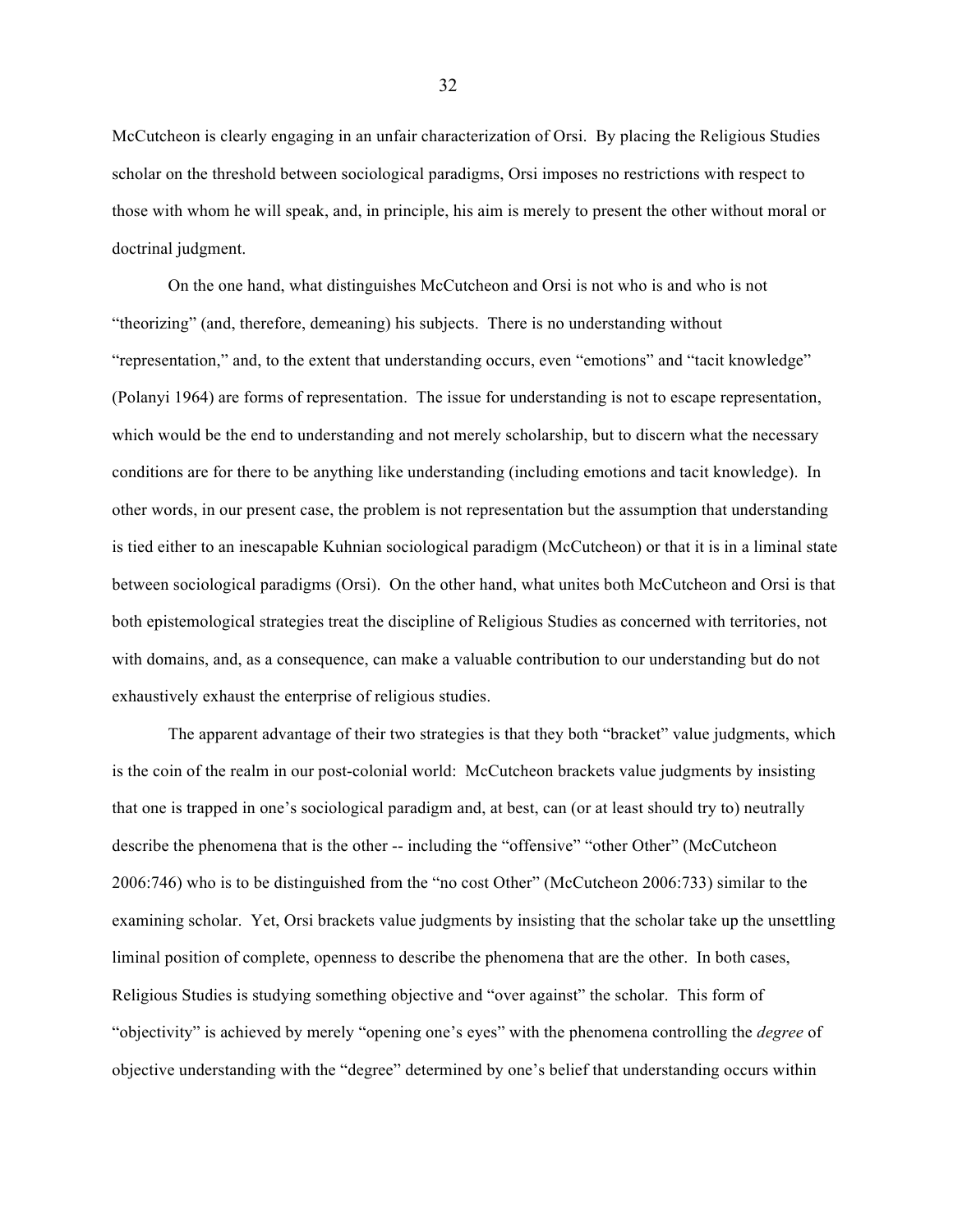McCutcheon is clearly engaging in an unfair characterization of Orsi. By placing the Religious Studies scholar on the threshold between sociological paradigms, Orsi imposes no restrictions with respect to those with whom he will speak, and, in principle, his aim is merely to present the other without moral or doctrinal judgment.

On the one hand, what distinguishes McCutcheon and Orsi is not who is and who is not "theorizing" (and, therefore, demeaning) his subjects. There is no understanding without "representation," and, to the extent that understanding occurs, even "emotions" and "tacit knowledge" (Polanyi 1964) are forms of representation. The issue for understanding is not to escape representation, which would be the end to understanding and not merely scholarship, but to discern what the necessary conditions are for there to be anything like understanding (including emotions and tacit knowledge). In other words, in our present case, the problem is not representation but the assumption that understanding is tied either to an inescapable Kuhnian sociological paradigm (McCutcheon) or that it is in a liminal state between sociological paradigms (Orsi). On the other hand, what unites both McCutcheon and Orsi is that both epistemological strategies treat the discipline of Religious Studies as concerned with territories, not with domains, and, as a consequence, can make a valuable contribution to our understanding but do not exhaustively exhaust the enterprise of religious studies.

The apparent advantage of their two strategies is that they both "bracket" value judgments, which is the coin of the realm in our post-colonial world: McCutcheon brackets value judgments by insisting that one is trapped in one's sociological paradigm and, at best, can (or at least should try to) neutrally describe the phenomena that is the other -- including the "offensive" "other Other" (McCutcheon 2006:746) who is to be distinguished from the "no cost Other" (McCutcheon 2006:733) similar to the examining scholar. Yet, Orsi brackets value judgments by insisting that the scholar take up the unsettling liminal position of complete, openness to describe the phenomena that are the other. In both cases, Religious Studies is studying something objective and "over against" the scholar. This form of "objectivity" is achieved by merely "opening one's eyes" with the phenomena controlling the *degree* of objective understanding with the "degree" determined by one's belief that understanding occurs within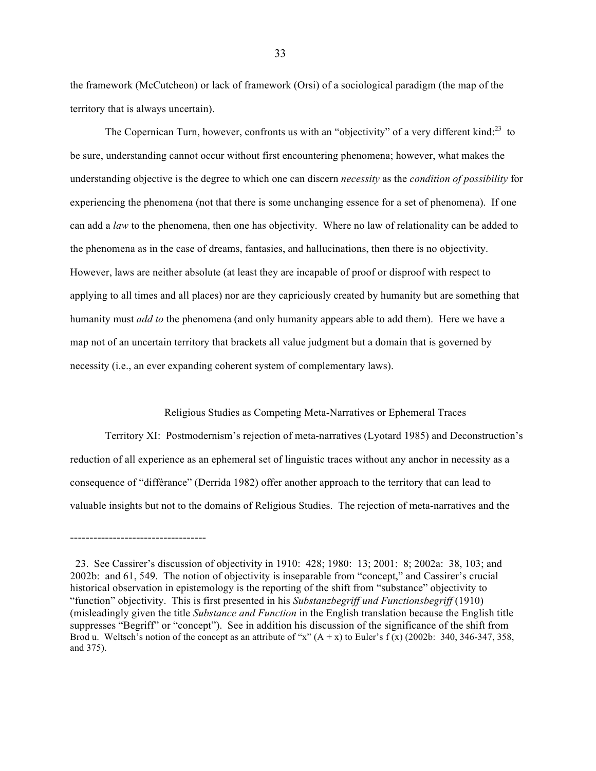the framework (McCutcheon) or lack of framework (Orsi) of a sociological paradigm (the map of the territory that is always uncertain).

The Copernican Turn, however, confronts us with an "objectivity" of a very different kind:[23] to be sure, understanding cannot occur without first encountering phenomena; however, what makes the understanding objective is the degree to which one can discern *necessity* as the *condition of possibility* for experiencing the phenomena (not that there is some unchanging essence for a set of phenomena). If one can add a *law* to the phenomena, then one has objectivity. Where no law of relationality can be added to the phenomena as in the case of dreams, fantasies, and hallucinations, then there is no objectivity. However, laws are neither absolute (at least they are incapable of proof or disproof with respect to applying to all times and all places) nor are they capriciously created by humanity but are something that humanity must *add to* the phenomena (and only humanity appears able to add them). Here we have a map not of an uncertain territory that brackets all value judgment but a domain that is governed by necessity (i.e., an ever expanding coherent system of complementary laws).

## Religious Studies as Competing Meta-Narratives or Ephemeral Traces

Territory XI: Postmodernism's rejection of meta-narratives (Lyotard 1985) and Deconstruction's reduction of all experience as an ephemeral set of linguistic traces without any anchor in necessity as a consequence of "diffèrance" (Derrida 1982) offer another approach to the territory that can lead to valuable insights but not to the domains of Religious Studies. The rejection of meta-narratives and the

-----------------------------------

23. See Cassirer's discussion of objectivity in 1910: 428; 1980: 13; 2001: 8; 2002a: 38, 103; and 2002b: and 61, 549. The notion of objectivity is inseparable from "concept," and Cassirer's crucial historical observation in epistemology is the reporting of the shift from "substance" objectivity to "function" objectivity. This is first presented in his *Substanzbegriff und Functionsbegriff* (1910) (misleadingly given the title *Substance and Function* in the English translation because the English title suppresses "Begriff" or "concept"). See in addition his discussion of the significance of the shift from Brod u. Weltsch's notion of the concept as an attribute of "x" (A + x) to Euler's f (x) (2002b: 340, 346-347, 358, and 375).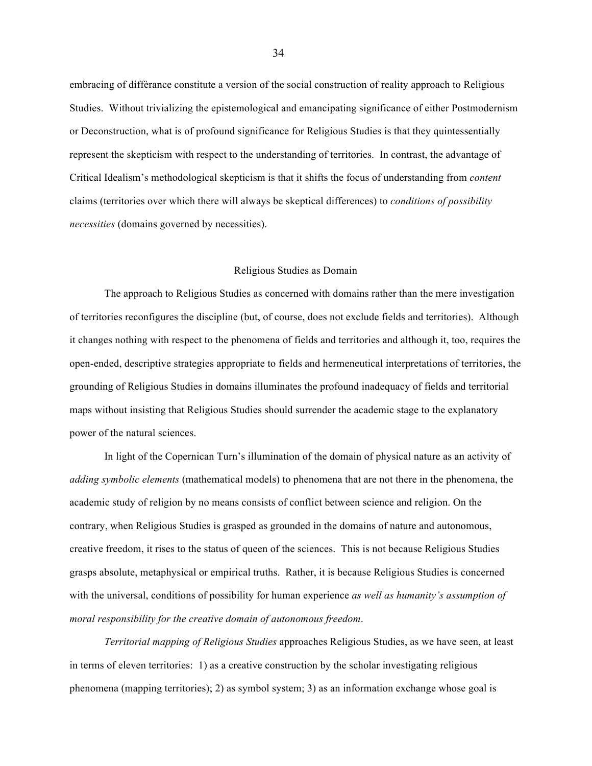embracing of diffèrance constitute a version of the social construction of reality approach to Religious Studies. Without trivializing the epistemological and emancipating significance of either Postmodernism or Deconstruction, what is of profound significance for Religious Studies is that they quintessentially represent the skepticism with respect to the understanding of territories. In contrast, the advantage of Critical Idealism's methodological skepticism is that it shifts the focus of understanding from *content* claims (territories over which there will always be skeptical differences) to *conditions of possibility necessities* (domains governed by necessities).

## Religious Studies as Domain

The approach to Religious Studies as concerned with domains rather than the mere investigation of territories reconfigures the discipline (but, of course, does not exclude fields and territories). Although it changes nothing with respect to the phenomena of fields and territories and although it, too, requires the open-ended, descriptive strategies appropriate to fields and hermeneutical interpretations of territories, the grounding of Religious Studies in domains illuminates the profound inadequacy of fields and territorial maps without insisting that Religious Studies should surrender the academic stage to the explanatory power of the natural sciences.

In light of the Copernican Turn's illumination of the domain of physical nature as an activity of *adding symbolic elements* (mathematical models) to phenomena that are not there in the phenomena, the academic study of religion by no means consists of conflict between science and religion. On the contrary, when Religious Studies is grasped as grounded in the domains of nature and autonomous, creative freedom, it rises to the status of queen of the sciences. This is not because Religious Studies grasps absolute, metaphysical or empirical truths. Rather, it is because Religious Studies is concerned with the universal, conditions of possibility for human experience *as well as humanity's assumption of moral responsibility for the creative domain of autonomous freedom*.

*Territorial mapping of Religious Studies* approaches Religious Studies, as we have seen, at least in terms of eleven territories: 1) as a creative construction by the scholar investigating religious phenomena (mapping territories); 2) as symbol system; 3) as an information exchange whose goal is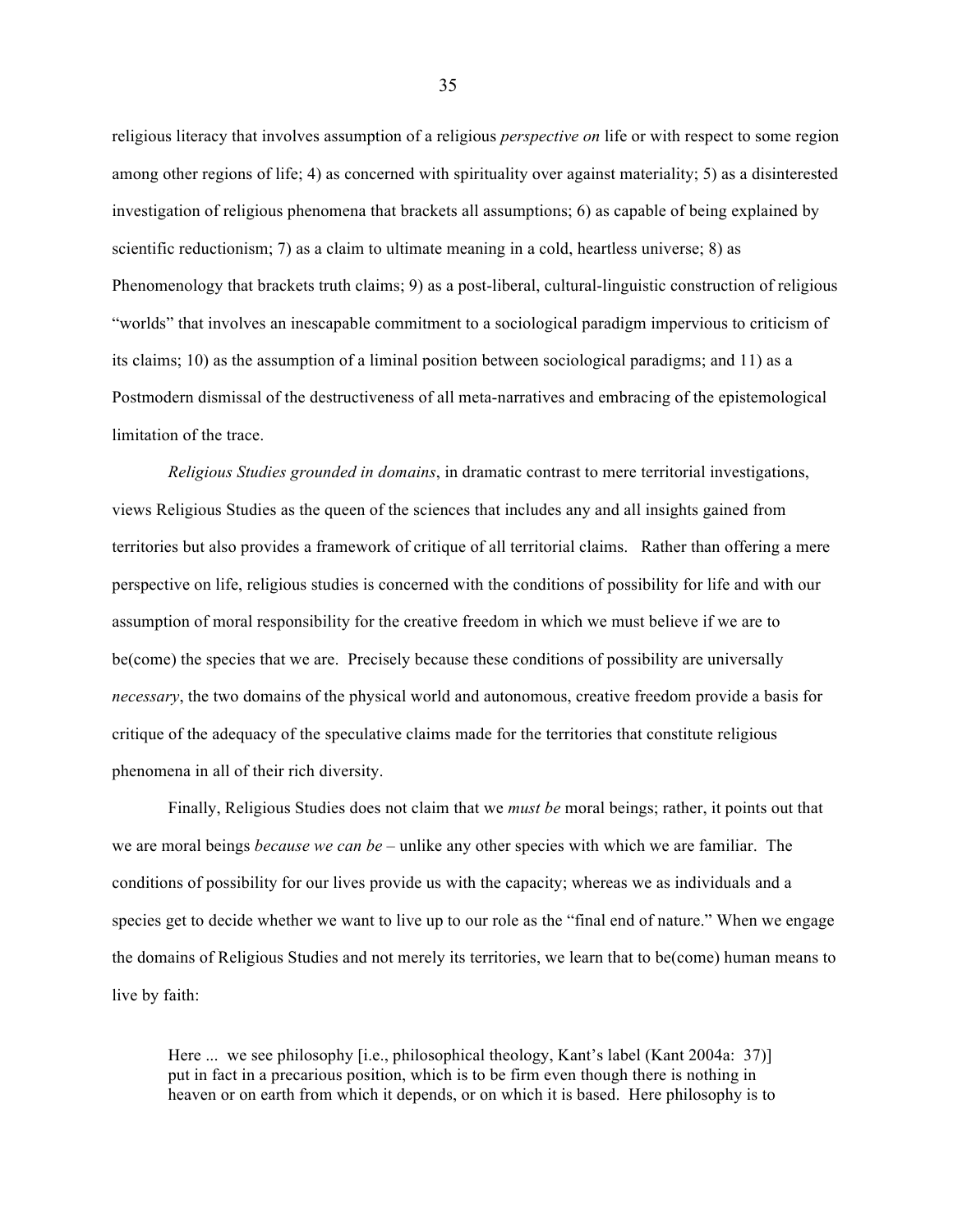religious literacy that involves assumption of a religious *perspective on* life or with respect to some region among other regions of life; 4) as concerned with spirituality over against materiality; 5) as a disinterested investigation of religious phenomena that brackets all assumptions; 6) as capable of being explained by scientific reductionism; 7) as a claim to ultimate meaning in a cold, heartless universe; 8) as Phenomenology that brackets truth claims; 9) as a post-liberal, cultural-linguistic construction of religious "worlds" that involves an inescapable commitment to a sociological paradigm impervious to criticism of its claims; 10) as the assumption of a liminal position between sociological paradigms; and 11) as a Postmodern dismissal of the destructiveness of all meta-narratives and embracing of the epistemological limitation of the trace.

*Religious Studies grounded in domains*, in dramatic contrast to mere territorial investigations, views Religious Studies as the queen of the sciences that includes any and all insights gained from territories but also provides a framework of critique of all territorial claims. Rather than offering a mere perspective on life, religious studies is concerned with the conditions of possibility for life and with our assumption of moral responsibility for the creative freedom in which we must believe if we are to be(come) the species that we are. Precisely because these conditions of possibility are universally *necessary*, the two domains of the physical world and autonomous, creative freedom provide a basis for critique of the adequacy of the speculative claims made for the territories that constitute religious phenomena in all of their rich diversity.

Finally, Religious Studies does not claim that we *must be* moral beings; rather, it points out that we are moral beings *because we can be* – unlike any other species with which we are familiar. The conditions of possibility for our lives provide us with the capacity; whereas we as individuals and a species get to decide whether we want to live up to our role as the "final end of nature." When we engage the domains of Religious Studies and not merely its territories, we learn that to be(come) human means to live by faith:

> Here ... we see philosophy [i.e., philosophical theology, Kant's label (Kant 2004a: 37)] put in fact in a precarious position, which is to be firm even though there is nothing in heaven or on earth from which it depends, or on which it is based. Here philosophy is to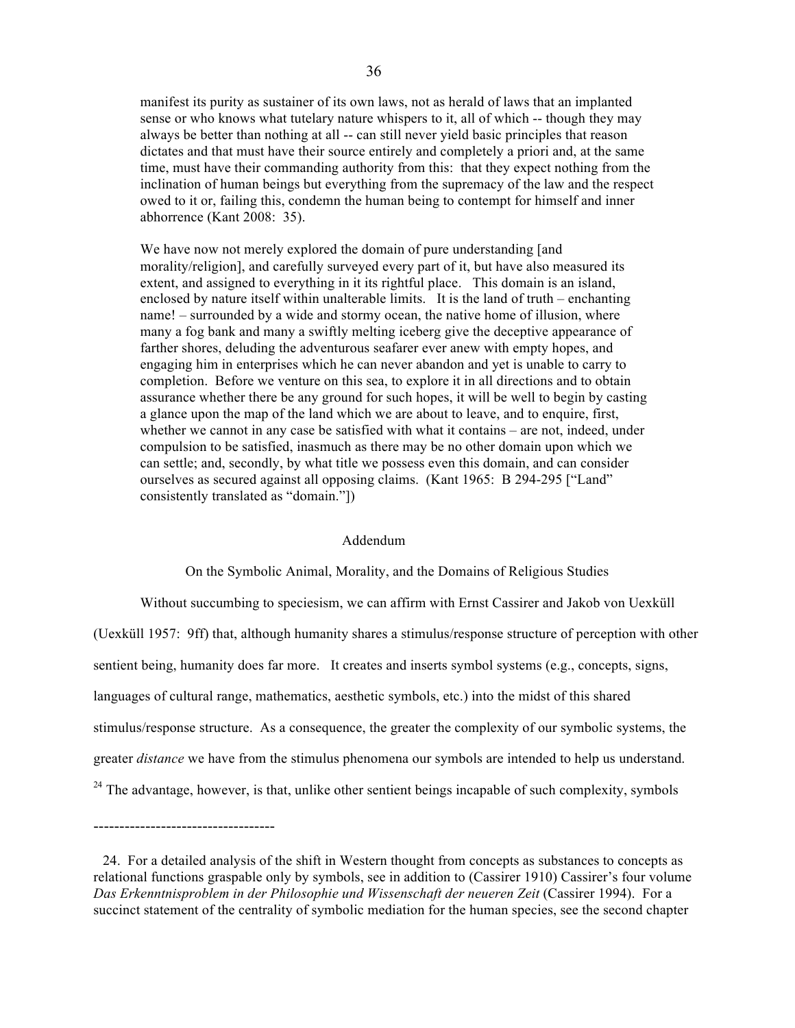> manifest its purity as sustainer of its own laws, not as herald of laws that an implanted sense or who knows what tutelary nature whispers to it, all of which -- though they may always be better than nothing at all -- can still never yield basic principles that reason dictates and that must have their source entirely and completely a priori and, at the same time, must have their commanding authority from this: that they expect nothing from the inclination of human beings but everything from the supremacy of the law and the respect owed to it or, failing this, condemn the human being to contempt for himself and inner abhorrence (Kant 2008: 35).

> We have now not merely explored the domain of pure understanding [and morality/religion], and carefully surveyed every part of it, but have also measured its extent, and assigned to everything in it its rightful place. This domain is an island, enclosed by nature itself within unalterable limits. It is the land of truth – enchanting name! – surrounded by a wide and stormy ocean, the native home of illusion, where many a fog bank and many a swiftly melting iceberg give the deceptive appearance of farther shores, deluding the adventurous seafarer ever anew with empty hopes, and engaging him in enterprises which he can never abandon and yet is unable to carry to completion. Before we venture on this sea, to explore it in all directions and to obtain assurance whether there be any ground for such hopes, it will be well to begin by casting a glance upon the map of the land which we are about to leave, and to enquire, first, whether we cannot in any case be satisfied with what it contains – are not, indeed, under compulsion to be satisfied, inasmuch as there may be no other domain upon which we can settle; and, secondly, by what title we possess even this domain, and can consider ourselves as secured against all opposing claims. (Kant 1965: B 294-295 ["Land" consistently translated as "domain."])

## Addendum

### On the Symbolic Animal, Morality, and the Domains of Religious Studies

Without succumbing to speciesism, we can affirm with Ernst Cassirer and Jakob von Uexküll (Uexküll 1957: 9ff) that, although humanity shares a stimulus/response structure of perception with other sentient being, humanity does far more. It creates and inserts symbol systems (e.g., concepts, signs, languages of cultural range, mathematics, aesthetic symbols, etc.) into the midst of this shared stimulus/response structure. As a consequence, the greater the complexity of our symbolic systems, the greater *distance* we have from the stimulus phenomena our symbols are intended to help us understand. [24] The advantage, however, is that, unlike other sentient beings incapable of such complexity, symbols

-----------------------------------

24. For a detailed analysis of the shift in Western thought from concepts as substances to concepts as relational functions graspable only by symbols, see in addition to (Cassirer 1910) Cassirer's four volume *Das Erkenntnisproblem in der Philosophie und Wissenschaft der neueren Zeit* (Cassirer 1994). For a succinct statement of the centrality of symbolic mediation for the human species, see the second chapter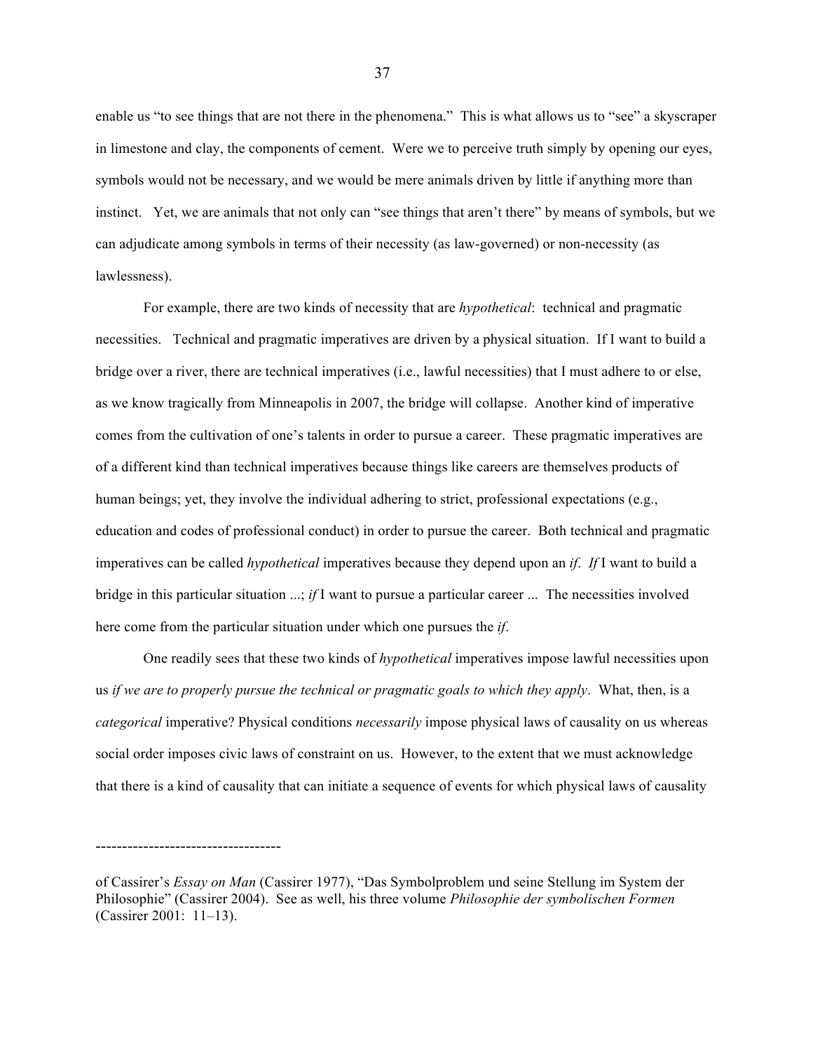enable us "to see things that are not there in the phenomena." This is what allows us to "see" a skyscraper in limestone and clay, the components of cement. Were we to perceive truth simply by opening our eyes, symbols would not be necessary, and we would be mere animals driven by little if anything more than instinct. Yet, we are animals that not only can "see things that aren't there" by means of symbols, but we can adjudicate among symbols in terms of their necessity (as law-governed) or non-necessity (as lawlessness).

For example, there are two kinds of necessity that are *hypothetical*: technical and pragmatic necessities. Technical and pragmatic imperatives are driven by a physical situation. If I want to build a bridge over a river, there are technical imperatives (i.e., lawful necessities) that I must adhere to or else, as we know tragically from Minneapolis in 2007, the bridge will collapse. Another kind of imperative comes from the cultivation of one's talents in order to pursue a career. These pragmatic imperatives are of a different kind than technical imperatives because things like careers are themselves products of human beings; yet, they involve the individual adhering to strict, professional expectations (e.g., education and codes of professional conduct) in order to pursue the career. Both technical and pragmatic imperatives can be called *hypothetical* imperatives because they depend upon an *if*. *If* I want to build a bridge in this particular situation ...; *if* I want to pursue a particular career ... The necessities involved here come from the particular situation under which one pursues the *if*.

One readily sees that these two kinds of *hypothetical* imperatives impose lawful necessities upon us *if we are to properly pursue the technical or pragmatic goals to which they apply*. What, then, is a *categorical* imperative? Physical conditions *necessarily* impose physical laws of causality on us whereas social order imposes civic laws of constraint on us. However, to the extent that we must acknowledge that there is a kind of causality that can initiate a sequence of events for which physical laws of causality

-----------------------------------

of Cassirer's *Essay on Man* (Cassirer 1977), "Das Symbolproblem und seine Stellung im System der Philosophie" (Cassirer 2004). See as well, his three volume *Philosophie der symbolischen Formen* (Cassirer 2001: 11–13).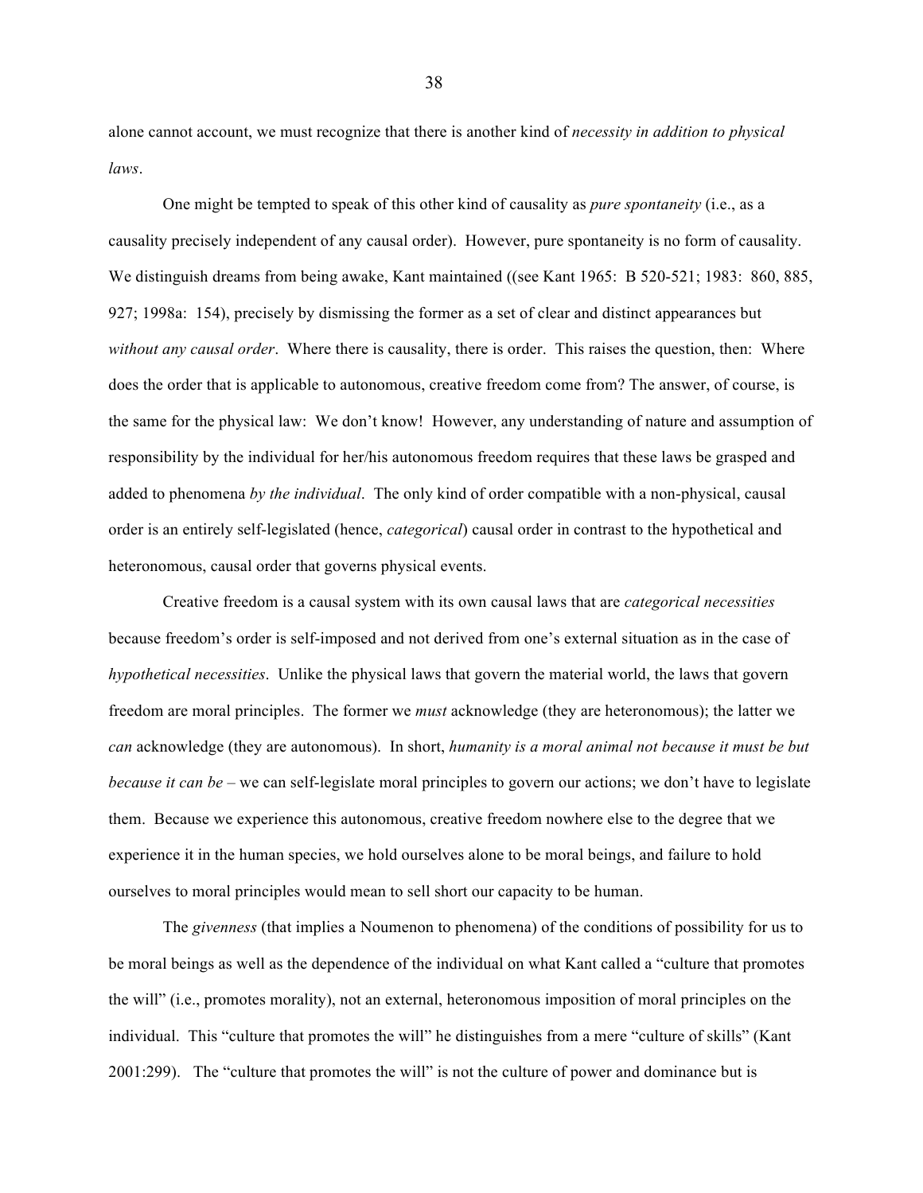alone cannot account, we must recognize that there is another kind of *necessity in addition to physical laws*.

One might be tempted to speak of this other kind of causality as *pure spontaneity* (i.e., as a causality precisely independent of any causal order). However, pure spontaneity is no form of causality. We distinguish dreams from being awake, Kant maintained ((see Kant 1965: B 520-521; 1983: 860, 885, 927; 1998a: 154), precisely by dismissing the former as a set of clear and distinct appearances but *without any causal order*. Where there is causality, there is order. This raises the question, then: Where does the order that is applicable to autonomous, creative freedom come from? The answer, of course, is the same for the physical law: We don't know! However, any understanding of nature and assumption of responsibility by the individual for her/his autonomous freedom requires that these laws be grasped and added to phenomena *by the individual*. The only kind of order compatible with a non-physical, causal order is an entirely self-legislated (hence, *categorical*) causal order in contrast to the hypothetical and heteronomous, causal order that governs physical events.

Creative freedom is a causal system with its own causal laws that are *categorical necessities* because freedom's order is self-imposed and not derived from one's external situation as in the case of *hypothetical necessities*. Unlike the physical laws that govern the material world, the laws that govern freedom are moral principles. The former we *must* acknowledge (they are heteronomous); the latter we *can* acknowledge (they are autonomous). In short, *humanity is a moral animal not because it must be but because it can be* – we can self-legislate moral principles to govern our actions; we don't have to legislate them. Because we experience this autonomous, creative freedom nowhere else to the degree that we experience it in the human species, we hold ourselves alone to be moral beings, and failure to hold ourselves to moral principles would mean to sell short our capacity to be human.

The *givenness* (that implies a Noumenon to phenomena) of the conditions of possibility for us to be moral beings as well as the dependence of the individual on what Kant called a "culture that promotes the will" (i.e., promotes morality), not an external, heteronomous imposition of moral principles on the individual. This "culture that promotes the will" he distinguishes from a mere "culture of skills" (Kant 2001:299). The "culture that promotes the will" is not the culture of power and dominance but is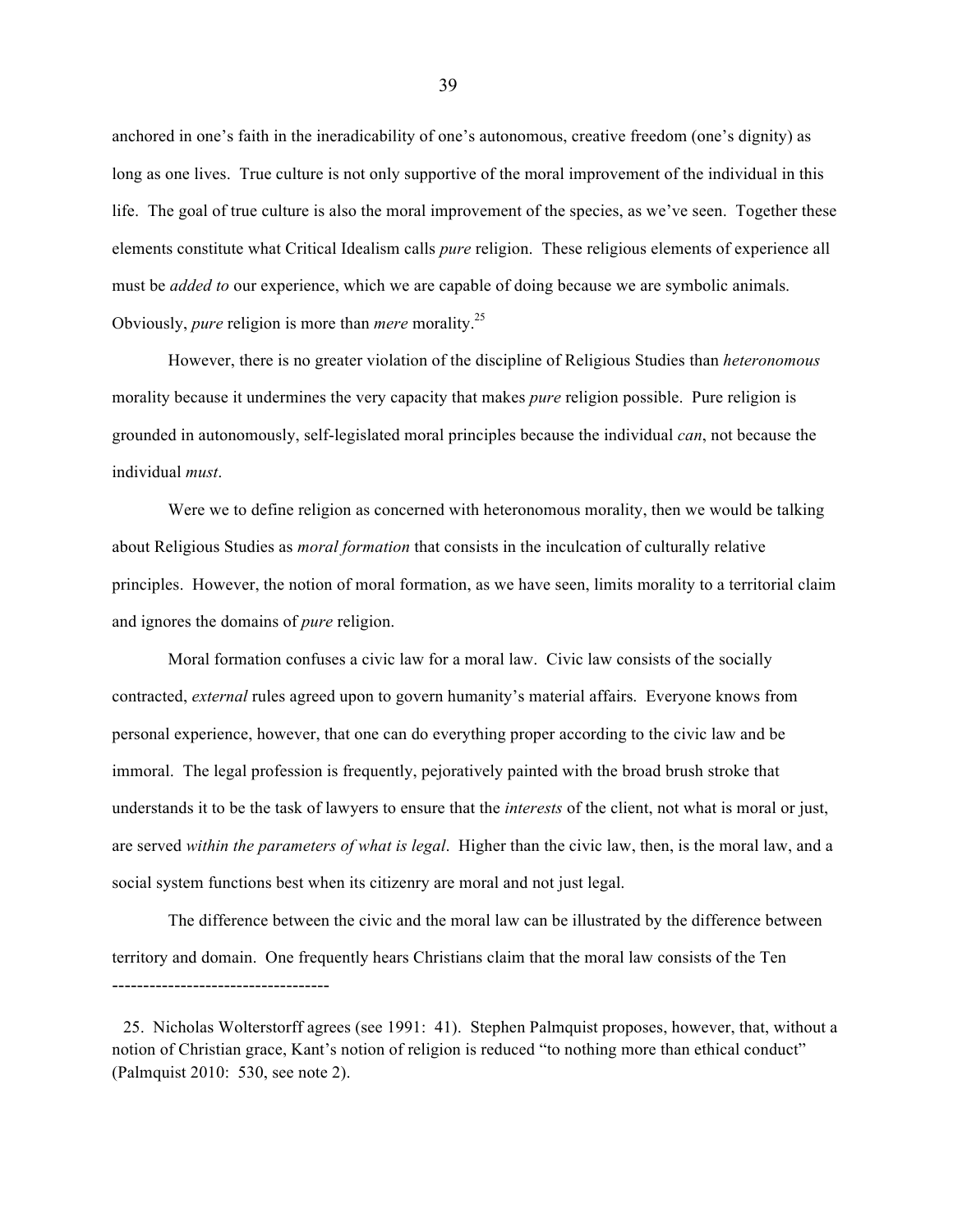anchored in one's faith in the ineradicability of one's autonomous, creative freedom (one's dignity) as long as one lives. True culture is not only supportive of the moral improvement of the individual in this life. The goal of true culture is also the moral improvement of the species, as we've seen. Together these elements constitute what Critical Idealism calls *pure* religion. These religious elements of experience all must be *added to* our experience, which we are capable of doing because we are symbolic animals. Obviously, *pure* religion is more than *mere* morality.[25]

However, there is no greater violation of the discipline of Religious Studies than *heteronomous* morality because it undermines the very capacity that makes *pure* religion possible. Pure religion is grounded in autonomously, self-legislated moral principles because the individual *can*, not because the individual *must*.

Were we to define religion as concerned with heteronomous morality, then we would be talking about Religious Studies as *moral formation* that consists in the inculcation of culturally relative principles. However, the notion of moral formation, as we have seen, limits morality to a territorial claim and ignores the domains of *pure* religion.

Moral formation confuses a civic law for a moral law. Civic law consists of the socially contracted, *external* rules agreed upon to govern humanity's material affairs. Everyone knows from personal experience, however, that one can do everything proper according to the civic law and be immoral. The legal profession is frequently, pejoratively painted with the broad brush stroke that understands it to be the task of lawyers to ensure that the *interests* of the client, not what is moral or just, are served *within the parameters of what is legal*. Higher than the civic law, then, is the moral law, and a social system functions best when its citizenry are moral and not just legal.

The difference between the civic and the moral law can be illustrated by the difference between territory and domain. One frequently hears Christians claim that the moral law consists of the Ten

---

25. Nicholas Wolterstorff agrees (see 1991: 41). Stephen Palmquist proposes, however, that, without a notion of Christian grace, Kant's notion of religion is reduced "to nothing more than ethical conduct" (Palmquist 2010: 530, see note 2).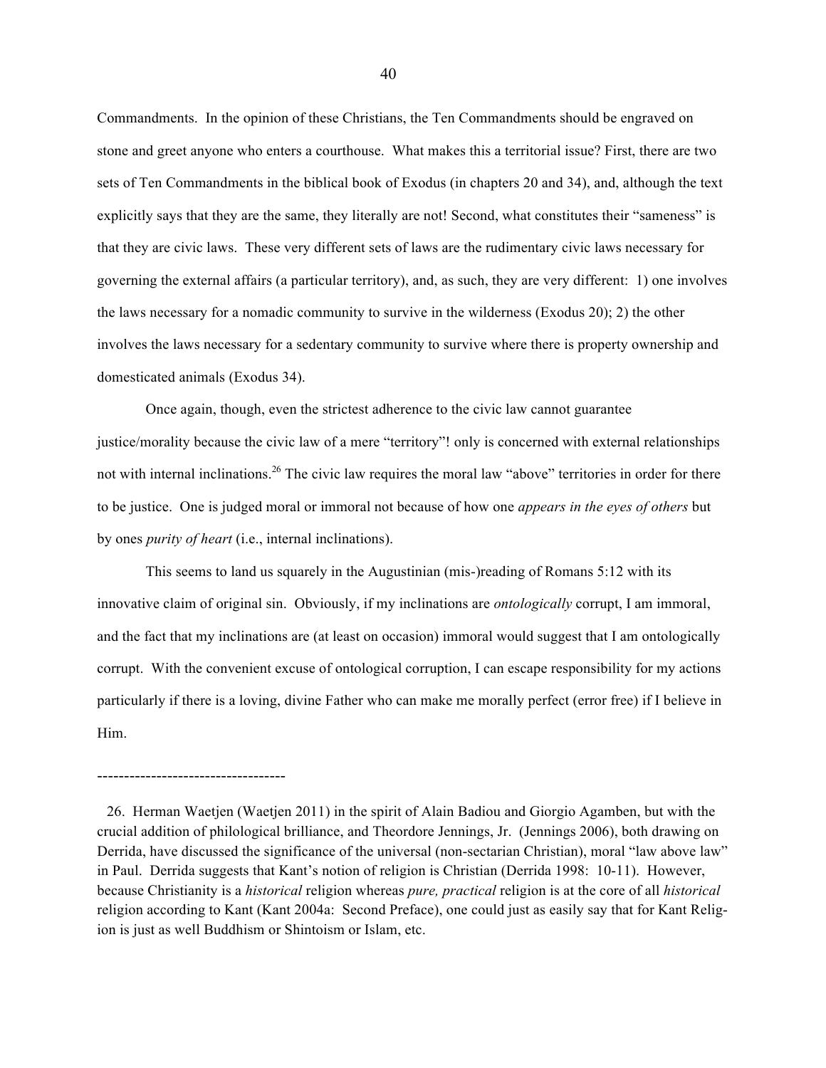Commandments. In the opinion of these Christians, the Ten Commandments should be engraved on stone and greet anyone who enters a courthouse. What makes this a territorial issue? First, there are two sets of Ten Commandments in the biblical book of Exodus (in chapters 20 and 34), and, although the text explicitly says that they are the same, they literally are not! Second, what constitutes their "sameness" is that they are civic laws. These very different sets of laws are the rudimentary civic laws necessary for governing the external affairs (a particular territory), and, as such, they are very different: 1) one involves the laws necessary for a nomadic community to survive in the wilderness (Exodus 20); 2) the other involves the laws necessary for a sedentary community to survive where there is property ownership and domesticated animals (Exodus 34).

Once again, though, even the strictest adherence to the civic law cannot guarantee justice/morality because the civic law of a mere "territory"! only is concerned with external relationships not with internal inclinations.[26] The civic law requires the moral law "above" territories in order for there to be justice. One is judged moral or immoral not because of how one *appears in the eyes of others* but by ones *purity of heart* (i.e., internal inclinations).

This seems to land us squarely in the Augustinian (mis-)reading of Romans 5:12 with its innovative claim of original sin. Obviously, if my inclinations are *ontologically* corrupt, I am immoral, and the fact that my inclinations are (at least on occasion) immoral would suggest that I am ontologically corrupt. With the convenient excuse of ontological corruption, I can escape responsibility for my actions particularly if there is a loving, divine Father who can make me morally perfect (error free) if I believe in Him.

-----------------------------------

26. Herman Waetjen (Waetjen 2011) in the spirit of Alain Badiou and Giorgio Agamben, but with the crucial addition of philological brilliance, and Theordore Jennings, Jr. (Jennings 2006), both drawing on Derrida, have discussed the significance of the universal (non-sectarian Christian), moral "law above law" in Paul. Derrida suggests that Kant's notion of religion is Christian (Derrida 1998: 10-11). However, because Christianity is a *historical* religion whereas *pure, practical* religion is at the core of all *historical* religion according to Kant (Kant 2004a: Second Preface), one could just as easily say that for Kant Religion is just as well Buddhism or Shintoism or Islam, etc.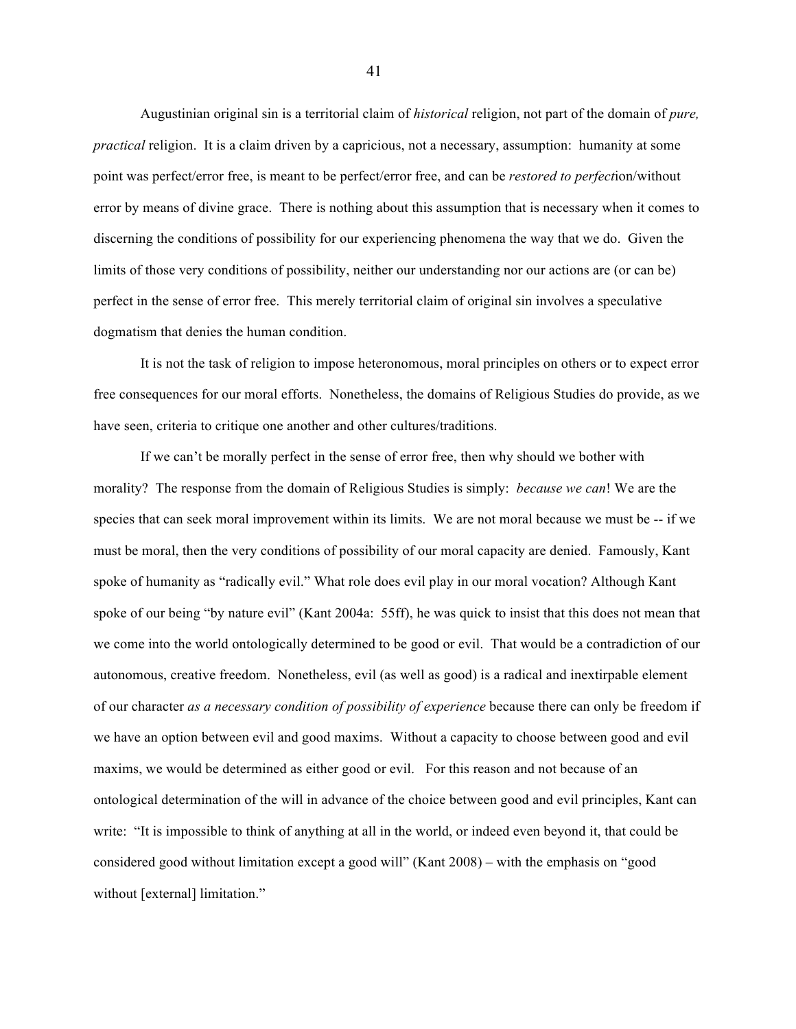Augustinian original sin is a territorial claim of *historical* religion, not part of the domain of *pure, practical* religion. It is a claim driven by a capricious, not a necessary, assumption: humanity at some point was perfect/error free, is meant to be perfect/error free, and can be *restored to perfect*ion/without error by means of divine grace. There is nothing about this assumption that is necessary when it comes to discerning the conditions of possibility for our experiencing phenomena the way that we do. Given the limits of those very conditions of possibility, neither our understanding nor our actions are (or can be) perfect in the sense of error free. This merely territorial claim of original sin involves a speculative dogmatism that denies the human condition.

It is not the task of religion to impose heteronomous, moral principles on others or to expect error free consequences for our moral efforts. Nonetheless, the domains of Religious Studies do provide, as we have seen, criteria to critique one another and other cultures/traditions.

If we can't be morally perfect in the sense of error free, then why should we bother with morality? The response from the domain of Religious Studies is simply: *because we can*! We are the species that can seek moral improvement within its limits. We are not moral because we must be -- if we must be moral, then the very conditions of possibility of our moral capacity are denied. Famously, Kant spoke of humanity as "radically evil." What role does evil play in our moral vocation? Although Kant spoke of our being "by nature evil" (Kant 2004a: 55ff), he was quick to insist that this does not mean that we come into the world ontologically determined to be good or evil. That would be a contradiction of our autonomous, creative freedom. Nonetheless, evil (as well as good) is a radical and inextirpable element of our character *as a necessary condition of possibility of experience* because there can only be freedom if we have an option between evil and good maxims. Without a capacity to choose between good and evil maxims, we would be determined as either good or evil. For this reason and not because of an ontological determination of the will in advance of the choice between good and evil principles, Kant can write: "It is impossible to think of anything at all in the world, or indeed even beyond it, that could be considered good without limitation except a good will" (Kant 2008) – with the emphasis on "good without [external] limitation."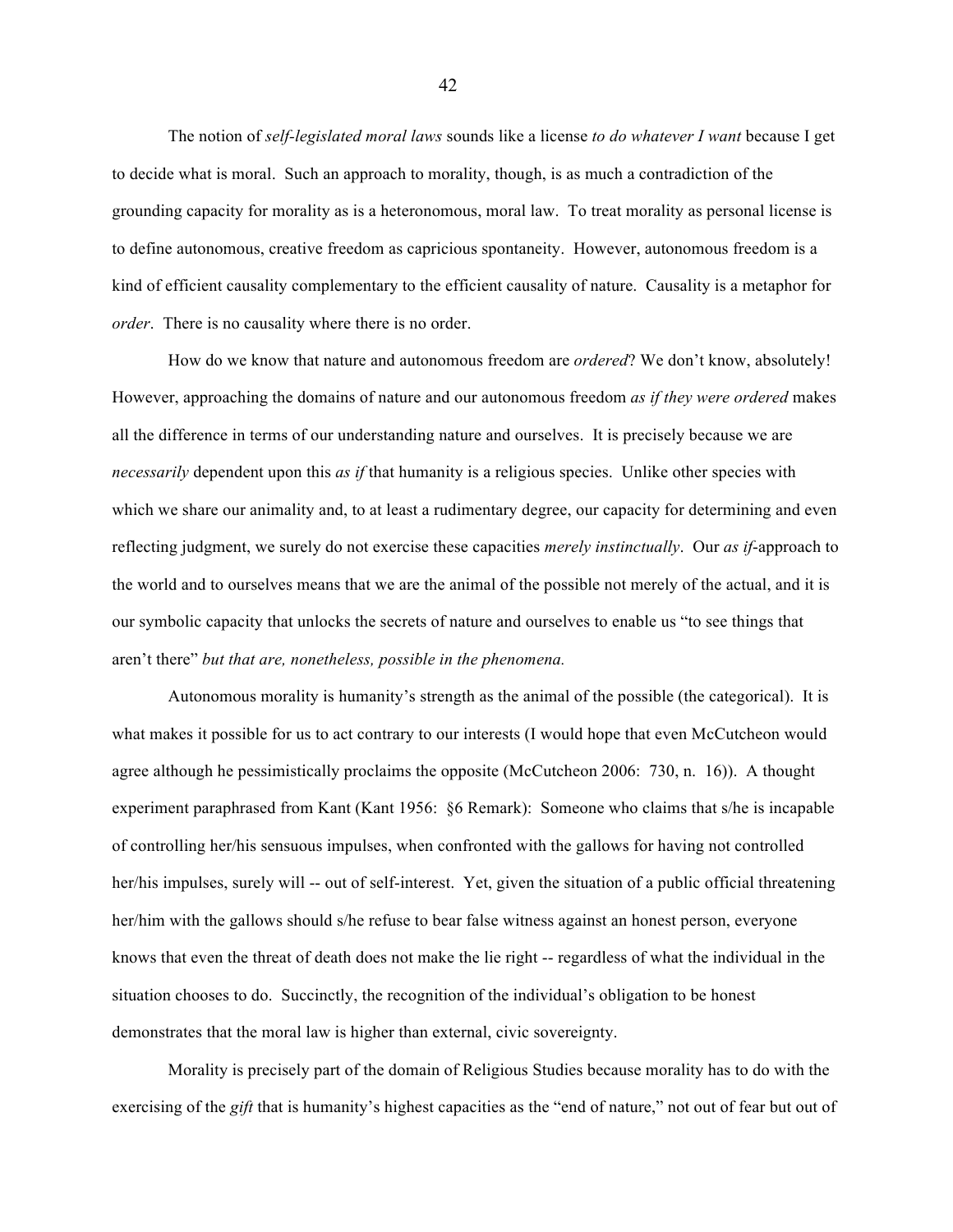The notion of *self-legislated moral laws* sounds like a license *to do whatever I want* because I get to decide what is moral. Such an approach to morality, though, is as much a contradiction of the grounding capacity for morality as is a heteronomous, moral law. To treat morality as personal license is to define autonomous, creative freedom as capricious spontaneity. However, autonomous freedom is a kind of efficient causality complementary to the efficient causality of nature. Causality is a metaphor for *order*. There is no causality where there is no order.

How do we know that nature and autonomous freedom are *ordered*? We don't know, absolutely! However, approaching the domains of nature and our autonomous freedom *as if they were ordered* makes all the difference in terms of our understanding nature and ourselves. It is precisely because we are *necessarily* dependent upon this *as if* that humanity is a religious species. Unlike other species with which we share our animality and, to at least a rudimentary degree, our capacity for determining and even reflecting judgment, we surely do not exercise these capacities *merely instinctually*. Our *as if*-approach to the world and to ourselves means that we are the animal of the possible not merely of the actual, and it is our symbolic capacity that unlocks the secrets of nature and ourselves to enable us "to see things that aren't there" *but that are, nonetheless, possible in the phenomena.*

Autonomous morality is humanity's strength as the animal of the possible (the categorical). It is what makes it possible for us to act contrary to our interests (I would hope that even McCutcheon would agree although he pessimistically proclaims the opposite (McCutcheon 2006: 730, n. 16)). A thought experiment paraphrased from Kant (Kant 1956: §6 Remark): Someone who claims that s/he is incapable of controlling her/his sensuous impulses, when confronted with the gallows for having not controlled her/his impulses, surely will -- out of self-interest. Yet, given the situation of a public official threatening her/him with the gallows should s/he refuse to bear false witness against an honest person, everyone knows that even the threat of death does not make the lie right -- regardless of what the individual in the situation chooses to do. Succinctly, the recognition of the individual's obligation to be honest demonstrates that the moral law is higher than external, civic sovereignty.

Morality is precisely part of the domain of Religious Studies because morality has to do with the exercising of the *gift* that is humanity's highest capacities as the "end of nature," not out of fear but out of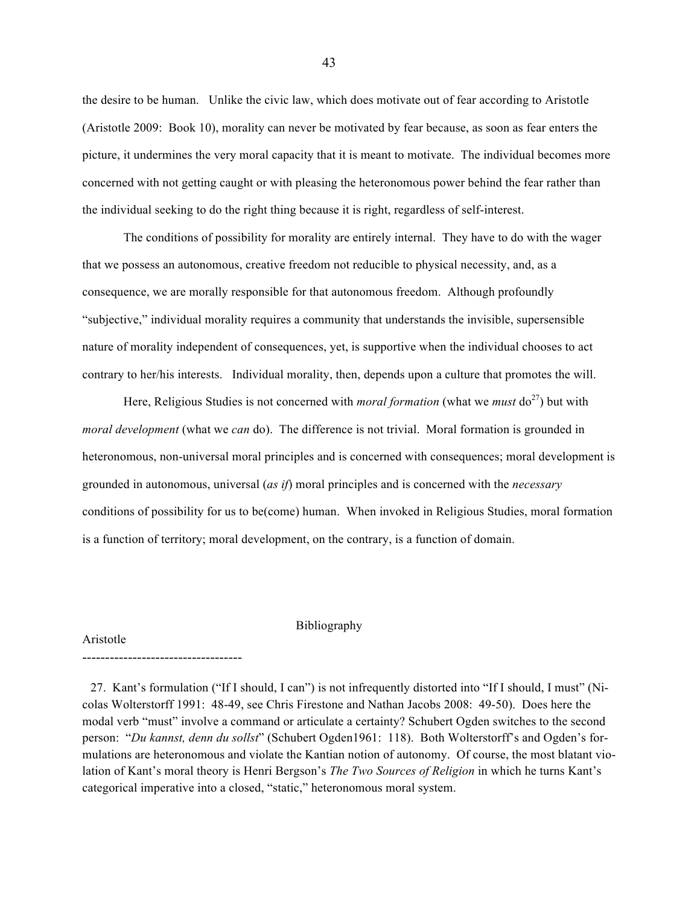the desire to be human. Unlike the civic law, which does motivate out of fear according to Aristotle (Aristotle 2009: Book 10), morality can never be motivated by fear because, as soon as fear enters the picture, it undermines the very moral capacity that it is meant to motivate. The individual becomes more concerned with not getting caught or with pleasing the heteronomous power behind the fear rather than the individual seeking to do the right thing because it is right, regardless of self-interest.

The conditions of possibility for morality are entirely internal. They have to do with the wager that we possess an autonomous, creative freedom not reducible to physical necessity, and, as a consequence, we are morally responsible for that autonomous freedom. Although profoundly "subjective," individual morality requires a community that understands the invisible, supersensible nature of morality independent of consequences, yet, is supportive when the individual chooses to act contrary to her/his interests. Individual morality, then, depends upon a culture that promotes the will.

Here, Religious Studies is not concerned with *moral formation* (what we *must* do[27]) but with *moral development* (what we *can* do). The difference is not trivial. Moral formation is grounded in heteronomous, non-universal moral principles and is concerned with consequences; moral development is grounded in autonomous, universal (*as if*) moral principles and is concerned with the *necessary* conditions of possibility for us to be(come) human. When invoked in Religious Studies, moral formation is a function of territory; moral development, on the contrary, is a function of domain.

## Bibliography

Aristotle

-----------------------------------

27. Kant's formulation ("If I should, I can") is not infrequently distorted into "If I should, I must" (Nicolas Wolterstorff 1991: 48-49, see Chris Firestone and Nathan Jacobs 2008: 49-50). Does here the modal verb "must" involve a command or articulate a certainty? Schubert Ogden switches to the second person: "*Du kannst, denn du sollst*" (Schubert Ogden1961: 118). Both Wolterstorff's and Ogden's formulations are heteronomous and violate the Kantian notion of autonomy. Of course, the most blatant violation of Kant's moral theory is Henri Bergson's *The Two Sources of Religion* in which he turns Kant's categorical imperative into a closed, "static," heteronomous moral system.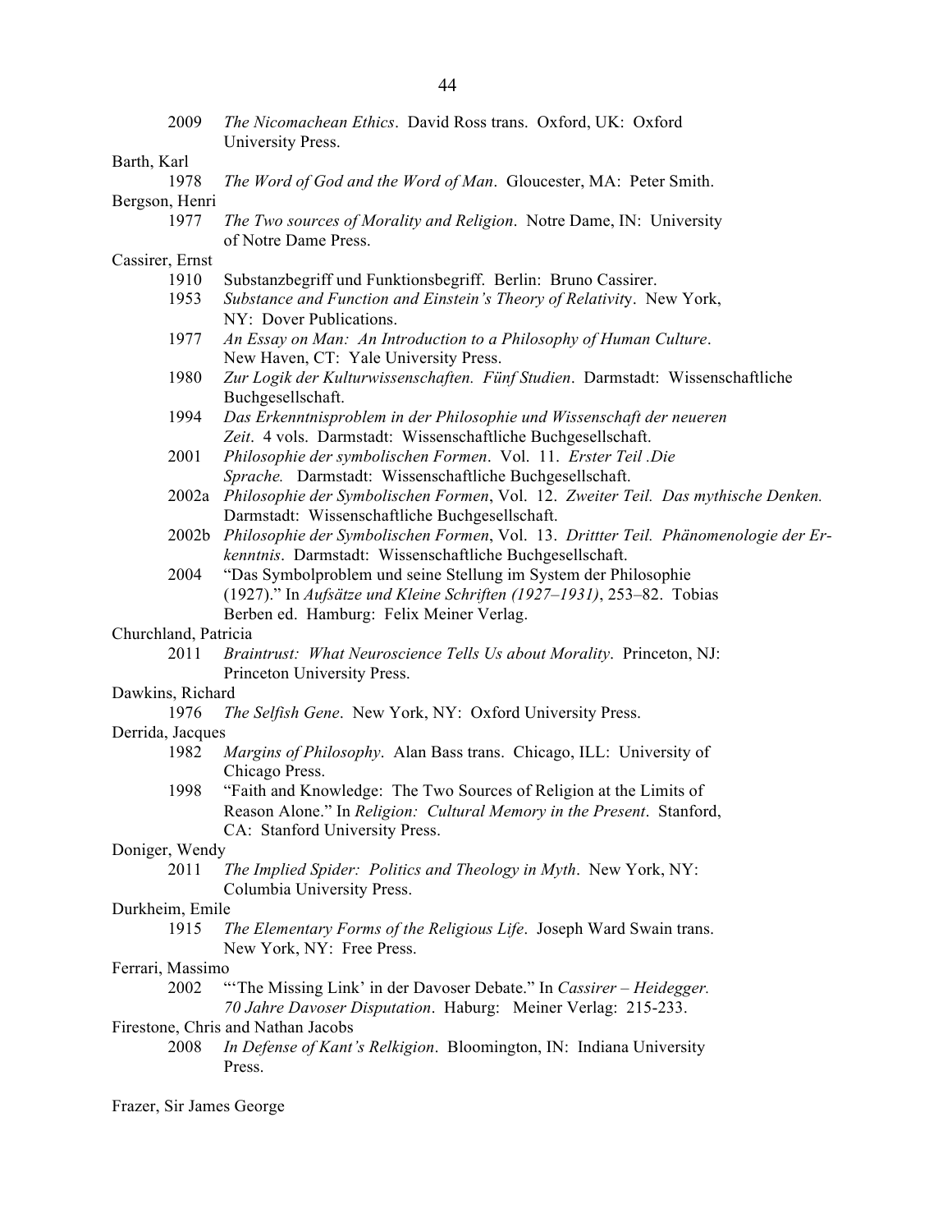2009 *The Nicomachean Ethics*. David Ross trans. Oxford, UK: Oxford University Press.

Barth, Karl

1978 *The Word of God and the Word of Man*. Gloucester, MA: Peter Smith.

Bergson, Henri

1977 *The Two sources of Morality and Religion*. Notre Dame, IN: University of Notre Dame Press.

Cassirer, Ernst

1910 Substanzbegriff und Funktionsbegriff. Berlin: Bruno Cassirer.

1953 *Substance and Function and Einstein's Theory of Relativity*. New York, NY: Dover Publications.

1977 *An Essay on Man: An Introduction to a Philosophy of Human Culture*. New Haven, CT: Yale University Press.

1980 *Zur Logik der Kulturwissenschaften. Fünf Studien*. Darmstadt: Wissenschaftliche Buchgesellschaft.

1994 *Das Erkenntnisproblem in der Philosophie und Wissenschaft der neueren Zeit*. 4 vols. Darmstadt: Wissenschaftliche Buchgesellschaft.

2001 *Philosophie der symbolischen Formen*. Vol. 11. *Erster Teil .Die Sprache.* Darmstadt: Wissenschaftliche Buchgesellschaft.

2002a *Philosophie der Symbolischen Formen*, Vol. 12. *Zweiter Teil. Das mythische Denken.* Darmstadt: Wissenschaftliche Buchgesellschaft.

2002b *Philosophie der Symbolischen Formen*, Vol. 13. *Drittter Teil. Phänomenologie der Erkenntnis*. Darmstadt: Wissenschaftliche Buchgesellschaft.

2004 "Das Symbolproblem und seine Stellung im System der Philosophie (1927)." In *Aufsätze und Kleine Schriften (1927–1931)*, 253–82. Tobias Berben ed. Hamburg: Felix Meiner Verlag.

Churchland, Patricia

2011 *Braintrust: What Neuroscience Tells Us about Morality*. Princeton, NJ: Princeton University Press.

Dawkins, Richard

1976 *The Selfish Gene*. New York, NY: Oxford University Press.

Derrida, Jacques

1982 *Margins of Philosophy*. Alan Bass trans. Chicago, ILL: University of Chicago Press.

1998 "Faith and Knowledge: The Two Sources of Religion at the Limits of Reason Alone." In *Religion: Cultural Memory in the Present*. Stanford, CA: Stanford University Press.

Doniger, Wendy

2011 *The Implied Spider: Politics and Theology in Myth*. New York, NY: Columbia University Press.

Durkheim, Emile

1915 *The Elementary Forms of the Religious Life*. Joseph Ward Swain trans. New York, NY: Free Press.

Ferrari, Massimo

2002 "'The Missing Link' in der Davoser Debate." In *Cassirer – Heidegger. 70 Jahre Davoser Disputation*. Haburg: Meiner Verlag: 215-233.

Firestone, Chris and Nathan Jacobs

2008 *In Defense of Kant's Relkigion*. Bloomington, IN: Indiana University Press.

Frazer, Sir James George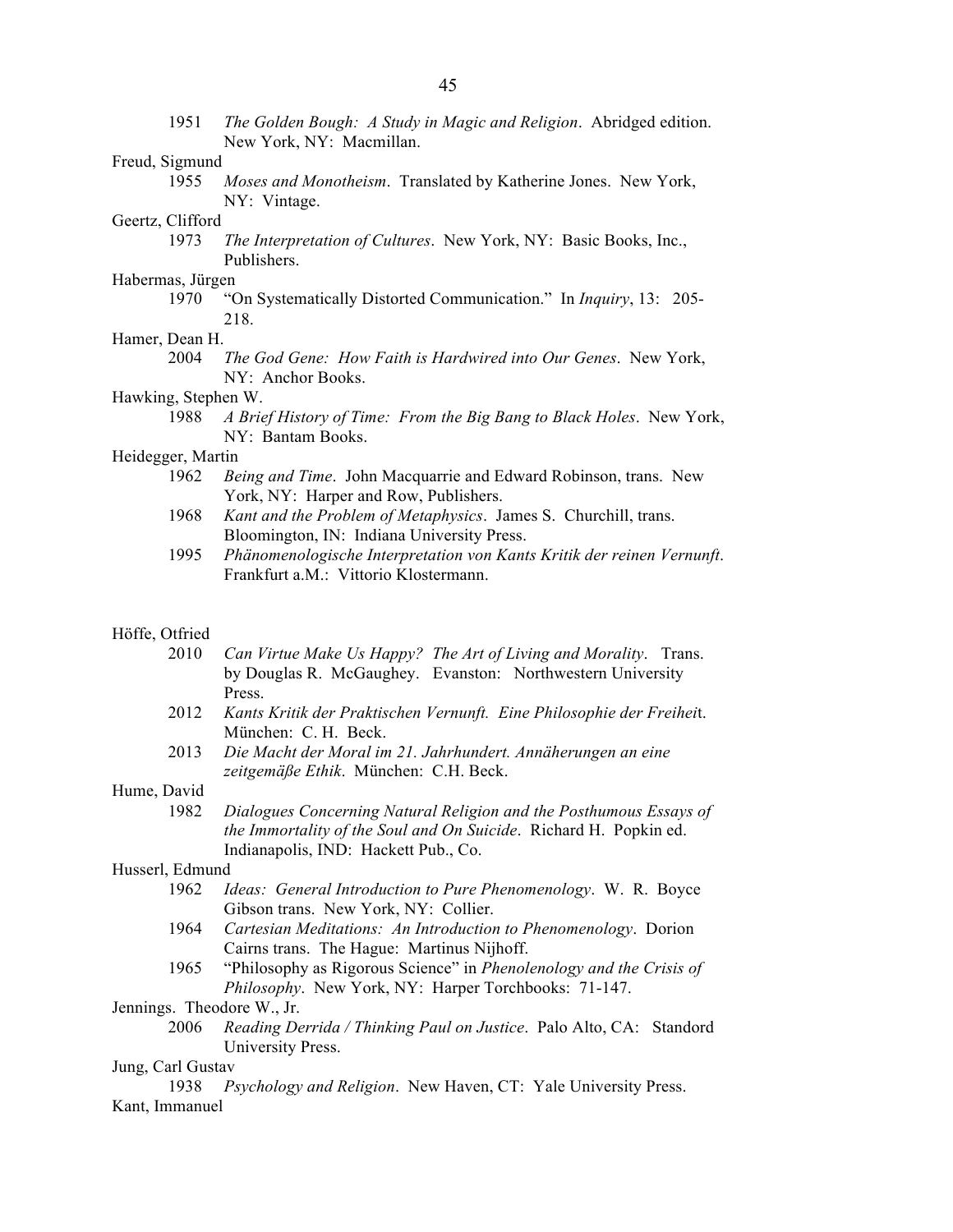1951 *The Golden Bough: A Study in Magic and Religion*. Abridged edition. New York, NY: Macmillan.

Freud, Sigmund

1955 *Moses and Monotheism*. Translated by Katherine Jones. New York, NY: Vintage.

Geertz, Clifford

1973 *The Interpretation of Cultures*. New York, NY: Basic Books, Inc., Publishers.

Habermas, Jürgen

1970 "On Systematically Distorted Communication." In *Inquiry*, 13: 205-218.

Hamer, Dean H.

2004 *The God Gene: How Faith is Hardwired into Our Genes*. New York, NY: Anchor Books.

Hawking, Stephen W.

1988 *A Brief History of Time: From the Big Bang to Black Holes*. New York, NY: Bantam Books.

Heidegger, Martin

1962 *Being and Time*. John Macquarrie and Edward Robinson, trans. New York, NY: Harper and Row, Publishers.

1968 *Kant and the Problem of Metaphysics*. James S. Churchill, trans. Bloomington, IN: Indiana University Press.

1995 *Phänomenologische Interpretation von Kants Kritik der reinen Vernunft*. Frankfurt a.M.: Vittorio Klostermann.

Höffe, Otfried

2010 *Can Virtue Make Us Happy? The Art of Living and Morality*. Trans. by Douglas R. McGaughey. Evanston: Northwestern University Press.

2012 *Kants Kritik der Praktischen Vernunft. Eine Philosophie der Freiheit*. München: C. H. Beck.

2013 *Die Macht der Moral im 21. Jahrhundert. Annäherungen an eine zeitgemäße Ethik*. München: C.H. Beck.

Hume, David

1982 *Dialogues Concerning Natural Religion and the Posthumous Essays of the Immortality of the Soul and On Suicide*. Richard H. Popkin ed. Indianapolis, IND: Hackett Pub., Co.

Husserl, Edmund

1962 *Ideas: General Introduction to Pure Phenomenology*. W. R. Boyce Gibson trans. New York, NY: Collier.

1964 *Cartesian Meditations: An Introduction to Phenomenology*. Dorion Cairns trans. The Hague: Martinus Nijhoff.

1965 "Philosophy as Rigorous Science" in *Phenolenology and the Crisis of Philosophy*. New York, NY: Harper Torchbooks: 71-147.

Jennings. Theodore W., Jr.

2006 *Reading Derrida / Thinking Paul on Justice*. Palo Alto, CA: Standord University Press.

Jung, Carl Gustav

1938 *Psychology and Religion*. New Haven, CT: Yale University Press.

Kant, Immanuel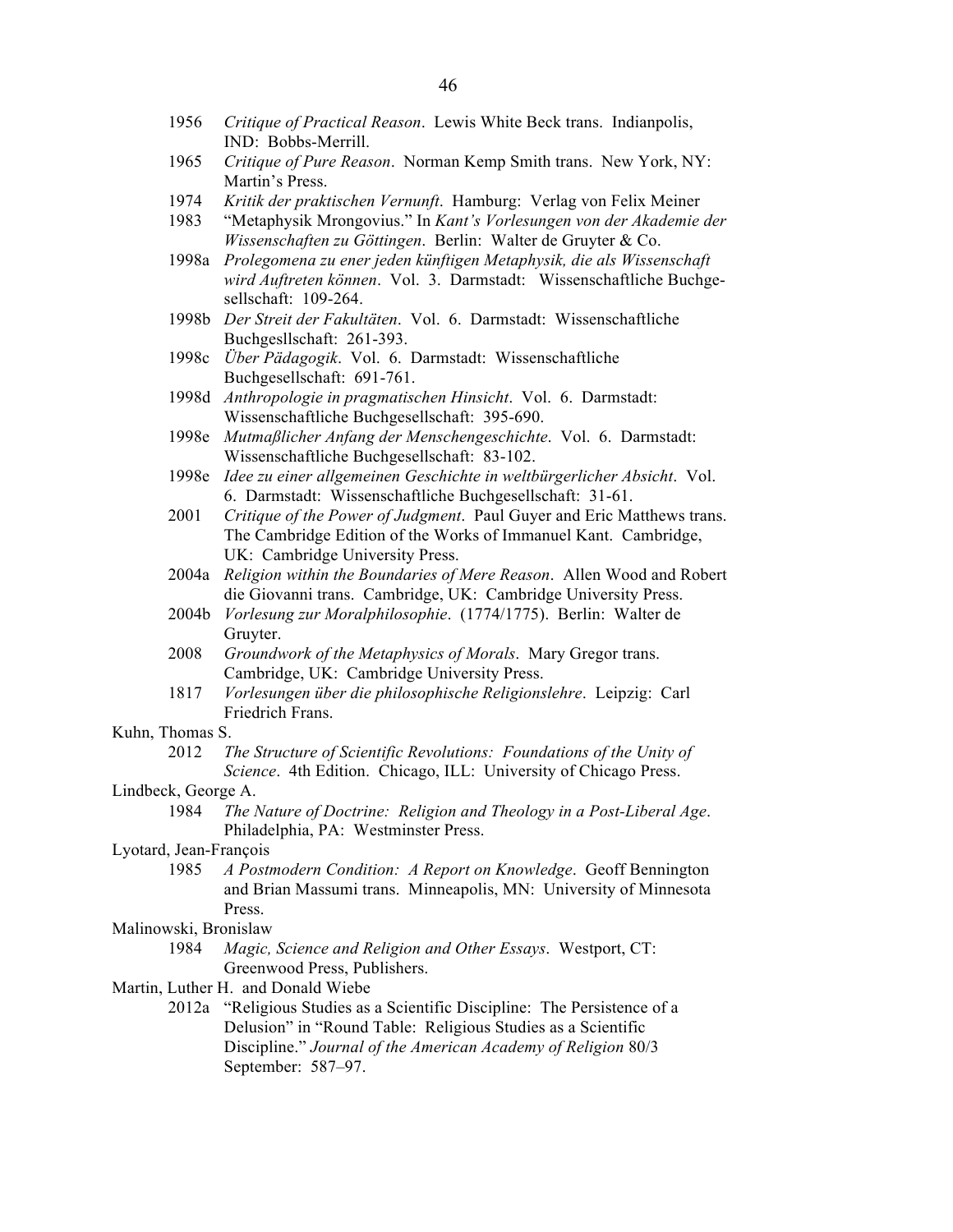1956 *Critique of Practical Reason*. Lewis White Beck trans. Indianpolis, IND: Bobbs-Merrill.

1965 *Critique of Pure Reason*. Norman Kemp Smith trans. New York, NY: Martin's Press.

1974 *Kritik der praktischen Vernunft*. Hamburg: Verlag von Felix Meiner

1983 "Metaphysik Mrongovius." In *Kant's Vorlesungen von der Akademie der Wissenschaften zu Göttingen*. Berlin: Walter de Gruyter & Co.

1998a *Prolegomena zu ener jeden künftigen Metaphysik, die als Wissenschaft wird Auftreten können*. Vol. 3. Darmstadt: Wissenschaftliche Buchgesellschaft: 109-264.

1998b *Der Streit der Fakultäten*. Vol. 6. Darmstadt: Wissenschaftliche Buchgesllschaft: 261-393.

1998c *Über Pädagogik*. Vol. 6. Darmstadt: Wissenschaftliche Buchgesellschaft: 691-761.

1998d *Anthropologie in pragmatischen Hinsicht*. Vol. 6. Darmstadt: Wissenschaftliche Buchgesellschaft: 395-690.

1998e *Mutmaßlicher Anfang der Menschengeschichte*. Vol. 6. Darmstadt: Wissenschaftliche Buchgesellschaft: 83-102.

1998e *Idee zu einer allgemeinen Geschichte in weltbürgerlicher Absicht*. Vol. 6. Darmstadt: Wissenschaftliche Buchgesellschaft: 31-61.

2001 *Critique of the Power of Judgment*. Paul Guyer and Eric Matthews trans. The Cambridge Edition of the Works of Immanuel Kant. Cambridge, UK: Cambridge University Press.

2004a *Religion within the Boundaries of Mere Reason*. Allen Wood and Robert die Giovanni trans. Cambridge, UK: Cambridge University Press.

2004b *Vorlesung zur Moralphilosophie*. (1774/1775). Berlin: Walter de Gruyter.

2008 *Groundwork of the Metaphysics of Morals*. Mary Gregor trans. Cambridge, UK: Cambridge University Press.

1817 *Vorlesungen über die philosophische Religionslehre*. Leipzig: Carl Friedrich Frans.

Kuhn, Thomas S.

2012 *The Structure of Scientific Revolutions: Foundations of the Unity of Science*. 4th Edition. Chicago, ILL: University of Chicago Press.

Lindbeck, George A.

1984 *The Nature of Doctrine: Religion and Theology in a Post-Liberal Age*. Philadelphia, PA: Westminster Press.

Lyotard, Jean-François

1985 *A Postmodern Condition: A Report on Knowledge*. Geoff Bennington and Brian Massumi trans. Minneapolis, MN: University of Minnesota Press.

Malinowski, Bronislaw

1984 *Magic, Science and Religion and Other Essays*. Westport, CT: Greenwood Press, Publishers.

Martin, Luther H. and Donald Wiebe

2012a "Religious Studies as a Scientific Discipline: The Persistence of a Delusion" in "Round Table: Religious Studies as a Scientific Discipline." *Journal of the American Academy of Religion* 80/3 September: 587–97.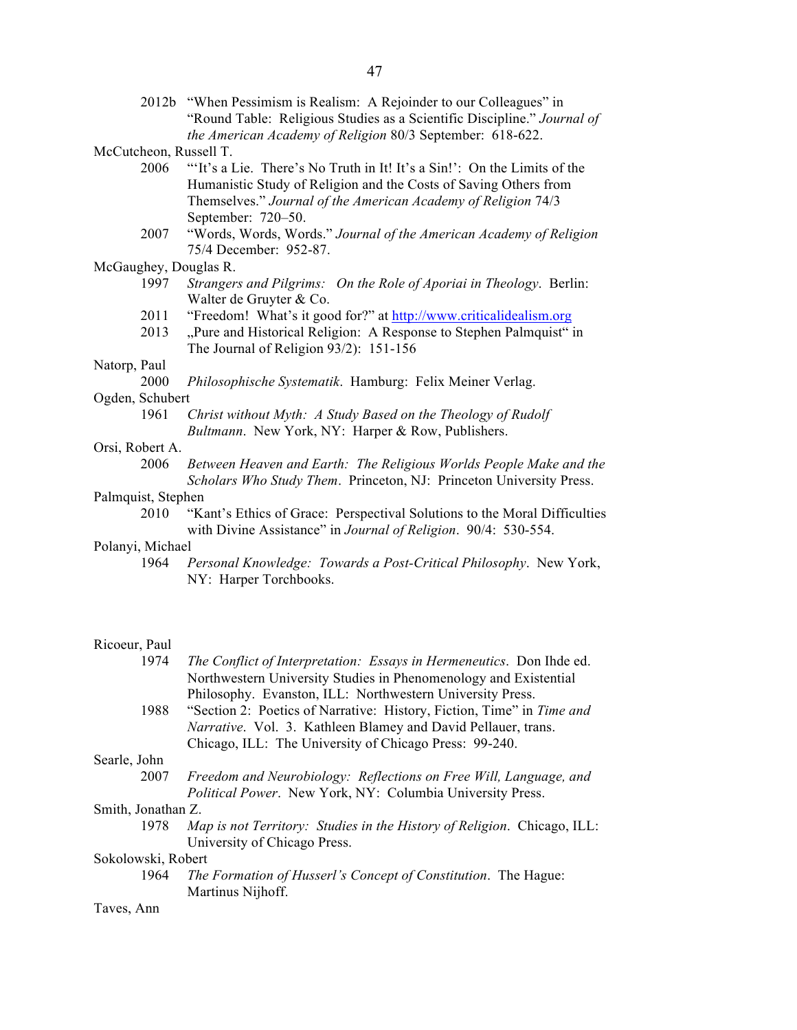2012b “When Pessimism is Realism: A Rejoinder to our Colleagues” in “Round Table: Religious Studies as a Scientific Discipline.” *Journal of the American Academy of Religion* 80/3 September: 618-622.

McCutcheon, Russell T.

2006 “‘It’s a Lie. There’s No Truth in It! It’s a Sin!’: On the Limits of the Humanistic Study of Religion and the Costs of Saving Others from Themselves.” *Journal of the American Academy of Religion* 74/3 September: 720–50.

2007 “Words, Words, Words.” *Journal of the American Academy of Religion* 75/4 December: 952-87.

McGaughey, Douglas R.

1997 *Strangers and Pilgrims: On the Role of Aporiai in Theology*. Berlin: Walter de Gruyter & Co.

2011 “Freedom! What’s it good for?” at http://www.criticalidealism.org

2013 „Pure and Historical Religion: A Response to Stephen Palmquist“ in The Journal of Religion 93/2): 151-156

Natorp, Paul

2000 *Philosophische Systematik*. Hamburg: Felix Meiner Verlag.

Ogden, Schubert

1961 *Christ without Myth: A Study Based on the Theology of Rudolf Bultmann*. New York, NY: Harper & Row, Publishers.

Orsi, Robert A.

2006 *Between Heaven and Earth: The Religious Worlds People Make and the Scholars Who Study Them*. Princeton, NJ: Princeton University Press.

Palmquist, Stephen

2010 “Kant’s Ethics of Grace: Perspectival Solutions to the Moral Difficulties with Divine Assistance” in *Journal of Religion*. 90/4: 530-554.

Polanyi, Michael

1964 *Personal Knowledge: Towards a Post-Critical Philosophy*. New York, NY: Harper Torchbooks.

Ricoeur, Paul

1974 *The Conflict of Interpretation: Essays in Hermeneutics*. Don Ihde ed. Northwestern University Studies in Phenomenology and Existential Philosophy. Evanston, ILL: Northwestern University Press.

1988 “Section 2: Poetics of Narrative: History, Fiction, Time” in *Time and Narrative*. Vol. 3. Kathleen Blamey and David Pellauer, trans. Chicago, ILL: The University of Chicago Press: 99-240.

Searle, John

2007 *Freedom and Neurobiology: Reflections on Free Will, Language, and Political Power*. New York, NY: Columbia University Press.

Smith, Jonathan Z.

1978 *Map is not Territory: Studies in the History of Religion*. Chicago, ILL: University of Chicago Press.

Sokolowski, Robert

1964 *The Formation of Husserl’s Concept of Constitution*. The Hague: Martinus Nijhoff.

Taves, Ann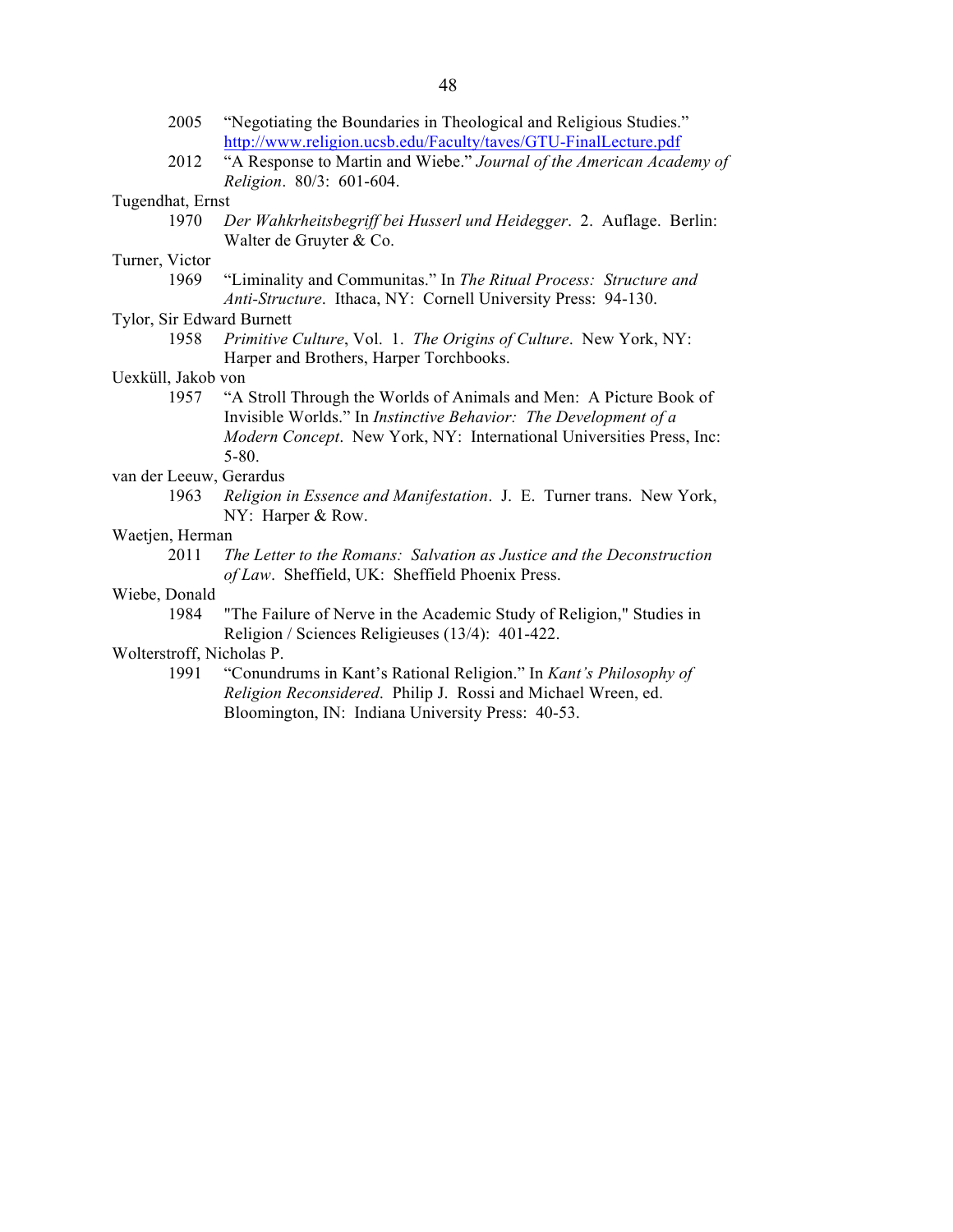2005 "Negotiating the Boundaries in Theological and Religious Studies." http://www.religion.ucsb.edu/Faculty/taves/GTU-FinalLecture.pdf

2012 "A Response to Martin and Wiebe." *Journal of the American Academy of Religion*. 80/3: 601-604.

Tugendhat, Ernst

1970 *Der Wahkrheitsbegriff bei Husserl und Heidegger*. 2. Auflage. Berlin: Walter de Gruyter & Co.

Turner, Victor

1969 "Liminality and Communitas." In *The Ritual Process: Structure and Anti-Structure*. Ithaca, NY: Cornell University Press: 94-130.

Tylor, Sir Edward Burnett

1958 *Primitive Culture*, Vol. 1. *The Origins of Culture*. New York, NY: Harper and Brothers, Harper Torchbooks.

Uexküll, Jakob von

1957 "A Stroll Through the Worlds of Animals and Men: A Picture Book of Invisible Worlds." In *Instinctive Behavior: The Development of a Modern Concept*. New York, NY: International Universities Press, Inc: 5-80.

van der Leeuw, Gerardus

1963 *Religion in Essence and Manifestation*. J. E. Turner trans. New York, NY: Harper & Row.

Waetjen, Herman

2011 *The Letter to the Romans: Salvation as Justice and the Deconstruction of Law*. Sheffield, UK: Sheffield Phoenix Press.

Wiebe, Donald

1984 "The Failure of Nerve in the Academic Study of Religion," Studies in Religion / Sciences Religieuses (13/4): 401-422.

Wolterstroff, Nicholas P.

1991 "Conundrums in Kant's Rational Religion." In *Kant's Philosophy of Religion Reconsidered*. Philip J. Rossi and Michael Wreen, ed. Bloomington, IN: Indiana University Press: 40-53.